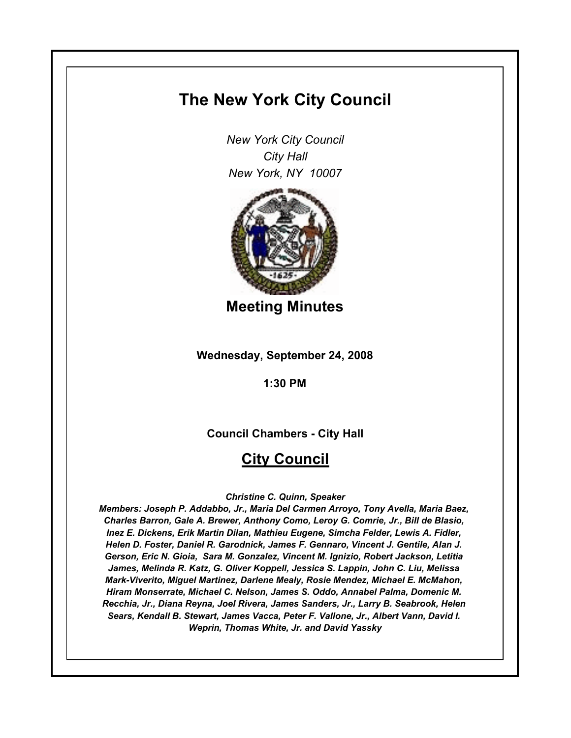# The New York City Council

*New York City Council*
*City Hall*
*New York, NY 10007*

## Meeting Minutes

**Wednesday, September 24, 2008**

**1:30 PM**

**Council Chambers - City Hall**

## City Council

***Christine C. Quinn, Speaker***

***Members: Joseph P. Addabbo, Jr., Maria Del Carmen Arroyo, Tony Avella, Maria Baez, Charles Barron, Gale A. Brewer, Anthony Como, Leroy G. Comrie, Jr., Bill de Blasio, Inez E. Dickens, Erik Martin Dilan, Mathieu Eugene, Simcha Felder, Lewis A. Fidler, Helen D. Foster, Daniel R. Garodnick, James F. Gennaro, Vincent J. Gentile, Alan J. Gerson, Eric N. Gioia, Sara M. Gonzalez, Vincent M. Ignizio, Robert Jackson, Letitia James, Melinda R. Katz, G. Oliver Koppell, Jessica S. Lappin, John C. Liu, Melissa Mark-Viverito, Miguel Martinez, Darlene Mealy, Rosie Mendez, Michael E. McMahon, Hiram Monserrate, Michael C. Nelson, James S. Oddo, Annabel Palma, Domenic M. Recchia, Jr., Diana Reyna, Joel Rivera, James Sanders, Jr., Larry B. Seabrook, Helen Sears, Kendall B. Stewart, James Vacca, Peter F. Vallone, Jr., Albert Vann, David I. Weprin, Thomas White, Jr. and David Yassky***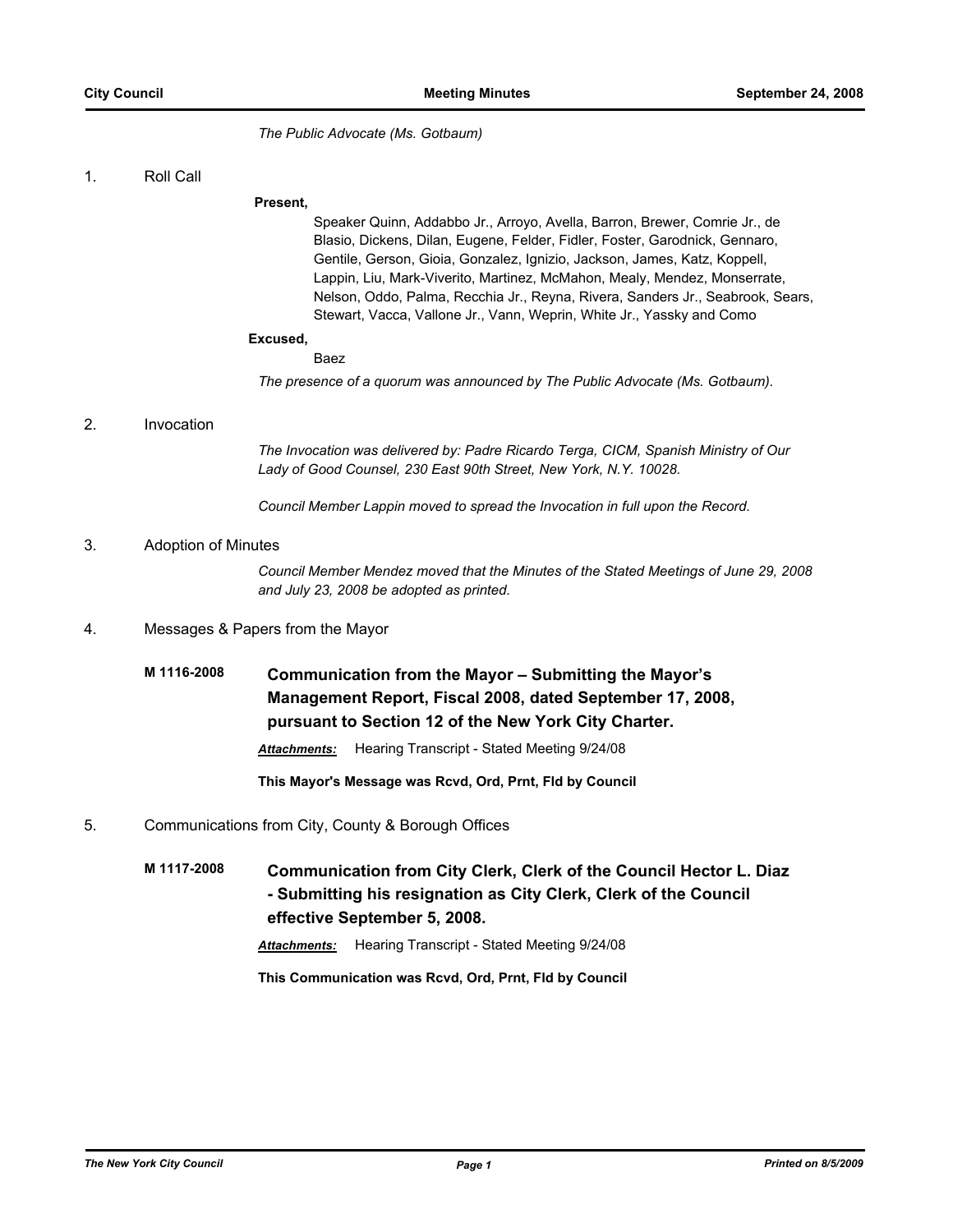*The Public Advocate (Ms. Gotbaum)*

1. Roll Call

**Present,**

Speaker Quinn, Addabbo Jr., Arroyo, Avella, Barron, Brewer, Comrie Jr., de Blasio, Dickens, Dilan, Eugene, Felder, Fidler, Foster, Garodnick, Gennaro, Gentile, Gerson, Gioia, Gonzalez, Ignizio, Jackson, James, Katz, Koppell, Lappin, Liu, Mark-Viverito, Martinez, McMahon, Mealy, Mendez, Monserrate, Nelson, Oddo, Palma, Recchia Jr., Reyna, Rivera, Sanders Jr., Seabrook, Sears, Stewart, Vacca, Vallone Jr., Vann, Weprin, White Jr., Yassky and Como

**Excused,**

Baez

*The presence of a quorum was announced by The Public Advocate (Ms. Gotbaum).*

2. Invocation

*The Invocation was delivered by: Padre Ricardo Terga, CICM, Spanish Ministry of Our Lady of Good Counsel, 230 East 90th Street, New York, N.Y. 10028.*

*Council Member Lappin moved to spread the Invocation in full upon the Record.*

3. Adoption of Minutes

*Council Member Mendez moved that the Minutes of the Stated Meetings of June 29, 2008 and July 23, 2008 be adopted as printed.*

4. Messages & Papers from the Mayor

**M 1116-2008** **Communication from the Mayor – Submitting the Mayor's Management Report, Fiscal 2008, dated September 17, 2008, pursuant to Section 12 of the New York City Charter.**

***Attachments:*** Hearing Transcript - Stated Meeting 9/24/08

**This Mayor's Message was Rcvd, Ord, Prnt, Fld by Council**

5. Communications from City, County & Borough Offices

**M 1117-2008** **Communication from City Clerk, Clerk of the Council Hector L. Diaz - Submitting his resignation as City Clerk, Clerk of the Council effective September 5, 2008.**

***Attachments:*** Hearing Transcript - Stated Meeting 9/24/08

**This Communication was Rcvd, Ord, Prnt, Fld by Council**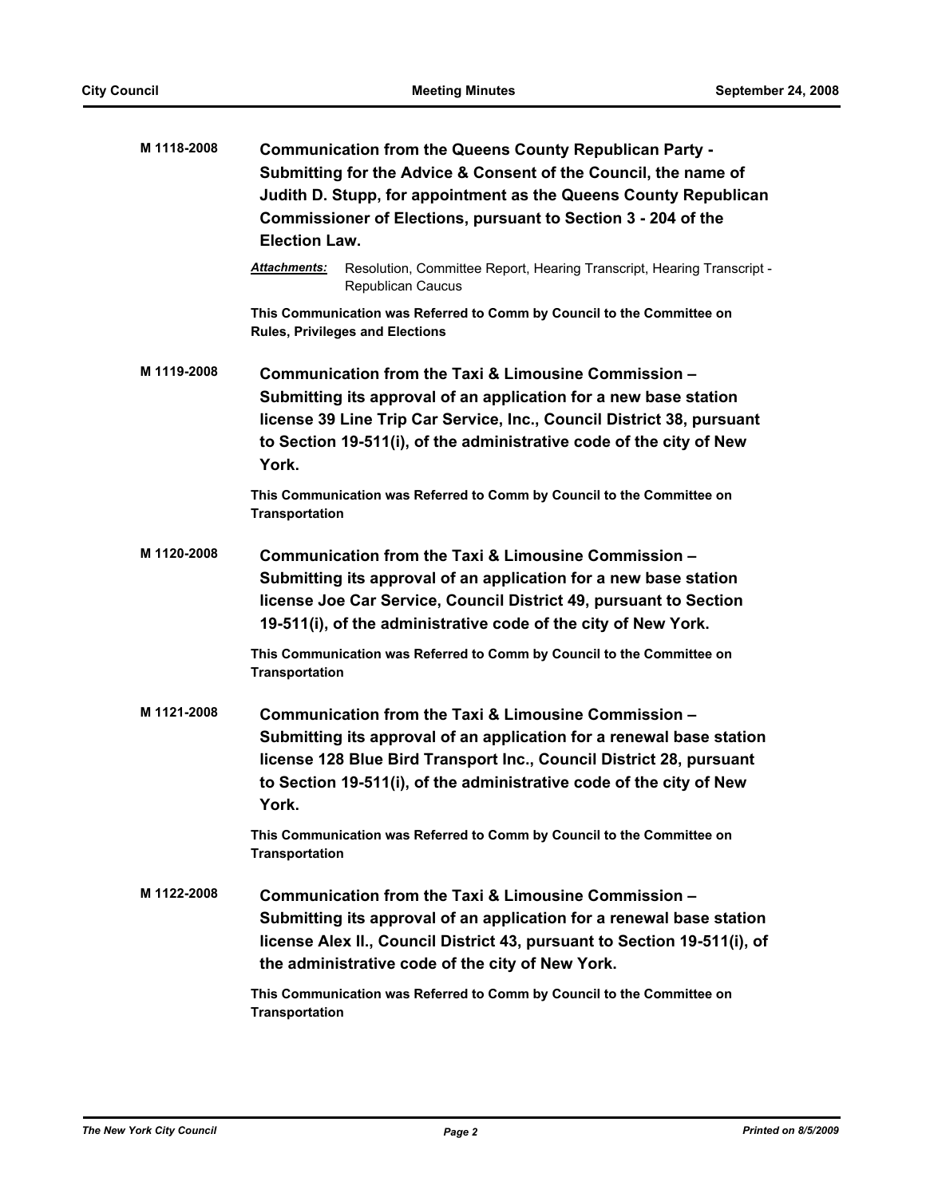**M 1118-2008** **Communication from the Queens County Republican Party - Submitting for the Advice & Consent of the Council, the name of Judith D. Stupp, for appointment as the Queens County Republican Commissioner of Elections, pursuant to Section 3 - 204 of the Election Law.**

***Attachments:*** Resolution, Committee Report, Hearing Transcript, Hearing Transcript - Republican Caucus

**This Communication was Referred to Comm by Council to the Committee on Rules, Privileges and Elections**

**M 1119-2008** **Communication from the Taxi & Limousine Commission – Submitting its approval of an application for a new base station license 39 Line Trip Car Service, Inc., Council District 38, pursuant to Section 19-511(i), of the administrative code of the city of New York.**

**This Communication was Referred to Comm by Council to the Committee on Transportation**

**M 1120-2008** **Communication from the Taxi & Limousine Commission – Submitting its approval of an application for a new base station license Joe Car Service, Council District 49, pursuant to Section 19-511(i), of the administrative code of the city of New York.**

**This Communication was Referred to Comm by Council to the Committee on Transportation**

**M 1121-2008** **Communication from the Taxi & Limousine Commission – Submitting its approval of an application for a renewal base station license 128 Blue Bird Transport Inc., Council District 28, pursuant to Section 19-511(i), of the administrative code of the city of New York.**

**This Communication was Referred to Comm by Council to the Committee on Transportation**

**M 1122-2008** **Communication from the Taxi & Limousine Commission – Submitting its approval of an application for a renewal base station license Alex II., Council District 43, pursuant to Section 19-511(i), of the administrative code of the city of New York.**

**This Communication was Referred to Comm by Council to the Committee on Transportation**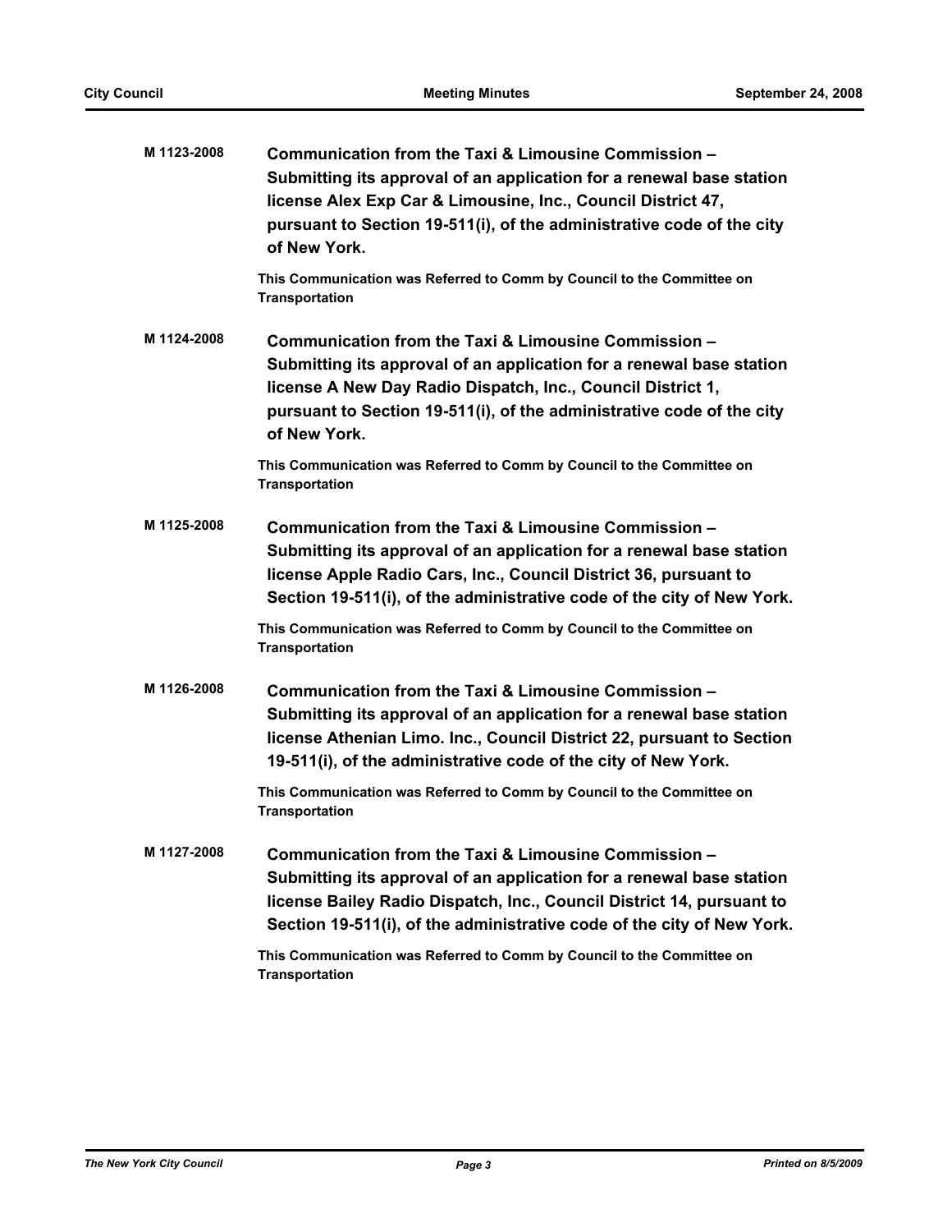**M 1123-2008** **Communication from the Taxi & Limousine Commission – Submitting its approval of an application for a renewal base station license Alex Exp Car & Limousine, Inc., Council District 47, pursuant to Section 19-511(i), of the administrative code of the city of New York.**

This Communication was Referred to Comm by Council to the Committee on Transportation

**M 1124-2008** **Communication from the Taxi & Limousine Commission – Submitting its approval of an application for a renewal base station license A New Day Radio Dispatch, Inc., Council District 1, pursuant to Section 19-511(i), of the administrative code of the city of New York.**

This Communication was Referred to Comm by Council to the Committee on Transportation

**M 1125-2008** **Communication from the Taxi & Limousine Commission – Submitting its approval of an application for a renewal base station license Apple Radio Cars, Inc., Council District 36, pursuant to Section 19-511(i), of the administrative code of the city of New York.**

This Communication was Referred to Comm by Council to the Committee on Transportation

**M 1126-2008** **Communication from the Taxi & Limousine Commission – Submitting its approval of an application for a renewal base station license Athenian Limo. Inc., Council District 22, pursuant to Section 19-511(i), of the administrative code of the city of New York.**

This Communication was Referred to Comm by Council to the Committee on Transportation

**M 1127-2008** **Communication from the Taxi & Limousine Commission – Submitting its approval of an application for a renewal base station license Bailey Radio Dispatch, Inc., Council District 14, pursuant to Section 19-511(i), of the administrative code of the city of New York.**

This Communication was Referred to Comm by Council to the Committee on Transportation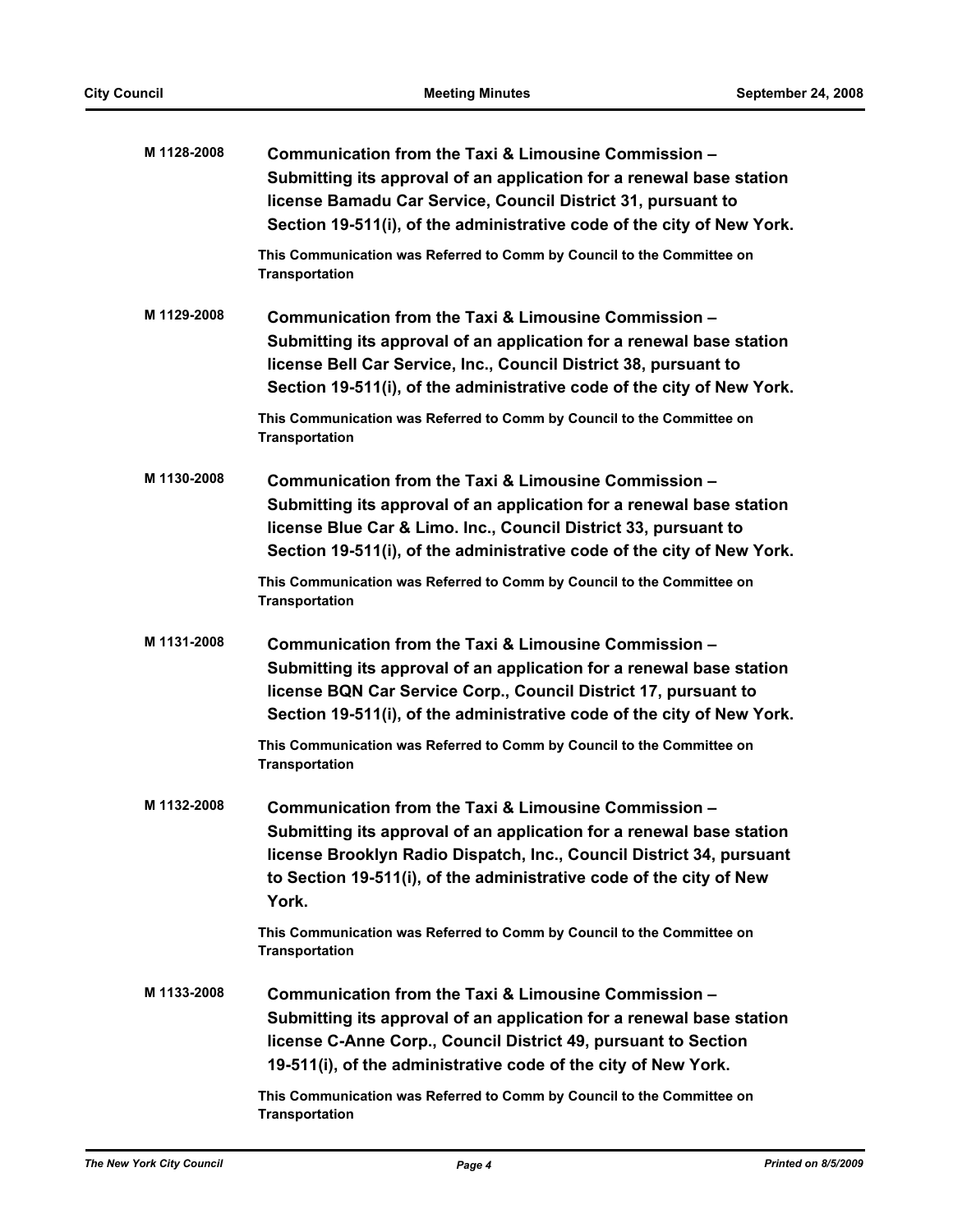**M 1128-2008** **Communication from the Taxi & Limousine Commission – Submitting its approval of an application for a renewal base station license Bamadu Car Service, Council District 31, pursuant to Section 19-511(i), of the administrative code of the city of New York.**

**This Communication was Referred to Comm by Council to the Committee on Transportation**

**M 1129-2008** **Communication from the Taxi & Limousine Commission – Submitting its approval of an application for a renewal base station license Bell Car Service, Inc., Council District 38, pursuant to Section 19-511(i), of the administrative code of the city of New York.**

**This Communication was Referred to Comm by Council to the Committee on Transportation**

**M 1130-2008** **Communication from the Taxi & Limousine Commission – Submitting its approval of an application for a renewal base station license Blue Car & Limo. Inc., Council District 33, pursuant to Section 19-511(i), of the administrative code of the city of New York.**

**This Communication was Referred to Comm by Council to the Committee on Transportation**

**M 1131-2008** **Communication from the Taxi & Limousine Commission – Submitting its approval of an application for a renewal base station license BQN Car Service Corp., Council District 17, pursuant to Section 19-511(i), of the administrative code of the city of New York.**

**This Communication was Referred to Comm by Council to the Committee on Transportation**

**M 1132-2008** **Communication from the Taxi & Limousine Commission – Submitting its approval of an application for a renewal base station license Brooklyn Radio Dispatch, Inc., Council District 34, pursuant to Section 19-511(i), of the administrative code of the city of New York.**

**This Communication was Referred to Comm by Council to the Committee on Transportation**

**M 1133-2008** **Communication from the Taxi & Limousine Commission – Submitting its approval of an application for a renewal base station license C-Anne Corp., Council District 49, pursuant to Section 19-511(i), of the administrative code of the city of New York.**

**This Communication was Referred to Comm by Council to the Committee on Transportation**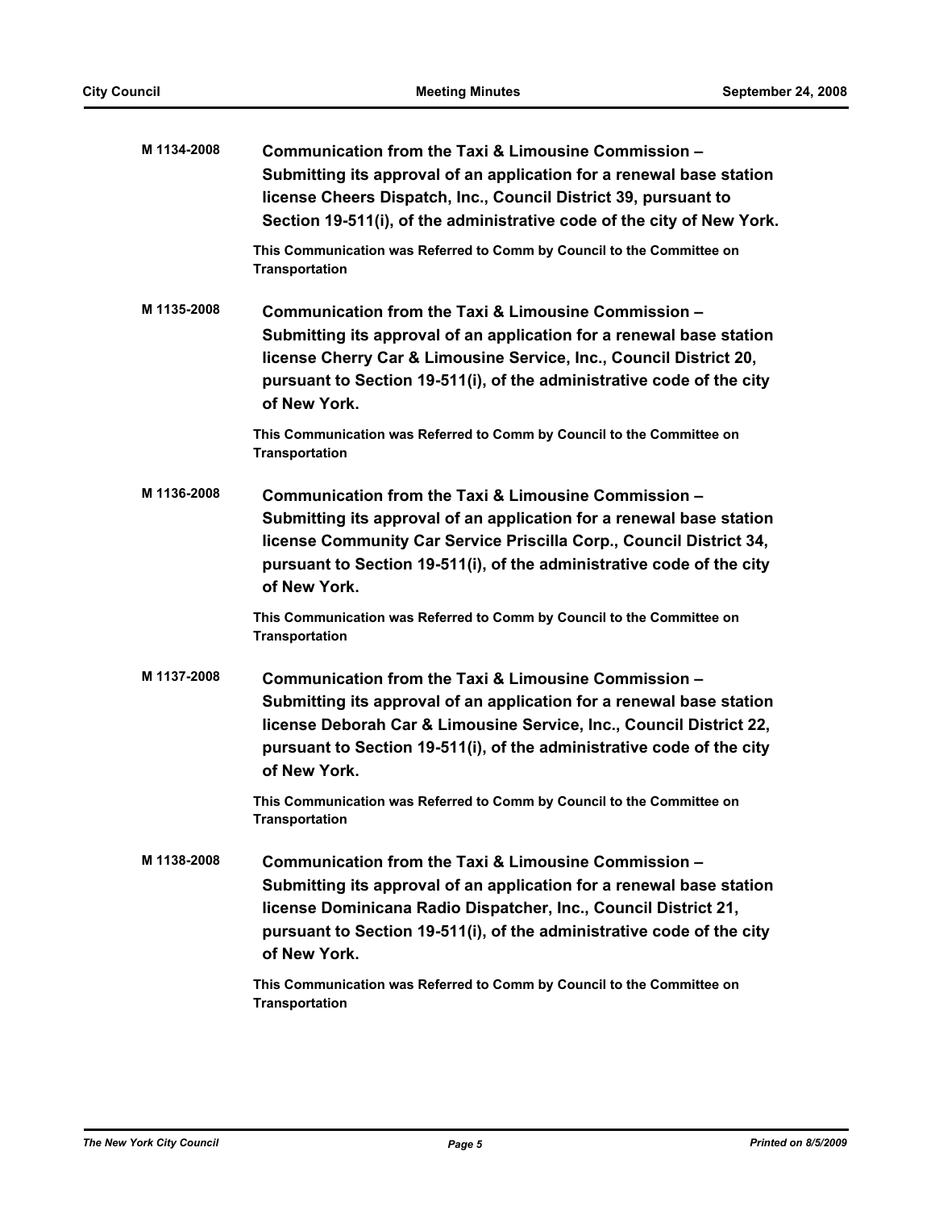**M 1134-2008** **Communication from the Taxi & Limousine Commission – Submitting its approval of an application for a renewal base station license Cheers Dispatch, Inc., Council District 39, pursuant to Section 19-511(i), of the administrative code of the city of New York.**

**This Communication was Referred to Comm by Council to the Committee on Transportation**

**M 1135-2008** **Communication from the Taxi & Limousine Commission – Submitting its approval of an application for a renewal base station license Cherry Car & Limousine Service, Inc., Council District 20, pursuant to Section 19-511(i), of the administrative code of the city of New York.**

**This Communication was Referred to Comm by Council to the Committee on Transportation**

**M 1136-2008** **Communication from the Taxi & Limousine Commission – Submitting its approval of an application for a renewal base station license Community Car Service Priscilla Corp., Council District 34, pursuant to Section 19-511(i), of the administrative code of the city of New York.**

**This Communication was Referred to Comm by Council to the Committee on Transportation**

**M 1137-2008** **Communication from the Taxi & Limousine Commission – Submitting its approval of an application for a renewal base station license Deborah Car & Limousine Service, Inc., Council District 22, pursuant to Section 19-511(i), of the administrative code of the city of New York.**

**This Communication was Referred to Comm by Council to the Committee on Transportation**

**M 1138-2008** **Communication from the Taxi & Limousine Commission – Submitting its approval of an application for a renewal base station license Dominicana Radio Dispatcher, Inc., Council District 21, pursuant to Section 19-511(i), of the administrative code of the city of New York.**

**This Communication was Referred to Comm by Council to the Committee on Transportation**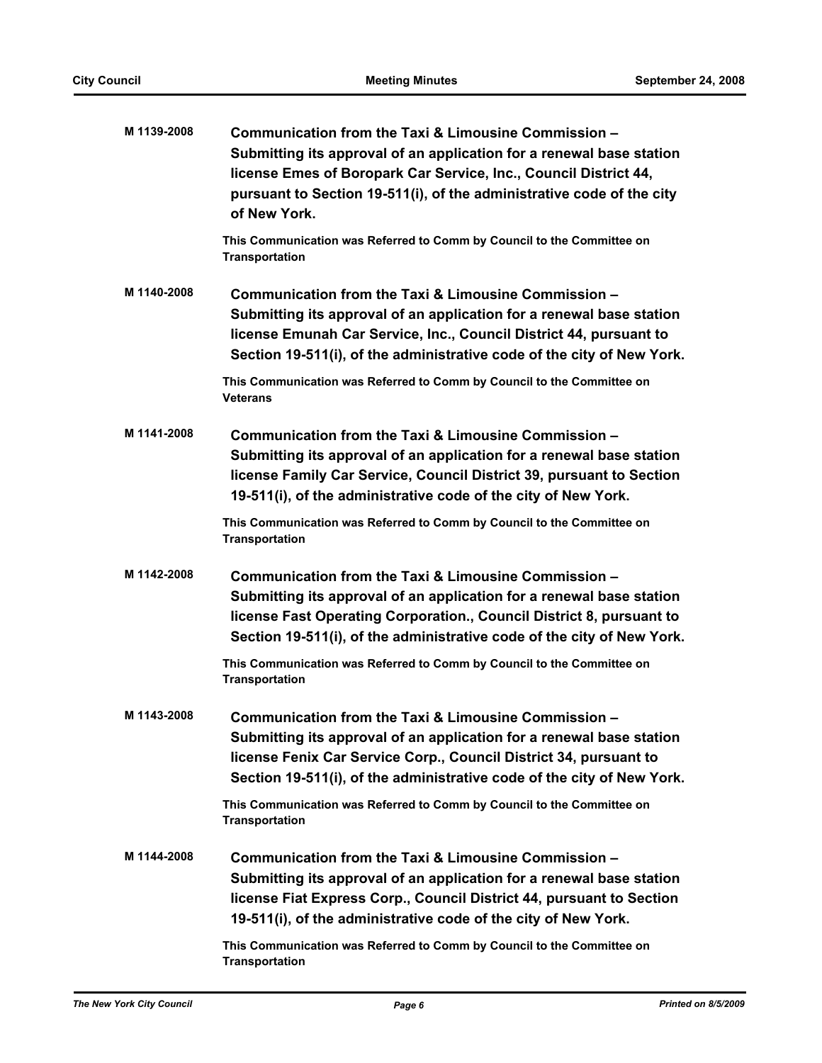**M 1139-2008** **Communication from the Taxi & Limousine Commission – Submitting its approval of an application for a renewal base station license Emes of Boropark Car Service, Inc., Council District 44, pursuant to Section 19-511(i), of the administrative code of the city of New York.**

**This Communication was Referred to Comm by Council to the Committee on Transportation**

**M 1140-2008** **Communication from the Taxi & Limousine Commission – Submitting its approval of an application for a renewal base station license Emunah Car Service, Inc., Council District 44, pursuant to Section 19-511(i), of the administrative code of the city of New York.**

**This Communication was Referred to Comm by Council to the Committee on Veterans**

**M 1141-2008** **Communication from the Taxi & Limousine Commission – Submitting its approval of an application for a renewal base station license Family Car Service, Council District 39, pursuant to Section 19-511(i), of the administrative code of the city of New York.**

**This Communication was Referred to Comm by Council to the Committee on Transportation**

**M 1142-2008** **Communication from the Taxi & Limousine Commission – Submitting its approval of an application for a renewal base station license Fast Operating Corporation., Council District 8, pursuant to Section 19-511(i), of the administrative code of the city of New York.**

**This Communication was Referred to Comm by Council to the Committee on Transportation**

**M 1143-2008** **Communication from the Taxi & Limousine Commission – Submitting its approval of an application for a renewal base station license Fenix Car Service Corp., Council District 34, pursuant to Section 19-511(i), of the administrative code of the city of New York.**

**This Communication was Referred to Comm by Council to the Committee on Transportation**

**M 1144-2008** **Communication from the Taxi & Limousine Commission – Submitting its approval of an application for a renewal base station license Fiat Express Corp., Council District 44, pursuant to Section 19-511(i), of the administrative code of the city of New York.**

**This Communication was Referred to Comm by Council to the Committee on Transportation**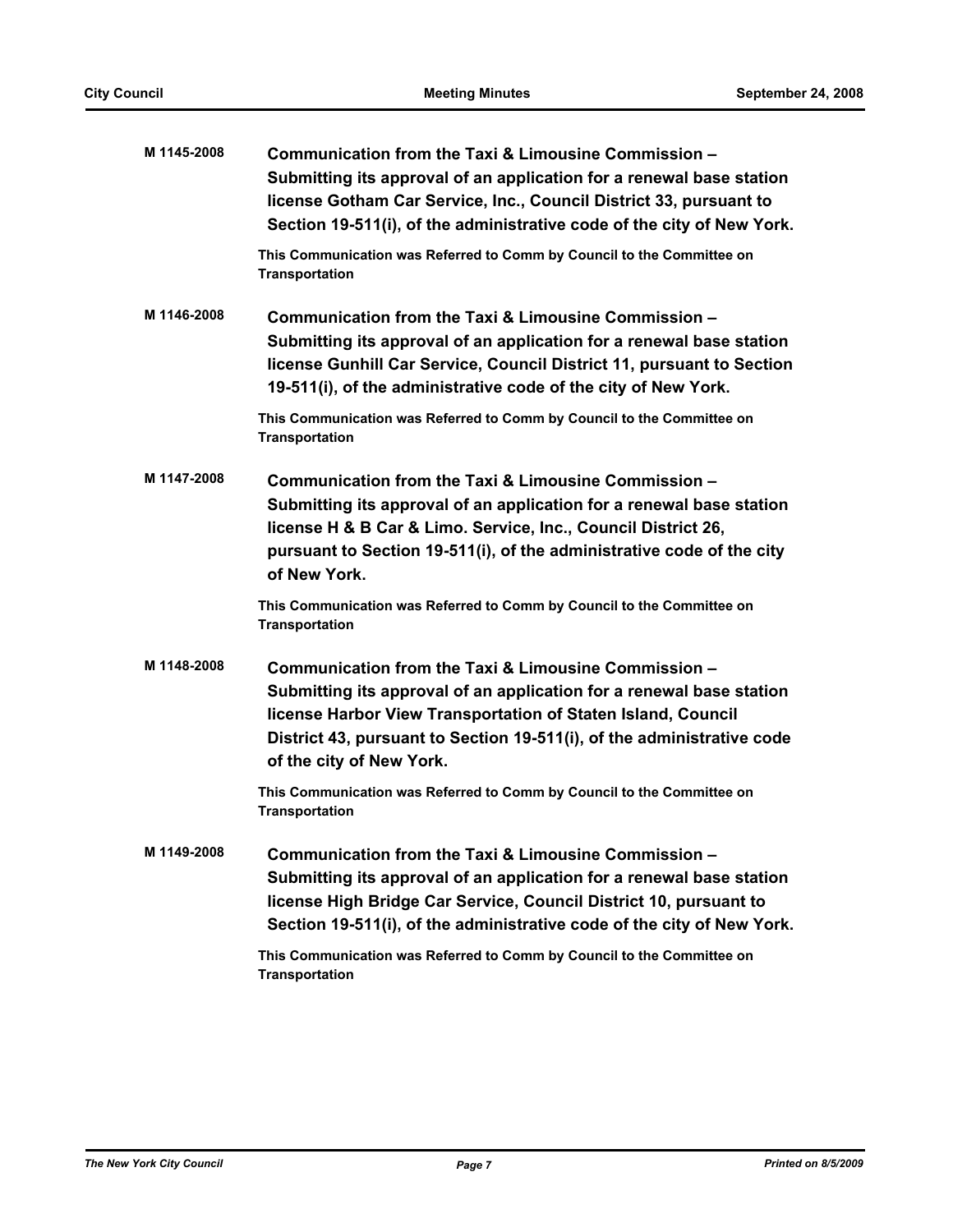**M 1145-2008** **Communication from the Taxi & Limousine Commission – Submitting its approval of an application for a renewal base station license Gotham Car Service, Inc., Council District 33, pursuant to Section 19-511(i), of the administrative code of the city of New York.**

**This Communication was Referred to Comm by Council to the Committee on Transportation**

**M 1146-2008** **Communication from the Taxi & Limousine Commission – Submitting its approval of an application for a renewal base station license Gunhill Car Service, Council District 11, pursuant to Section 19-511(i), of the administrative code of the city of New York.**

**This Communication was Referred to Comm by Council to the Committee on Transportation**

**M 1147-2008** **Communication from the Taxi & Limousine Commission – Submitting its approval of an application for a renewal base station license H & B Car & Limo. Service, Inc., Council District 26, pursuant to Section 19-511(i), of the administrative code of the city of New York.**

**This Communication was Referred to Comm by Council to the Committee on Transportation**

**M 1148-2008** **Communication from the Taxi & Limousine Commission – Submitting its approval of an application for a renewal base station license Harbor View Transportation of Staten Island, Council District 43, pursuant to Section 19-511(i), of the administrative code of the city of New York.**

**This Communication was Referred to Comm by Council to the Committee on Transportation**

**M 1149-2008** **Communication from the Taxi & Limousine Commission – Submitting its approval of an application for a renewal base station license High Bridge Car Service, Council District 10, pursuant to Section 19-511(i), of the administrative code of the city of New York.**

**This Communication was Referred to Comm by Council to the Committee on Transportation**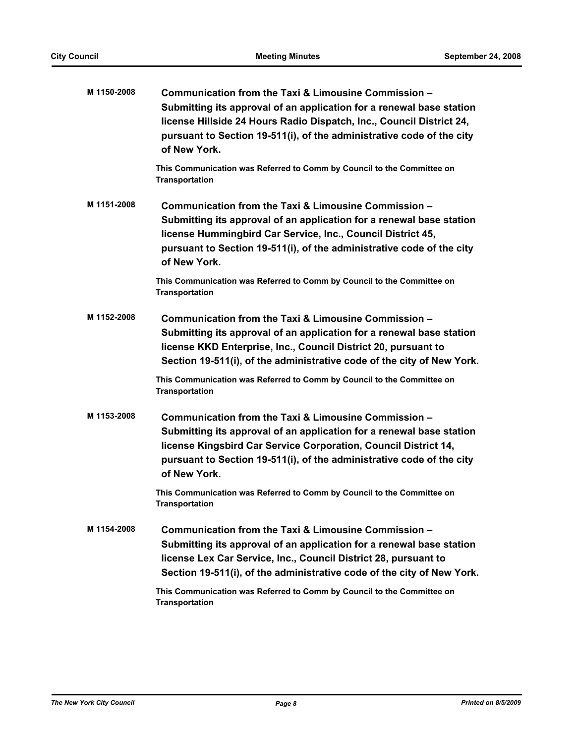**M 1150-2008** **Communication from the Taxi & Limousine Commission – Submitting its approval of an application for a renewal base station license Hillside 24 Hours Radio Dispatch, Inc., Council District 24, pursuant to Section 19-511(i), of the administrative code of the city of New York.**

**This Communication was Referred to Comm by Council to the Committee on Transportation**

**M 1151-2008** **Communication from the Taxi & Limousine Commission – Submitting its approval of an application for a renewal base station license Hummingbird Car Service, Inc., Council District 45, pursuant to Section 19-511(i), of the administrative code of the city of New York.**

**This Communication was Referred to Comm by Council to the Committee on Transportation**

**M 1152-2008** **Communication from the Taxi & Limousine Commission – Submitting its approval of an application for a renewal base station license KKD Enterprise, Inc., Council District 20, pursuant to Section 19-511(i), of the administrative code of the city of New York.**

**This Communication was Referred to Comm by Council to the Committee on Transportation**

**M 1153-2008** **Communication from the Taxi & Limousine Commission – Submitting its approval of an application for a renewal base station license Kingsbird Car Service Corporation, Council District 14, pursuant to Section 19-511(i), of the administrative code of the city of New York.**

**This Communication was Referred to Comm by Council to the Committee on Transportation**

**M 1154-2008** **Communication from the Taxi & Limousine Commission – Submitting its approval of an application for a renewal base station license Lex Car Service, Inc., Council District 28, pursuant to Section 19-511(i), of the administrative code of the city of New York.**

**This Communication was Referred to Comm by Council to the Committee on Transportation**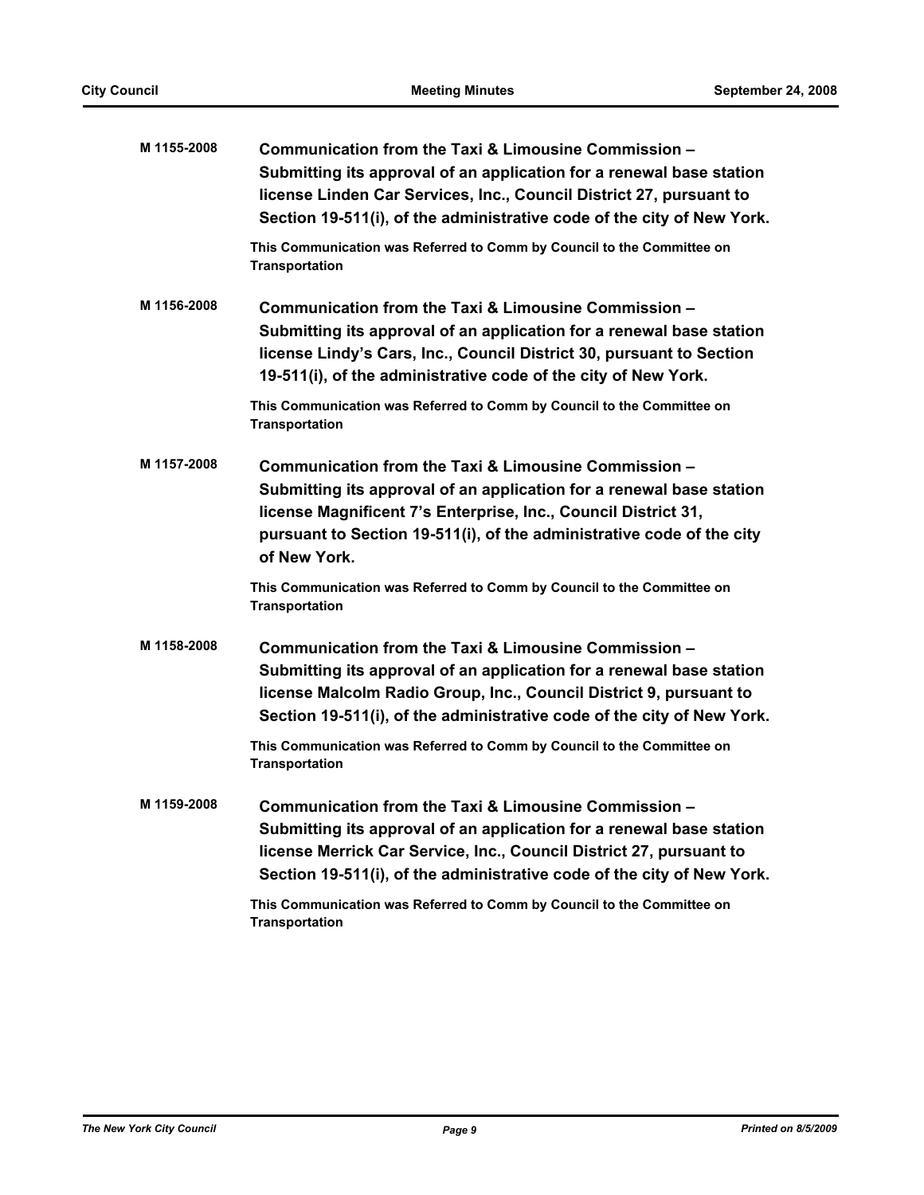**M 1155-2008** **Communication from the Taxi & Limousine Commission – Submitting its approval of an application for a renewal base station license Linden Car Services, Inc., Council District 27, pursuant to Section 19-511(i), of the administrative code of the city of New York.**

**This Communication was Referred to Comm by Council to the Committee on Transportation**

**M 1156-2008** **Communication from the Taxi & Limousine Commission – Submitting its approval of an application for a renewal base station license Lindy's Cars, Inc., Council District 30, pursuant to Section 19-511(i), of the administrative code of the city of New York.**

**This Communication was Referred to Comm by Council to the Committee on Transportation**

**M 1157-2008** **Communication from the Taxi & Limousine Commission – Submitting its approval of an application for a renewal base station license Magnificent 7's Enterprise, Inc., Council District 31, pursuant to Section 19-511(i), of the administrative code of the city of New York.**

**This Communication was Referred to Comm by Council to the Committee on Transportation**

**M 1158-2008** **Communication from the Taxi & Limousine Commission – Submitting its approval of an application for a renewal base station license Malcolm Radio Group, Inc., Council District 9, pursuant to Section 19-511(i), of the administrative code of the city of New York.**

**This Communication was Referred to Comm by Council to the Committee on Transportation**

**M 1159-2008** **Communication from the Taxi & Limousine Commission – Submitting its approval of an application for a renewal base station license Merrick Car Service, Inc., Council District 27, pursuant to Section 19-511(i), of the administrative code of the city of New York.**

**This Communication was Referred to Comm by Council to the Committee on Transportation**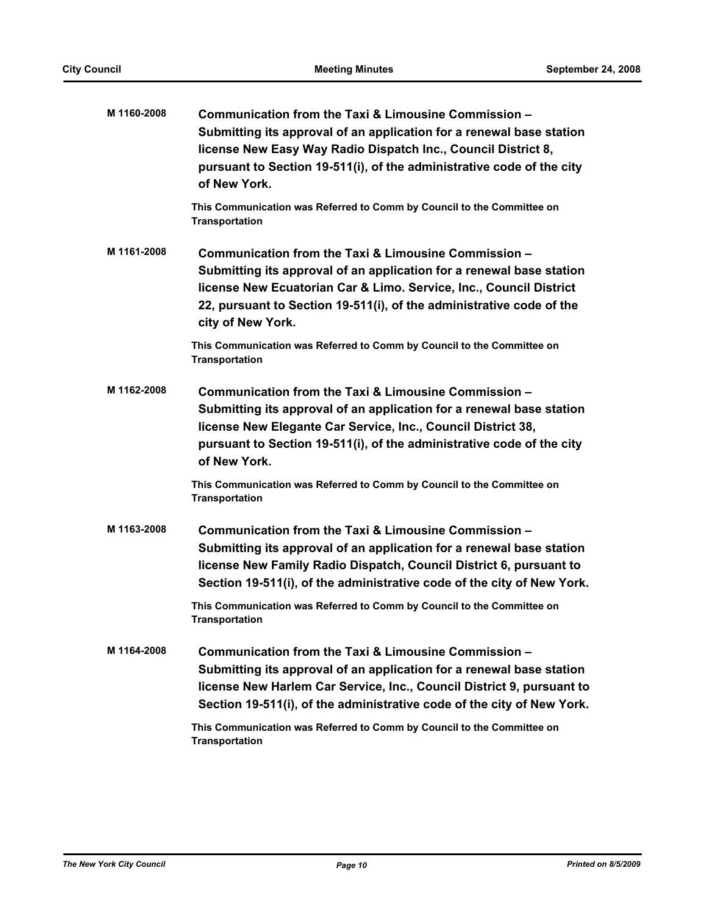**M 1160-2008** **Communication from the Taxi & Limousine Commission – Submitting its approval of an application for a renewal base station license New Easy Way Radio Dispatch Inc., Council District 8, pursuant to Section 19-511(i), of the administrative code of the city of New York.**

**This Communication was Referred to Comm by Council to the Committee on Transportation**

**M 1161-2008** **Communication from the Taxi & Limousine Commission – Submitting its approval of an application for a renewal base station license New Ecuatorian Car & Limo. Service, Inc., Council District 22, pursuant to Section 19-511(i), of the administrative code of the city of New York.**

**This Communication was Referred to Comm by Council to the Committee on Transportation**

**M 1162-2008** **Communication from the Taxi & Limousine Commission – Submitting its approval of an application for a renewal base station license New Elegante Car Service, Inc., Council District 38, pursuant to Section 19-511(i), of the administrative code of the city of New York.**

**This Communication was Referred to Comm by Council to the Committee on Transportation**

**M 1163-2008** **Communication from the Taxi & Limousine Commission – Submitting its approval of an application for a renewal base station license New Family Radio Dispatch, Council District 6, pursuant to Section 19-511(i), of the administrative code of the city of New York.**

**This Communication was Referred to Comm by Council to the Committee on Transportation**

**M 1164-2008** **Communication from the Taxi & Limousine Commission – Submitting its approval of an application for a renewal base station license New Harlem Car Service, Inc., Council District 9, pursuant to Section 19-511(i), of the administrative code of the city of New York.**

**This Communication was Referred to Comm by Council to the Committee on Transportation**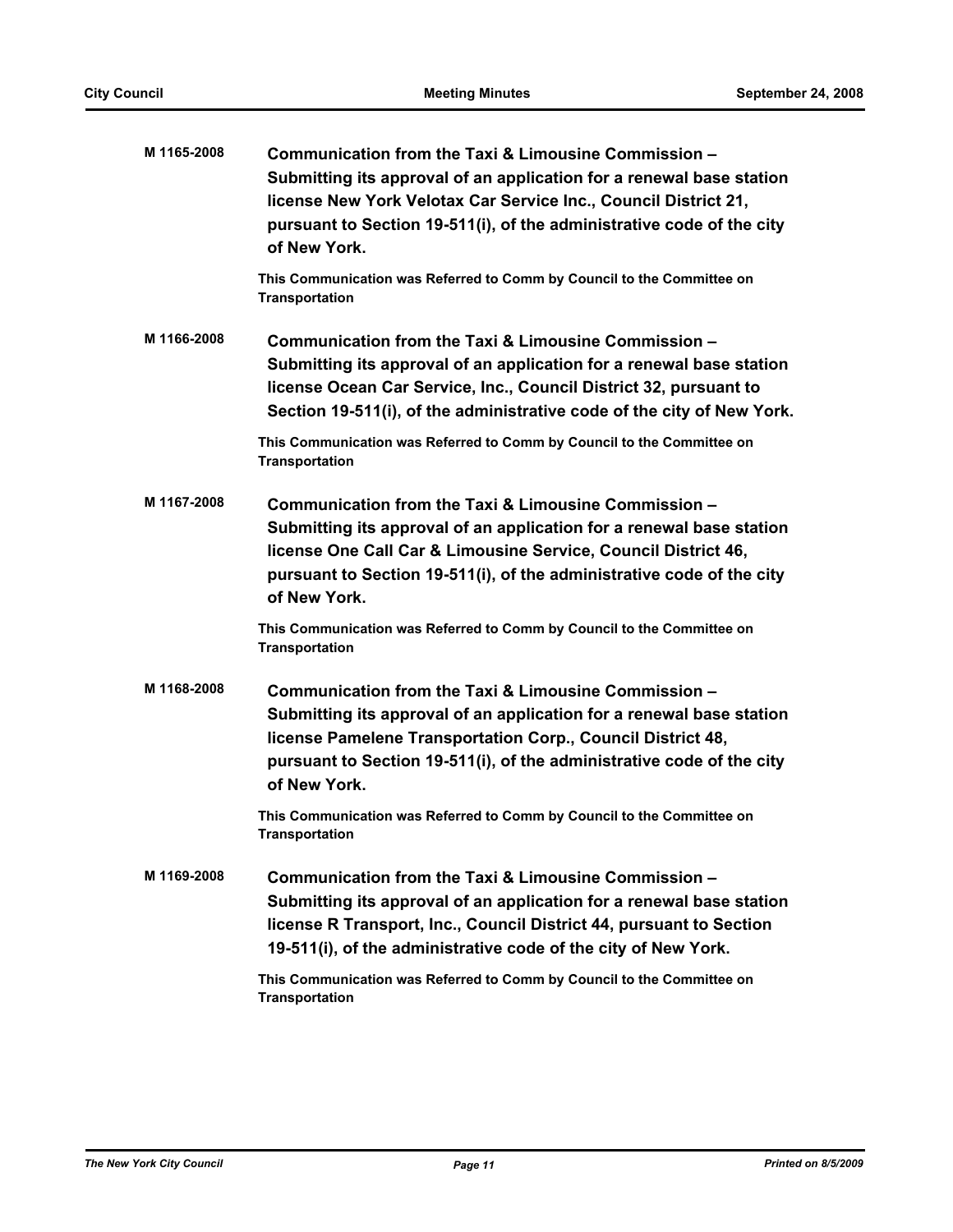**M 1165-2008** **Communication from the Taxi & Limousine Commission – Submitting its approval of an application for a renewal base station license New York Velotax Car Service Inc., Council District 21, pursuant to Section 19-511(i), of the administrative code of the city of New York.**

**This Communication was Referred to Comm by Council to the Committee on Transportation**

**M 1166-2008** **Communication from the Taxi & Limousine Commission – Submitting its approval of an application for a renewal base station license Ocean Car Service, Inc., Council District 32, pursuant to Section 19-511(i), of the administrative code of the city of New York.**

**This Communication was Referred to Comm by Council to the Committee on Transportation**

**M 1167-2008** **Communication from the Taxi & Limousine Commission – Submitting its approval of an application for a renewal base station license One Call Car & Limousine Service, Council District 46, pursuant to Section 19-511(i), of the administrative code of the city of New York.**

**This Communication was Referred to Comm by Council to the Committee on Transportation**

**M 1168-2008** **Communication from the Taxi & Limousine Commission – Submitting its approval of an application for a renewal base station license Pamelene Transportation Corp., Council District 48, pursuant to Section 19-511(i), of the administrative code of the city of New York.**

**This Communication was Referred to Comm by Council to the Committee on Transportation**

**M 1169-2008** **Communication from the Taxi & Limousine Commission – Submitting its approval of an application for a renewal base station license R Transport, Inc., Council District 44, pursuant to Section 19-511(i), of the administrative code of the city of New York.**

**This Communication was Referred to Comm by Council to the Committee on Transportation**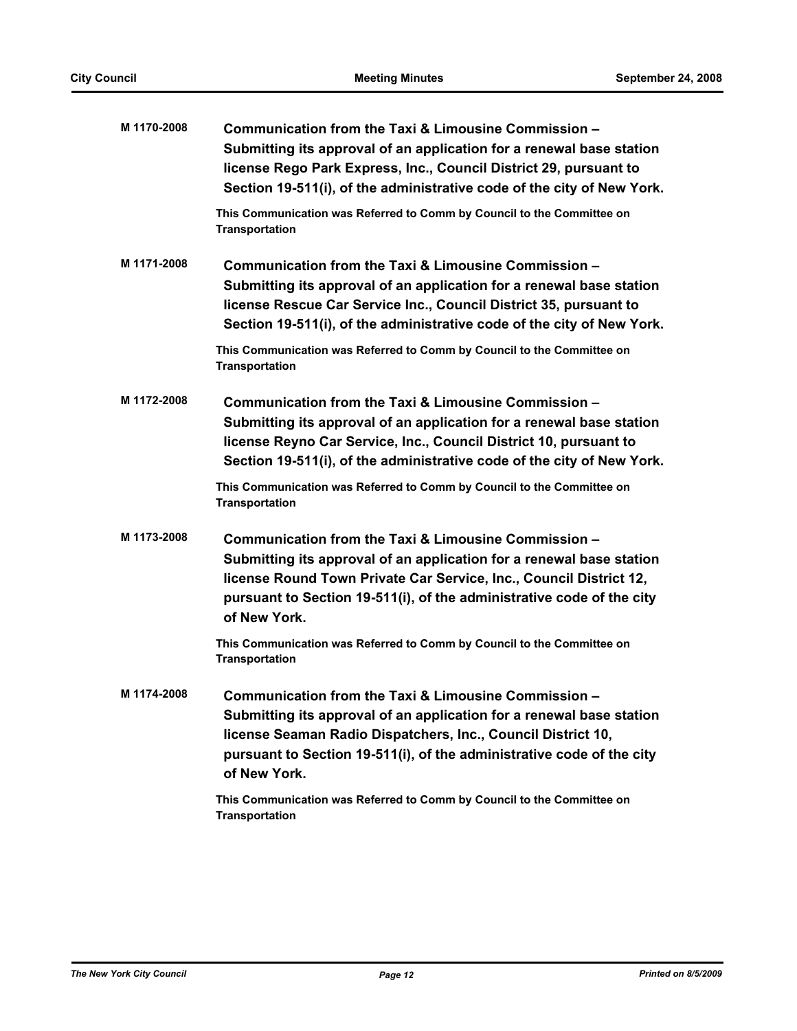**M 1170-2008** **Communication from the Taxi & Limousine Commission – Submitting its approval of an application for a renewal base station license Rego Park Express, Inc., Council District 29, pursuant to Section 19-511(i), of the administrative code of the city of New York.**

**This Communication was Referred to Comm by Council to the Committee on Transportation**

**M 1171-2008** **Communication from the Taxi & Limousine Commission – Submitting its approval of an application for a renewal base station license Rescue Car Service Inc., Council District 35, pursuant to Section 19-511(i), of the administrative code of the city of New York.**

**This Communication was Referred to Comm by Council to the Committee on Transportation**

**M 1172-2008** **Communication from the Taxi & Limousine Commission – Submitting its approval of an application for a renewal base station license Reyno Car Service, Inc., Council District 10, pursuant to Section 19-511(i), of the administrative code of the city of New York.**

**This Communication was Referred to Comm by Council to the Committee on Transportation**

**M 1173-2008** **Communication from the Taxi & Limousine Commission – Submitting its approval of an application for a renewal base station license Round Town Private Car Service, Inc., Council District 12, pursuant to Section 19-511(i), of the administrative code of the city of New York.**

**This Communication was Referred to Comm by Council to the Committee on Transportation**

**M 1174-2008** **Communication from the Taxi & Limousine Commission – Submitting its approval of an application for a renewal base station license Seaman Radio Dispatchers, Inc., Council District 10, pursuant to Section 19-511(i), of the administrative code of the city of New York.**

**This Communication was Referred to Comm by Council to the Committee on Transportation**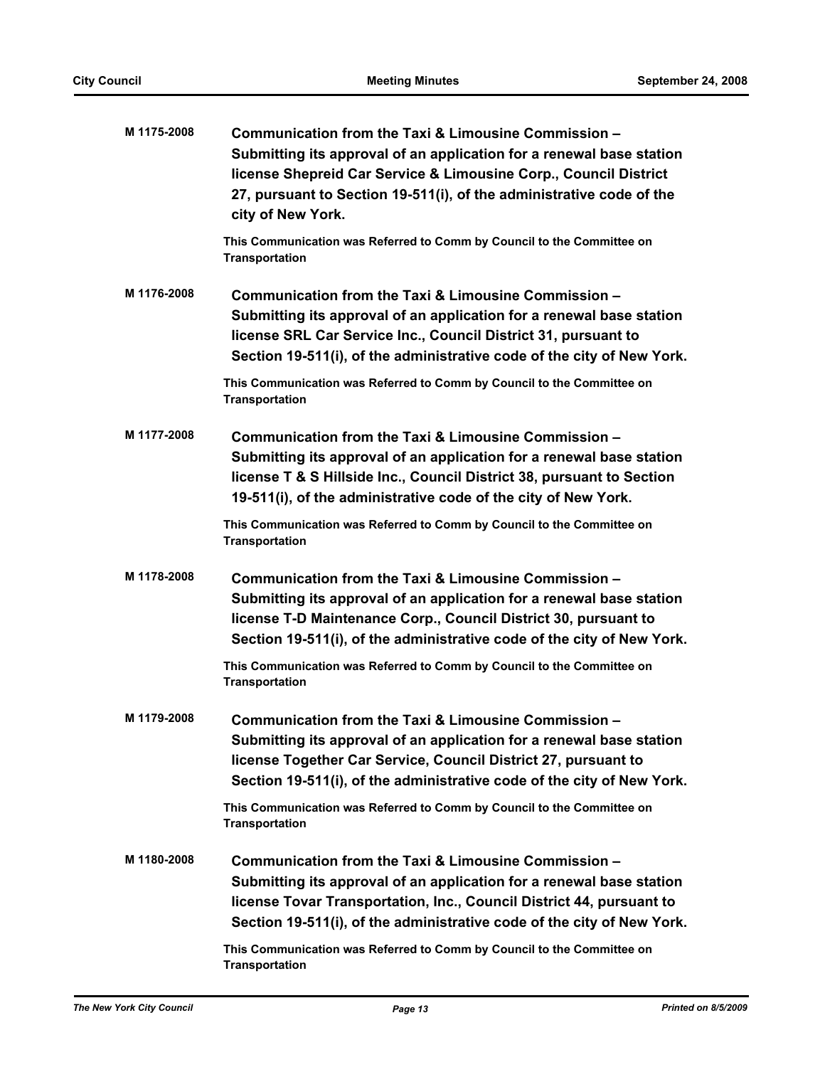**M 1175-2008** **Communication from the Taxi & Limousine Commission – Submitting its approval of an application for a renewal base station license Shepreid Car Service & Limousine Corp., Council District 27, pursuant to Section 19-511(i), of the administrative code of the city of New York.**

**This Communication was Referred to Comm by Council to the Committee on Transportation**

**M 1176-2008** **Communication from the Taxi & Limousine Commission – Submitting its approval of an application for a renewal base station license SRL Car Service Inc., Council District 31, pursuant to Section 19-511(i), of the administrative code of the city of New York.**

**This Communication was Referred to Comm by Council to the Committee on Transportation**

**M 1177-2008** **Communication from the Taxi & Limousine Commission – Submitting its approval of an application for a renewal base station license T & S Hillside Inc., Council District 38, pursuant to Section 19-511(i), of the administrative code of the city of New York.**

**This Communication was Referred to Comm by Council to the Committee on Transportation**

**M 1178-2008** **Communication from the Taxi & Limousine Commission – Submitting its approval of an application for a renewal base station license T-D Maintenance Corp., Council District 30, pursuant to Section 19-511(i), of the administrative code of the city of New York.**

**This Communication was Referred to Comm by Council to the Committee on Transportation**

**M 1179-2008** **Communication from the Taxi & Limousine Commission – Submitting its approval of an application for a renewal base station license Together Car Service, Council District 27, pursuant to Section 19-511(i), of the administrative code of the city of New York.**

**This Communication was Referred to Comm by Council to the Committee on Transportation**

**M 1180-2008** **Communication from the Taxi & Limousine Commission – Submitting its approval of an application for a renewal base station license Tovar Transportation, Inc., Council District 44, pursuant to Section 19-511(i), of the administrative code of the city of New York.**

**This Communication was Referred to Comm by Council to the Committee on Transportation**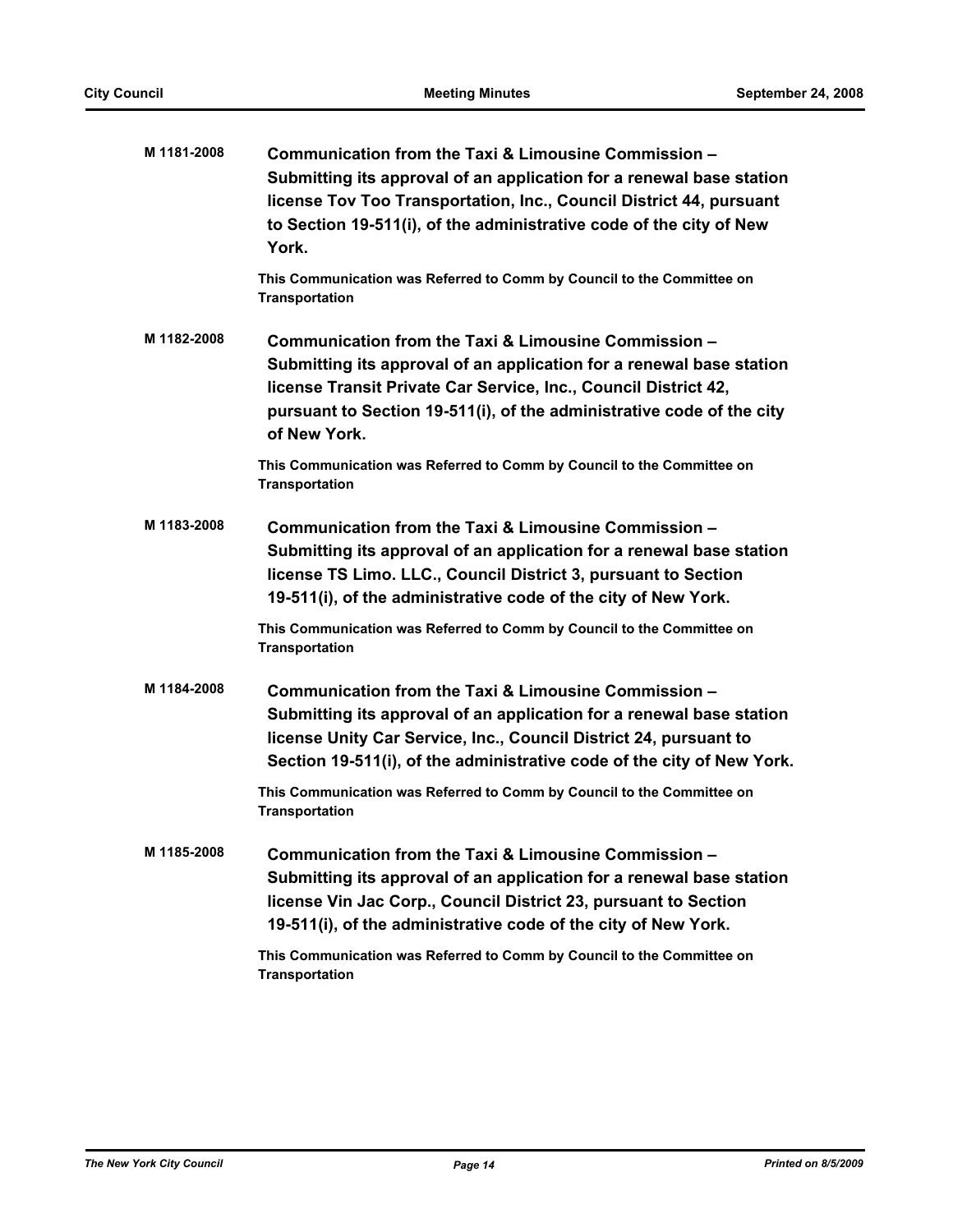**M 1181-2008** **Communication from the Taxi & Limousine Commission – Submitting its approval of an application for a renewal base station license Tov Too Transportation, Inc., Council District 44, pursuant to Section 19-511(i), of the administrative code of the city of New York.**

**This Communication was Referred to Comm by Council to the Committee on Transportation**

**M 1182-2008** **Communication from the Taxi & Limousine Commission – Submitting its approval of an application for a renewal base station license Transit Private Car Service, Inc., Council District 42, pursuant to Section 19-511(i), of the administrative code of the city of New York.**

**This Communication was Referred to Comm by Council to the Committee on Transportation**

**M 1183-2008** **Communication from the Taxi & Limousine Commission – Submitting its approval of an application for a renewal base station license TS Limo. LLC., Council District 3, pursuant to Section 19-511(i), of the administrative code of the city of New York.**

**This Communication was Referred to Comm by Council to the Committee on Transportation**

**M 1184-2008** **Communication from the Taxi & Limousine Commission – Submitting its approval of an application for a renewal base station license Unity Car Service, Inc., Council District 24, pursuant to Section 19-511(i), of the administrative code of the city of New York.**

**This Communication was Referred to Comm by Council to the Committee on Transportation**

**M 1185-2008** **Communication from the Taxi & Limousine Commission – Submitting its approval of an application for a renewal base station license Vin Jac Corp., Council District 23, pursuant to Section 19-511(i), of the administrative code of the city of New York.**

**This Communication was Referred to Comm by Council to the Committee on Transportation**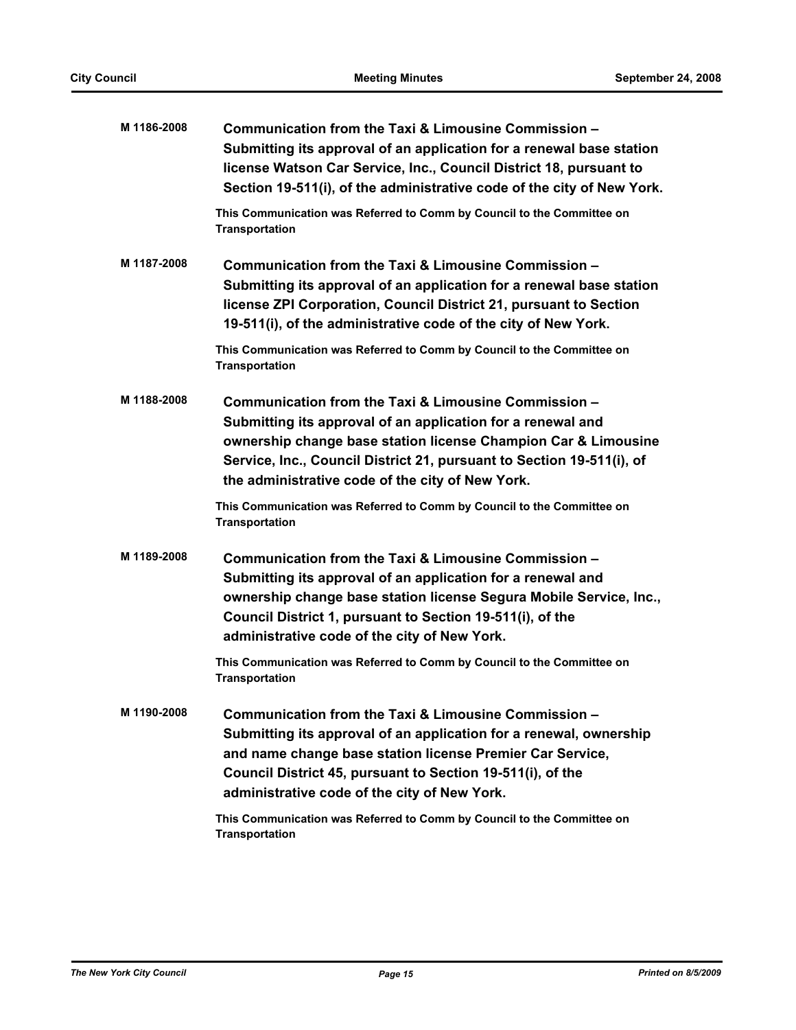**M 1186-2008** **Communication from the Taxi & Limousine Commission – Submitting its approval of an application for a renewal base station license Watson Car Service, Inc., Council District 18, pursuant to Section 19-511(i), of the administrative code of the city of New York.**

**This Communication was Referred to Comm by Council to the Committee on Transportation**

**M 1187-2008** **Communication from the Taxi & Limousine Commission – Submitting its approval of an application for a renewal base station license ZPI Corporation, Council District 21, pursuant to Section 19-511(i), of the administrative code of the city of New York.**

**This Communication was Referred to Comm by Council to the Committee on Transportation**

**M 1188-2008** **Communication from the Taxi & Limousine Commission – Submitting its approval of an application for a renewal and ownership change base station license Champion Car & Limousine Service, Inc., Council District 21, pursuant to Section 19-511(i), of the administrative code of the city of New York.**

**This Communication was Referred to Comm by Council to the Committee on Transportation**

**M 1189-2008** **Communication from the Taxi & Limousine Commission – Submitting its approval of an application for a renewal and ownership change base station license Segura Mobile Service, Inc., Council District 1, pursuant to Section 19-511(i), of the administrative code of the city of New York.**

**This Communication was Referred to Comm by Council to the Committee on Transportation**

**M 1190-2008** **Communication from the Taxi & Limousine Commission – Submitting its approval of an application for a renewal, ownership and name change base station license Premier Car Service, Council District 45, pursuant to Section 19-511(i), of the administrative code of the city of New York.**

**This Communication was Referred to Comm by Council to the Committee on Transportation**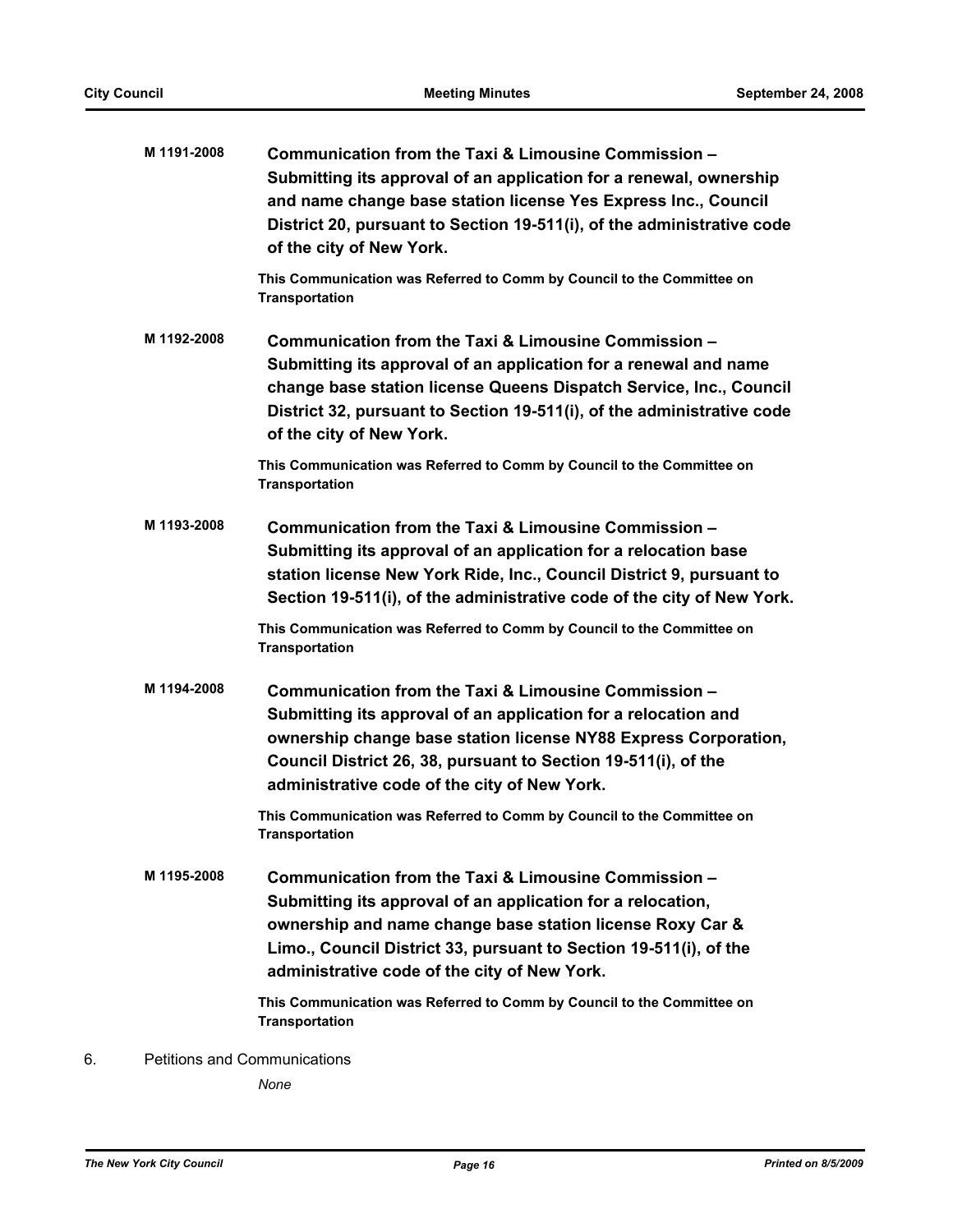**M 1191-2008** **Communication from the Taxi & Limousine Commission – Submitting its approval of an application for a renewal, ownership and name change base station license Yes Express Inc., Council District 20, pursuant to Section 19-511(i), of the administrative code of the city of New York.**

**This Communication was Referred to Comm by Council to the Committee on Transportation**

**M 1192-2008** **Communication from the Taxi & Limousine Commission – Submitting its approval of an application for a renewal and name change base station license Queens Dispatch Service, Inc., Council District 32, pursuant to Section 19-511(i), of the administrative code of the city of New York.**

**This Communication was Referred to Comm by Council to the Committee on Transportation**

**M 1193-2008** **Communication from the Taxi & Limousine Commission – Submitting its approval of an application for a relocation base station license New York Ride, Inc., Council District 9, pursuant to Section 19-511(i), of the administrative code of the city of New York.**

**This Communication was Referred to Comm by Council to the Committee on Transportation**

**M 1194-2008** **Communication from the Taxi & Limousine Commission – Submitting its approval of an application for a relocation and ownership change base station license NY88 Express Corporation, Council District 26, 38, pursuant to Section 19-511(i), of the administrative code of the city of New York.**

**This Communication was Referred to Comm by Council to the Committee on Transportation**

**M 1195-2008** **Communication from the Taxi & Limousine Commission – Submitting its approval of an application for a relocation, ownership and name change base station license Roxy Car & Limo., Council District 33, pursuant to Section 19-511(i), of the administrative code of the city of New York.**

**This Communication was Referred to Comm by Council to the Committee on Transportation**

6. Petitions and Communications

*None*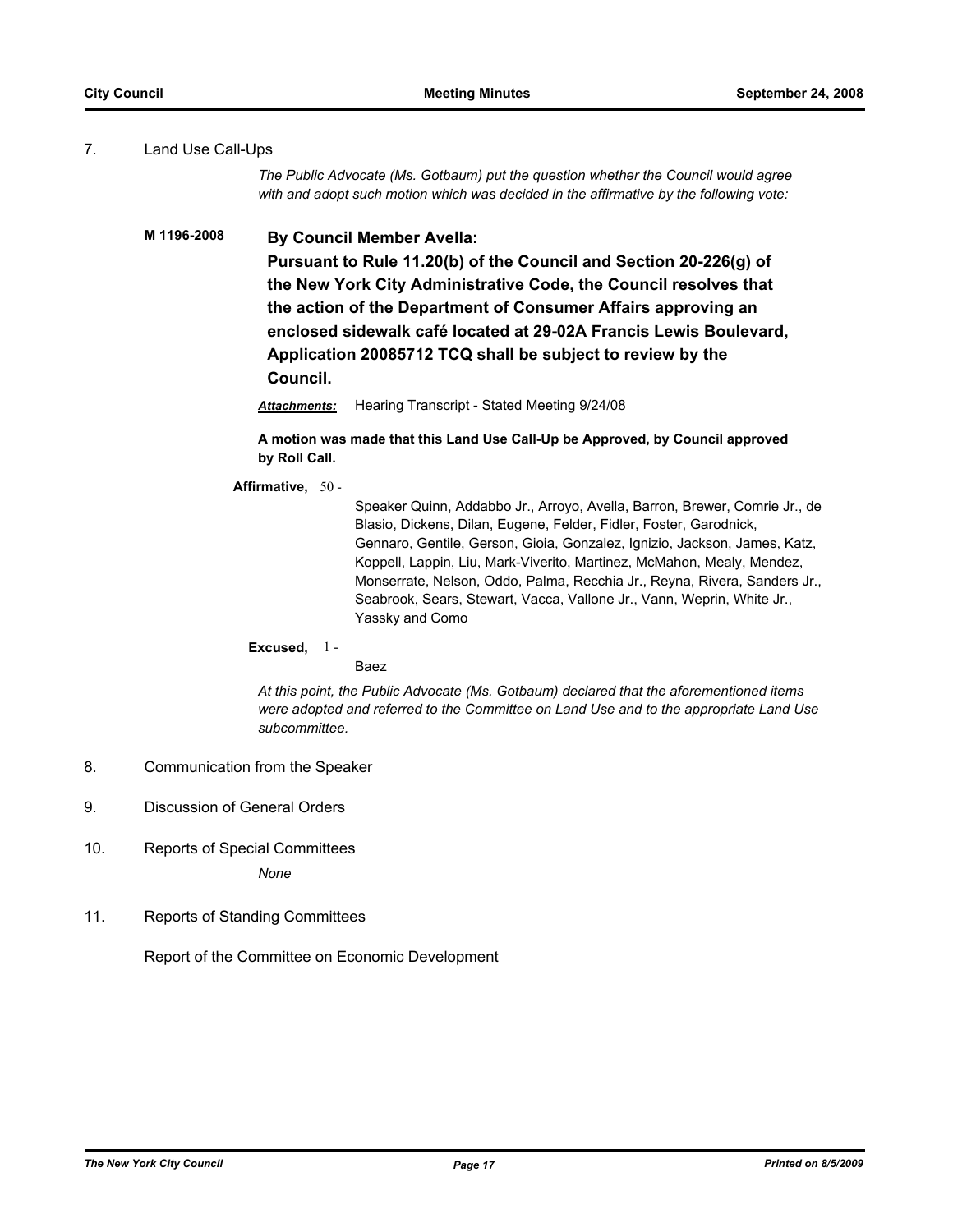7. Land Use Call-Ups

*The Public Advocate (Ms. Gotbaum) put the question whether the Council would agree with and adopt such motion which was decided in the affirmative by the following vote:*

**M 1196-2008** **By Council Member Avella:**

**Pursuant to Rule 11.20(b) of the Council and Section 20-226(g) of the New York City Administrative Code, the Council resolves that the action of the Department of Consumer Affairs approving an enclosed sidewalk café located at 29-02A Francis Lewis Boulevard, Application 20085712 TCQ shall be subject to review by the Council.**

***Attachments:*** Hearing Transcript - Stated Meeting 9/24/08

**A motion was made that this Land Use Call-Up be Approved, by Council approved by Roll Call.**

**Affirmative,** 50 - Speaker Quinn, Addabbo Jr., Arroyo, Avella, Barron, Brewer, Comrie Jr., de Blasio, Dickens, Dilan, Eugene, Felder, Fidler, Foster, Garodnick, Gennaro, Gentile, Gerson, Gioia, Gonzalez, Ignizio, Jackson, James, Katz, Koppell, Lappin, Liu, Mark-Viverito, Martinez, McMahon, Mealy, Mendez, Monserrate, Nelson, Oddo, Palma, Recchia Jr., Reyna, Rivera, Sanders Jr., Seabrook, Sears, Stewart, Vacca, Vallone Jr., Vann, Weprin, White Jr., Yassky and Como

**Excused,** 1 - Baez

*At this point, the Public Advocate (Ms. Gotbaum) declared that the aforementioned items were adopted and referred to the Committee on Land Use and to the appropriate Land Use subcommittee.*

8. Communication from the Speaker

9. Discussion of General Orders

10. Reports of Special Committees

*None*

11. Reports of Standing Committees

Report of the Committee on Economic Development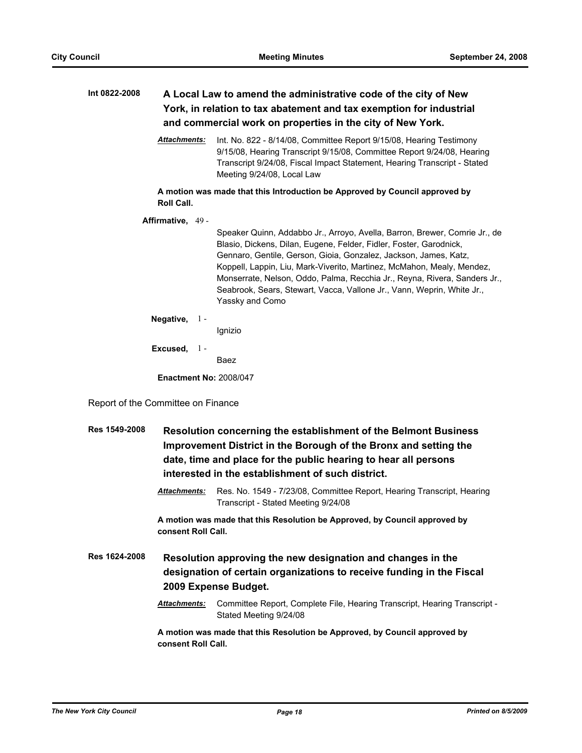**Int 0822-2008** **A Local Law to amend the administrative code of the city of New York, in relation to tax abatement and tax exemption for industrial and commercial work on properties in the city of New York.**

***Attachments:*** Int. No. 822 - 8/14/08, Committee Report 9/15/08, Hearing Testimony 9/15/08, Hearing Transcript 9/15/08, Committee Report 9/24/08, Hearing Transcript 9/24/08, Fiscal Impact Statement, Hearing Transcript - Stated Meeting 9/24/08, Local Law

**A motion was made that this Introduction be Approved by Council approved by Roll Call.**

**Affirmative,** 49 -

Speaker Quinn, Addabbo Jr., Arroyo, Avella, Barron, Brewer, Comrie Jr., de Blasio, Dickens, Dilan, Eugene, Felder, Fidler, Foster, Garodnick, Gennaro, Gentile, Gerson, Gioia, Gonzalez, Jackson, James, Katz, Koppell, Lappin, Liu, Mark-Viverito, Martinez, McMahon, Mealy, Mendez, Monserrate, Nelson, Oddo, Palma, Recchia Jr., Reyna, Rivera, Sanders Jr., Seabrook, Sears, Stewart, Vacca, Vallone Jr., Vann, Weprin, White Jr., Yassky and Como

**Negative,** 1 -

Ignizio

**Excused,** 1 -

Baez

**Enactment No:** 2008/047

Report of the Committee on Finance

**Res 1549-2008** **Resolution concerning the establishment of the Belmont Business Improvement District in the Borough of the Bronx and setting the date, time and place for the public hearing to hear all persons interested in the establishment of such district.**

***Attachments:*** Res. No. 1549 - 7/23/08, Committee Report, Hearing Transcript, Hearing Transcript - Stated Meeting 9/24/08

**A motion was made that this Resolution be Approved, by Council approved by consent Roll Call.**

**Res 1624-2008** **Resolution approving the new designation and changes in the designation of certain organizations to receive funding in the Fiscal 2009 Expense Budget.**

***Attachments:*** Committee Report, Complete File, Hearing Transcript, Hearing Transcript - Stated Meeting 9/24/08

**A motion was made that this Resolution be Approved, by Council approved by consent Roll Call.**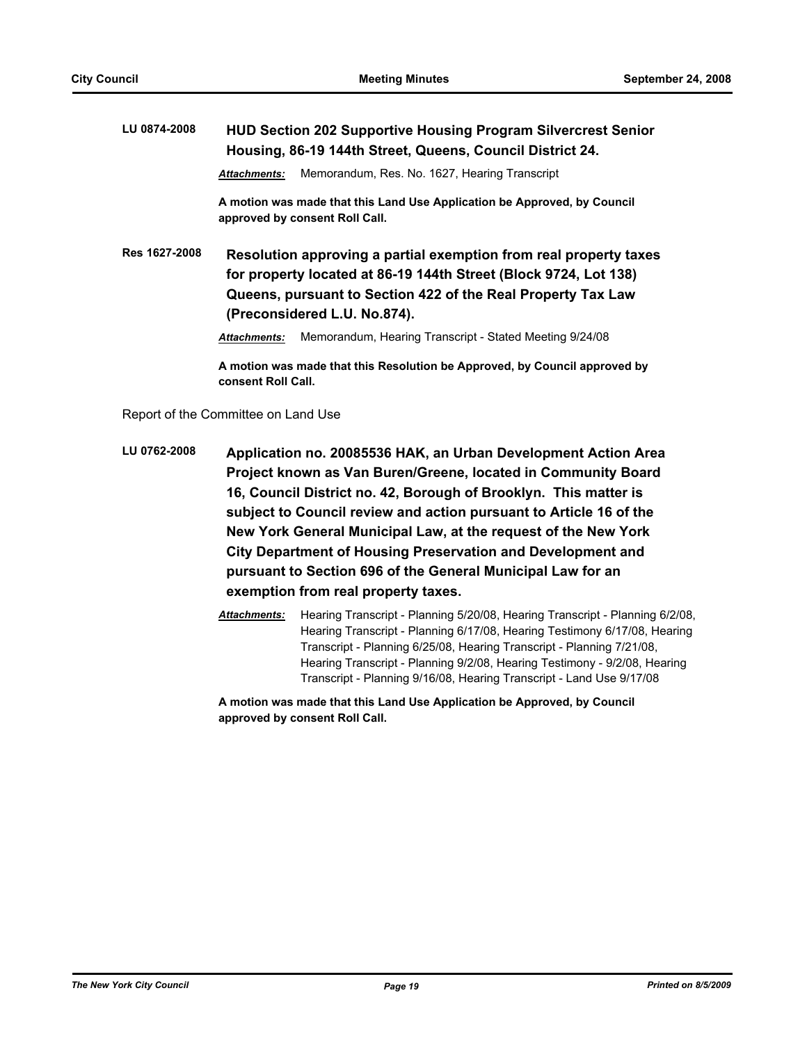**LU 0874-2008** **HUD Section 202 Supportive Housing Program Silvercrest Senior Housing, 86-19 144th Street, Queens, Council District 24.**

***Attachments:*** Memorandum, Res. No. 1627, Hearing Transcript

**A motion was made that this Land Use Application be Approved, by Council approved by consent Roll Call.**

**Res 1627-2008** **Resolution approving a partial exemption from real property taxes for property located at 86-19 144th Street (Block 9724, Lot 138) Queens, pursuant to Section 422 of the Real Property Tax Law (Preconsidered L.U. No.874).**

***Attachments:*** Memorandum, Hearing Transcript - Stated Meeting 9/24/08

**A motion was made that this Resolution be Approved, by Council approved by consent Roll Call.**

Report of the Committee on Land Use

**LU 0762-2008** **Application no. 20085536 HAK, an Urban Development Action Area Project known as Van Buren/Greene, located in Community Board 16, Council District no. 42, Borough of Brooklyn. This matter is subject to Council review and action pursuant to Article 16 of the New York General Municipal Law, at the request of the New York City Department of Housing Preservation and Development and pursuant to Section 696 of the General Municipal Law for an exemption from real property taxes.**

***Attachments:*** Hearing Transcript - Planning 5/20/08, Hearing Transcript - Planning 6/2/08, Hearing Transcript - Planning 6/17/08, Hearing Testimony 6/17/08, Hearing Transcript - Planning 6/25/08, Hearing Transcript - Planning 7/21/08, Hearing Transcript - Planning 9/2/08, Hearing Testimony - 9/2/08, Hearing Transcript - Planning 9/16/08, Hearing Transcript - Land Use 9/17/08

**A motion was made that this Land Use Application be Approved, by Council approved by consent Roll Call.**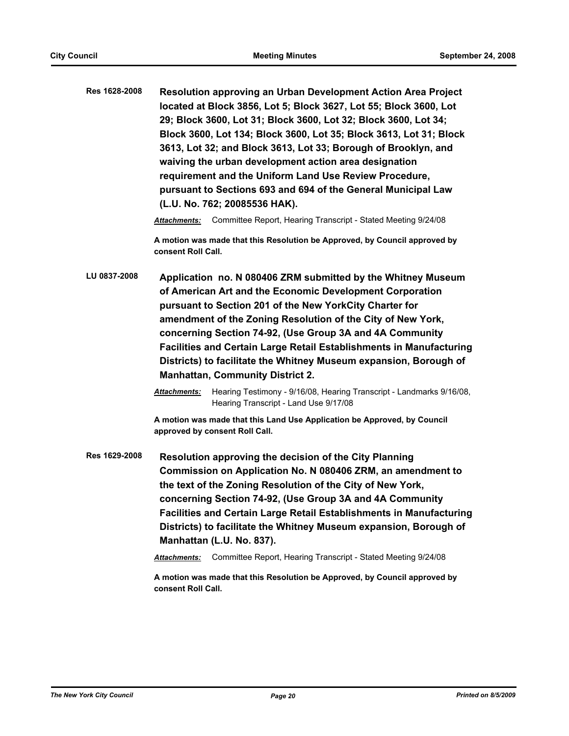**Res 1628-2008** **Resolution approving an Urban Development Action Area Project located at Block 3856, Lot 5; Block 3627, Lot 55; Block 3600, Lot 29; Block 3600, Lot 31; Block 3600, Lot 32; Block 3600, Lot 34; Block 3600, Lot 134; Block 3600, Lot 35; Block 3613, Lot 31; Block 3613, Lot 32; and Block 3613, Lot 33; Borough of Brooklyn, and waiving the urban development action area designation requirement and the Uniform Land Use Review Procedure, pursuant to Sections 693 and 694 of the General Municipal Law (L.U. No. 762; 20085536 HAK).**

***Attachments:*** Committee Report, Hearing Transcript - Stated Meeting 9/24/08

**A motion was made that this Resolution be Approved, by Council approved by consent Roll Call.**

**LU 0837-2008** **Application no. N 080406 ZRM submitted by the Whitney Museum of American Art and the Economic Development Corporation pursuant to Section 201 of the New YorkCity Charter for amendment of the Zoning Resolution of the City of New York, concerning Section 74-92, (Use Group 3A and 4A Community Facilities and Certain Large Retail Establishments in Manufacturing Districts) to facilitate the Whitney Museum expansion, Borough of Manhattan, Community District 2.**

***Attachments:*** Hearing Testimony - 9/16/08, Hearing Transcript - Landmarks 9/16/08, Hearing Transcript - Land Use 9/17/08

**A motion was made that this Land Use Application be Approved, by Council approved by consent Roll Call.**

**Res 1629-2008** **Resolution approving the decision of the City Planning Commission on Application No. N 080406 ZRM, an amendment to the text of the Zoning Resolution of the City of New York, concerning Section 74-92, (Use Group 3A and 4A Community Facilities and Certain Large Retail Establishments in Manufacturing Districts) to facilitate the Whitney Museum expansion, Borough of Manhattan (L.U. No. 837).**

***Attachments:*** Committee Report, Hearing Transcript - Stated Meeting 9/24/08

**A motion was made that this Resolution be Approved, by Council approved by consent Roll Call.**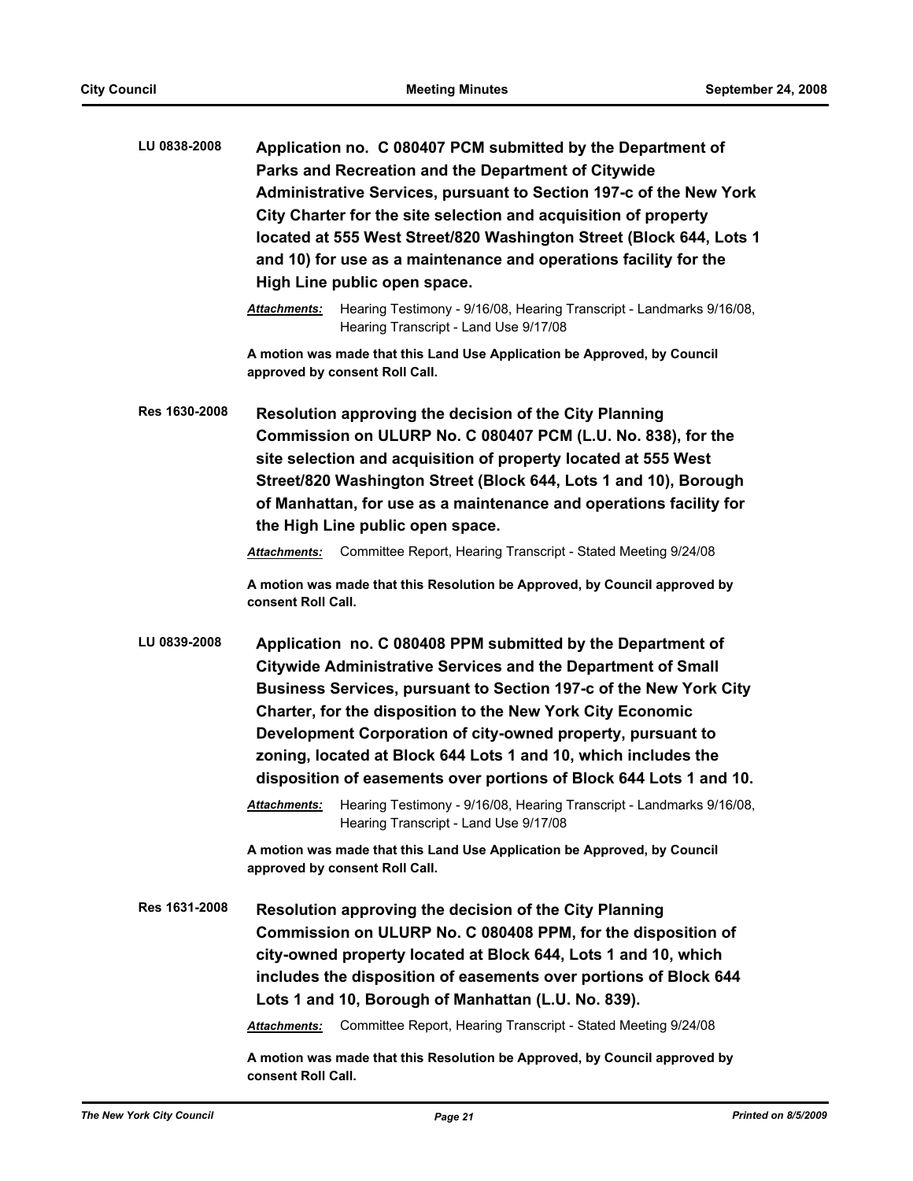**LU 0838-2008** **Application no. C 080407 PCM submitted by the Department of Parks and Recreation and the Department of Citywide Administrative Services, pursuant to Section 197-c of the New York City Charter for the site selection and acquisition of property located at 555 West Street/820 Washington Street (Block 644, Lots 1 and 10) for use as a maintenance and operations facility for the High Line public open space.**

***Attachments:*** Hearing Testimony - 9/16/08, Hearing Transcript - Landmarks 9/16/08, Hearing Transcript - Land Use 9/17/08

**A motion was made that this Land Use Application be Approved, by Council approved by consent Roll Call.**

**Res 1630-2008** **Resolution approving the decision of the City Planning Commission on ULURP No. C 080407 PCM (L.U. No. 838), for the site selection and acquisition of property located at 555 West Street/820 Washington Street (Block 644, Lots 1 and 10), Borough of Manhattan, for use as a maintenance and operations facility for the High Line public open space.**

***Attachments:*** Committee Report, Hearing Transcript - Stated Meeting 9/24/08

**A motion was made that this Resolution be Approved, by Council approved by consent Roll Call.**

**LU 0839-2008** **Application no. C 080408 PPM submitted by the Department of Citywide Administrative Services and the Department of Small Business Services, pursuant to Section 197-c of the New York City Charter, for the disposition to the New York City Economic Development Corporation of city-owned property, pursuant to zoning, located at Block 644 Lots 1 and 10, which includes the disposition of easements over portions of Block 644 Lots 1 and 10.**

***Attachments:*** Hearing Testimony - 9/16/08, Hearing Transcript - Landmarks 9/16/08, Hearing Transcript - Land Use 9/17/08

**A motion was made that this Land Use Application be Approved, by Council approved by consent Roll Call.**

**Res 1631-2008** **Resolution approving the decision of the City Planning Commission on ULURP No. C 080408 PPM, for the disposition of city-owned property located at Block 644, Lots 1 and 10, which includes the disposition of easements over portions of Block 644 Lots 1 and 10, Borough of Manhattan (L.U. No. 839).**

***Attachments:*** Committee Report, Hearing Transcript - Stated Meeting 9/24/08

**A motion was made that this Resolution be Approved, by Council approved by consent Roll Call.**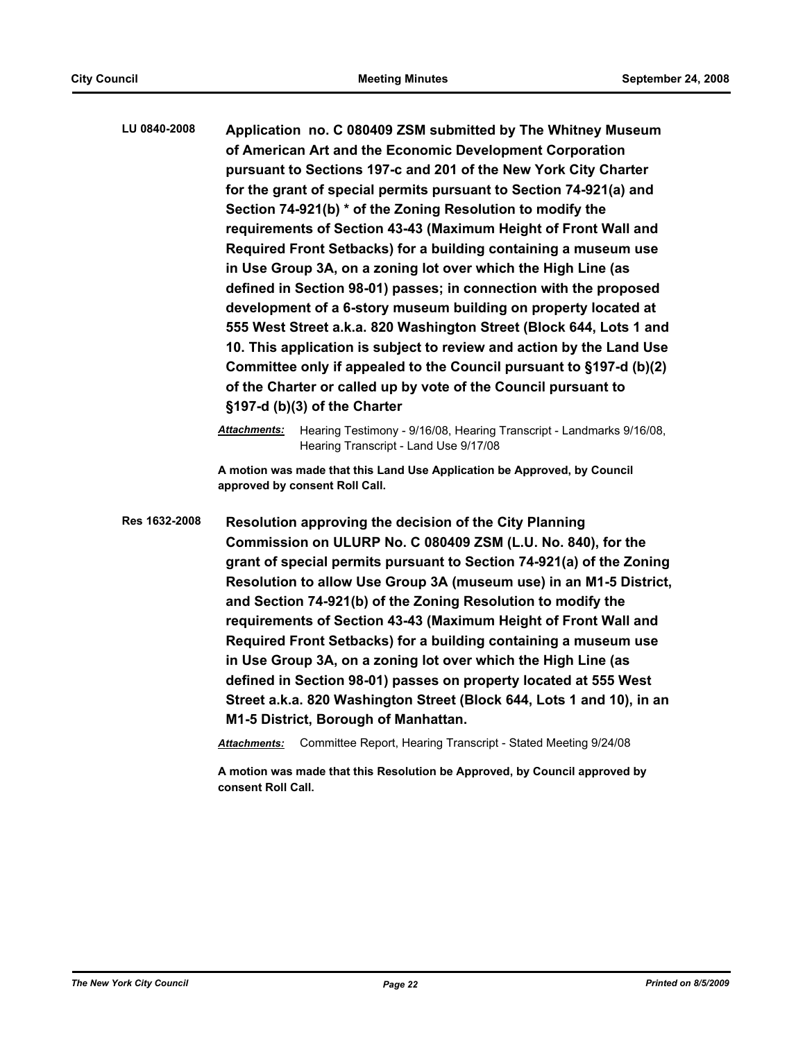**LU 0840-2008** **Application no. C 080409 ZSM submitted by The Whitney Museum of American Art and the Economic Development Corporation pursuant to Sections 197-c and 201 of the New York City Charter for the grant of special permits pursuant to Section 74-921(a) and Section 74-921(b) * of the Zoning Resolution to modify the requirements of Section 43-43 (Maximum Height of Front Wall and Required Front Setbacks) for a building containing a museum use in Use Group 3A, on a zoning lot over which the High Line (as defined in Section 98-01) passes; in connection with the proposed development of a 6-story museum building on property located at 555 West Street a.k.a. 820 Washington Street (Block 644, Lots 1 and 10. This application is subject to review and action by the Land Use Committee only if appealed to the Council pursuant to §197-d (b)(2) of the Charter or called up by vote of the Council pursuant to §197-d (b)(3) of the Charter**

***Attachments:*** Hearing Testimony - 9/16/08, Hearing Transcript - Landmarks 9/16/08, Hearing Transcript - Land Use 9/17/08

**A motion was made that this Land Use Application be Approved, by Council approved by consent Roll Call.**

**Res 1632-2008** **Resolution approving the decision of the City Planning Commission on ULURP No. C 080409 ZSM (L.U. No. 840), for the grant of special permits pursuant to Section 74-921(a) of the Zoning Resolution to allow Use Group 3A (museum use) in an M1-5 District, and Section 74-921(b) of the Zoning Resolution to modify the requirements of Section 43-43 (Maximum Height of Front Wall and Required Front Setbacks) for a building containing a museum use in Use Group 3A, on a zoning lot over which the High Line (as defined in Section 98-01) passes on property located at 555 West Street a.k.a. 820 Washington Street (Block 644, Lots 1 and 10), in an M1-5 District, Borough of Manhattan.**

***Attachments:*** Committee Report, Hearing Transcript - Stated Meeting 9/24/08

**A motion was made that this Resolution be Approved, by Council approved by consent Roll Call.**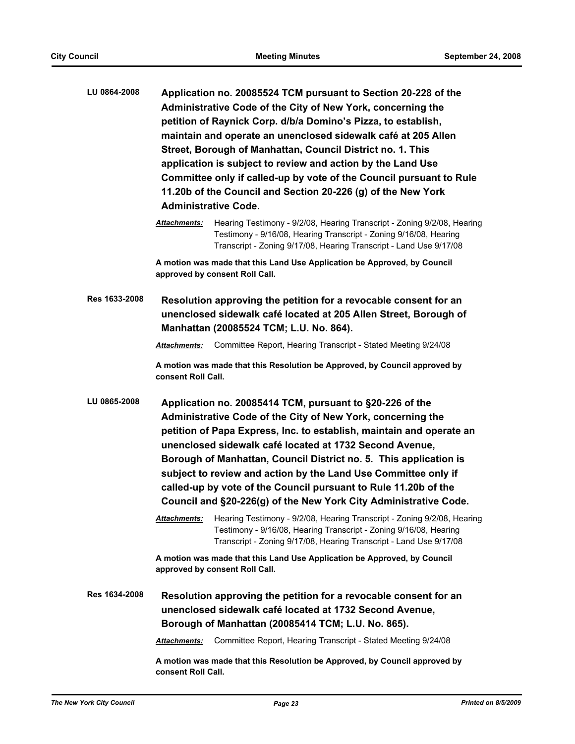**LU 0864-2008** **Application no. 20085524 TCM pursuant to Section 20-228 of the Administrative Code of the City of New York, concerning the petition of Raynick Corp. d/b/a Domino's Pizza, to establish, maintain and operate an unenclosed sidewalk café at 205 Allen Street, Borough of Manhattan, Council District no. 1. This application is subject to review and action by the Land Use Committee only if called-up by vote of the Council pursuant to Rule 11.20b of the Council and Section 20-226 (g) of the New York Administrative Code.**

***Attachments:*** Hearing Testimony - 9/2/08, Hearing Transcript - Zoning 9/2/08, Hearing Testimony - 9/16/08, Hearing Transcript - Zoning 9/16/08, Hearing Transcript - Zoning 9/17/08, Hearing Transcript - Land Use 9/17/08

**A motion was made that this Land Use Application be Approved, by Council approved by consent Roll Call.**

**Res 1633-2008** **Resolution approving the petition for a revocable consent for an unenclosed sidewalk café located at 205 Allen Street, Borough of Manhattan (20085524 TCM; L.U. No. 864).**

***Attachments:*** Committee Report, Hearing Transcript - Stated Meeting 9/24/08

**A motion was made that this Resolution be Approved, by Council approved by consent Roll Call.**

**LU 0865-2008** **Application no. 20085414 TCM, pursuant to §20-226 of the Administrative Code of the City of New York, concerning the petition of Papa Express, Inc. to establish, maintain and operate an unenclosed sidewalk café located at 1732 Second Avenue, Borough of Manhattan, Council District no. 5. This application is subject to review and action by the Land Use Committee only if called-up by vote of the Council pursuant to Rule 11.20b of the Council and §20-226(g) of the New York City Administrative Code.**

***Attachments:*** Hearing Testimony - 9/2/08, Hearing Transcript - Zoning 9/2/08, Hearing Testimony - 9/16/08, Hearing Transcript - Zoning 9/16/08, Hearing Transcript - Zoning 9/17/08, Hearing Transcript - Land Use 9/17/08

**A motion was made that this Land Use Application be Approved, by Council approved by consent Roll Call.**

**Res 1634-2008** **Resolution approving the petition for a revocable consent for an unenclosed sidewalk café located at 1732 Second Avenue, Borough of Manhattan (20085414 TCM; L.U. No. 865).**

***Attachments:*** Committee Report, Hearing Transcript - Stated Meeting 9/24/08

**A motion was made that this Resolution be Approved, by Council approved by consent Roll Call.**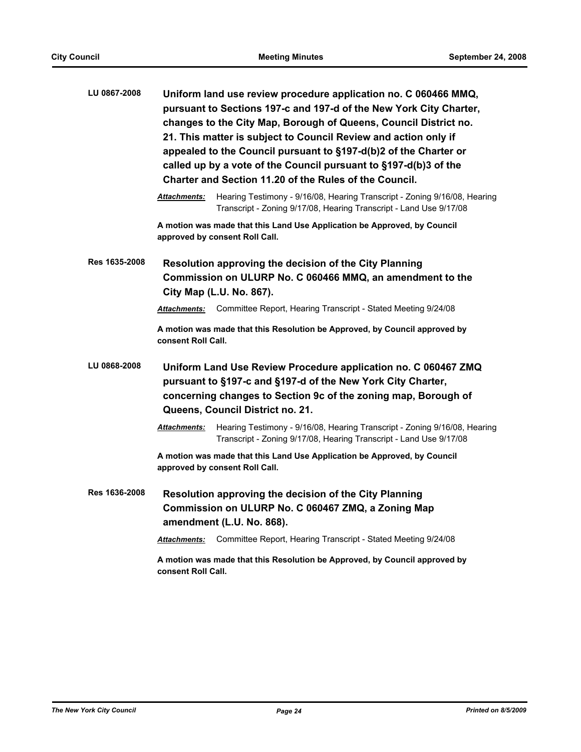**LU 0867-2008** **Uniform land use review procedure application no. C 060466 MMQ, pursuant to Sections 197-c and 197-d of the New York City Charter, changes to the City Map, Borough of Queens, Council District no. 21. This matter is subject to Council Review and action only if appealed to the Council pursuant to §197-d(b)2 of the Charter or called up by a vote of the Council pursuant to §197-d(b)3 of the Charter and Section 11.20 of the Rules of the Council.**

***Attachments:*** Hearing Testimony - 9/16/08, Hearing Transcript - Zoning 9/16/08, Hearing Transcript - Zoning 9/17/08, Hearing Transcript - Land Use 9/17/08

**A motion was made that this Land Use Application be Approved, by Council approved by consent Roll Call.**

**Res 1635-2008** **Resolution approving the decision of the City Planning Commission on ULURP No. C 060466 MMQ, an amendment to the City Map (L.U. No. 867).**

***Attachments:*** Committee Report, Hearing Transcript - Stated Meeting 9/24/08

**A motion was made that this Resolution be Approved, by Council approved by consent Roll Call.**

**LU 0868-2008** **Uniform Land Use Review Procedure application no. C 060467 ZMQ pursuant to §197-c and §197-d of the New York City Charter, concerning changes to Section 9c of the zoning map, Borough of Queens, Council District no. 21.**

***Attachments:*** Hearing Testimony - 9/16/08, Hearing Transcript - Zoning 9/16/08, Hearing Transcript - Zoning 9/17/08, Hearing Transcript - Land Use 9/17/08

**A motion was made that this Land Use Application be Approved, by Council approved by consent Roll Call.**

**Res 1636-2008** **Resolution approving the decision of the City Planning Commission on ULURP No. C 060467 ZMQ, a Zoning Map amendment (L.U. No. 868).**

***Attachments:*** Committee Report, Hearing Transcript - Stated Meeting 9/24/08

**A motion was made that this Resolution be Approved, by Council approved by consent Roll Call.**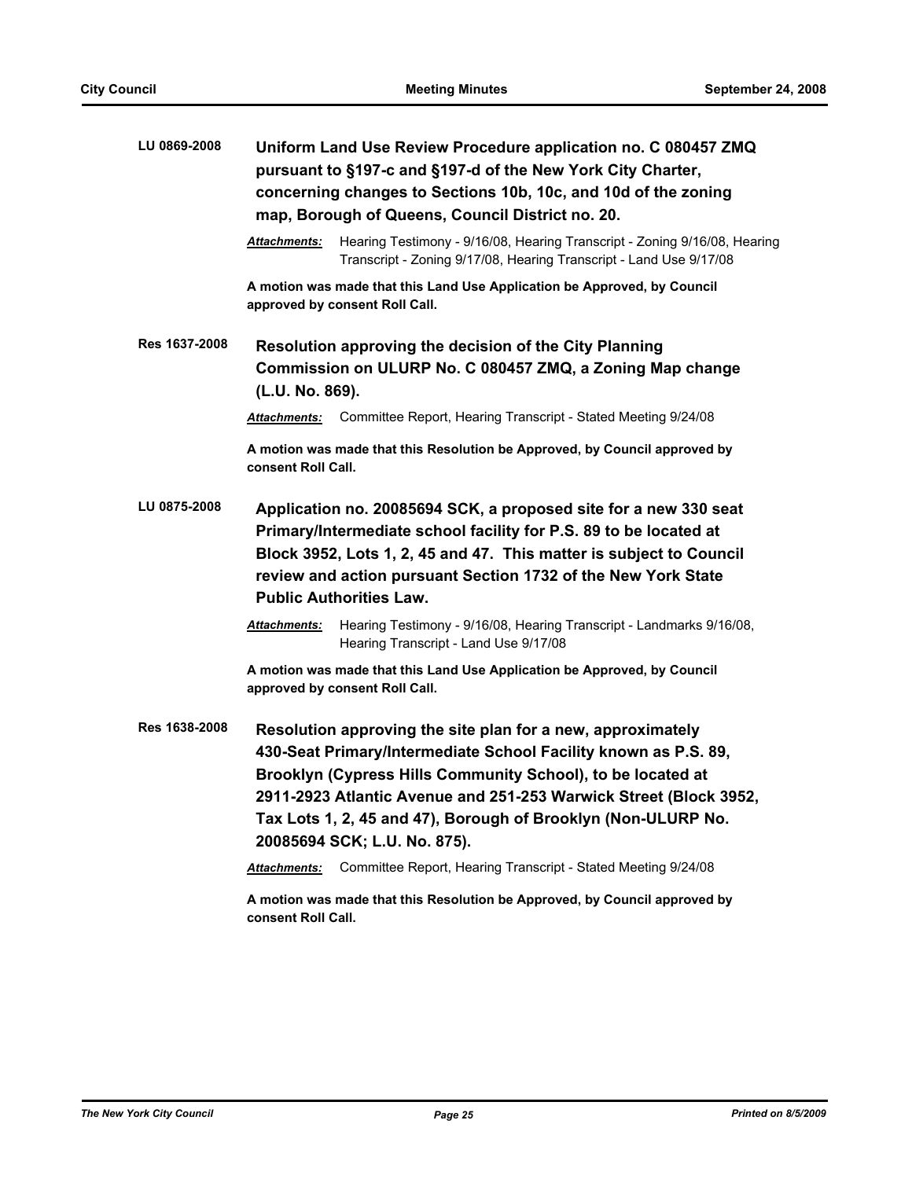**LU 0869-2008** **Uniform Land Use Review Procedure application no. C 080457 ZMQ pursuant to §197-c and §197-d of the New York City Charter, concerning changes to Sections 10b, 10c, and 10d of the zoning map, Borough of Queens, Council District no. 20.**

***Attachments:*** Hearing Testimony - 9/16/08, Hearing Transcript - Zoning 9/16/08, Hearing Transcript - Zoning 9/17/08, Hearing Transcript - Land Use 9/17/08

**A motion was made that this Land Use Application be Approved, by Council approved by consent Roll Call.**

**Res 1637-2008** **Resolution approving the decision of the City Planning Commission on ULURP No. C 080457 ZMQ, a Zoning Map change (L.U. No. 869).**

***Attachments:*** Committee Report, Hearing Transcript - Stated Meeting 9/24/08

**A motion was made that this Resolution be Approved, by Council approved by consent Roll Call.**

**LU 0875-2008** **Application no. 20085694 SCK, a proposed site for a new 330 seat Primary/Intermediate school facility for P.S. 89 to be located at Block 3952, Lots 1, 2, 45 and 47. This matter is subject to Council review and action pursuant Section 1732 of the New York State Public Authorities Law.**

***Attachments:*** Hearing Testimony - 9/16/08, Hearing Transcript - Landmarks 9/16/08, Hearing Transcript - Land Use 9/17/08

**A motion was made that this Land Use Application be Approved, by Council approved by consent Roll Call.**

**Res 1638-2008** **Resolution approving the site plan for a new, approximately 430-Seat Primary/Intermediate School Facility known as P.S. 89, Brooklyn (Cypress Hills Community School), to be located at 2911-2923 Atlantic Avenue and 251-253 Warwick Street (Block 3952, Tax Lots 1, 2, 45 and 47), Borough of Brooklyn (Non-ULURP No. 20085694 SCK; L.U. No. 875).**

***Attachments:*** Committee Report, Hearing Transcript - Stated Meeting 9/24/08

**A motion was made that this Resolution be Approved, by Council approved by consent Roll Call.**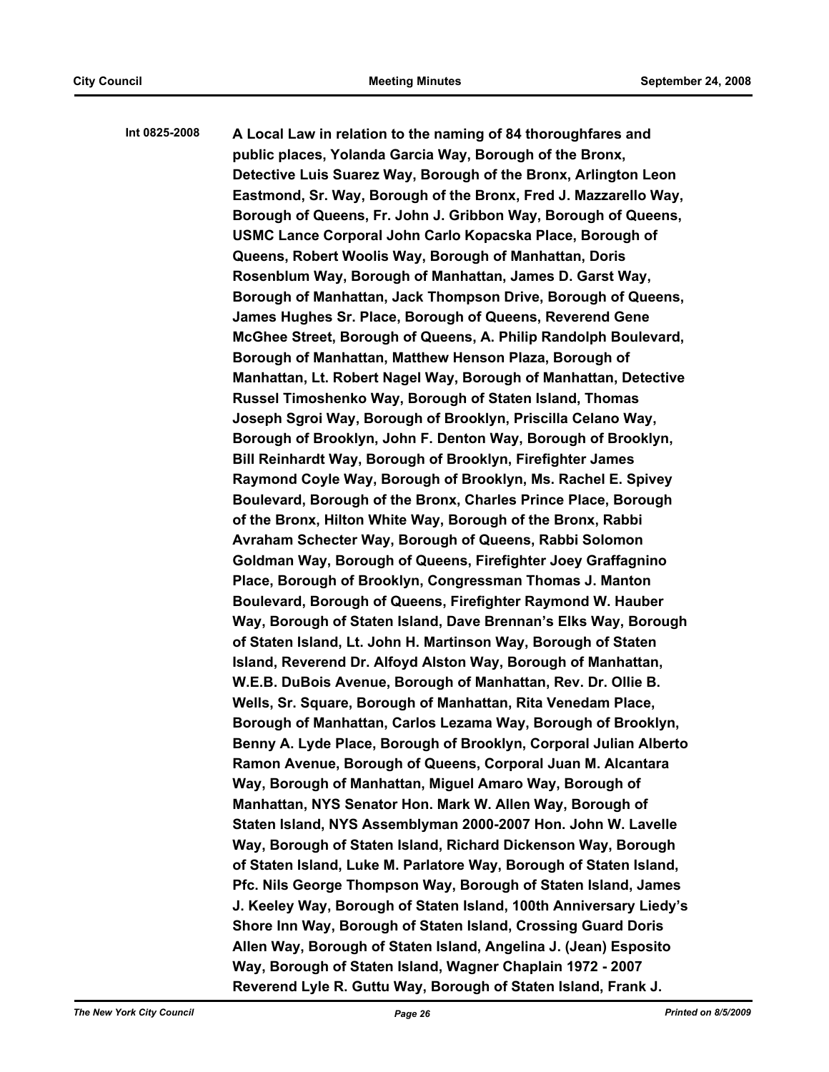**Int 0825-2008** **A Local Law in relation to the naming of 84 thoroughfares and public places, Yolanda Garcia Way, Borough of the Bronx, Detective Luis Suarez Way, Borough of the Bronx, Arlington Leon Eastmond, Sr. Way, Borough of the Bronx, Fred J. Mazzarello Way, Borough of Queens, Fr. John J. Gribbon Way, Borough of Queens, USMC Lance Corporal John Carlo Kopacska Place, Borough of Queens, Robert Woolis Way, Borough of Manhattan, Doris Rosenblum Way, Borough of Manhattan, James D. Garst Way, Borough of Manhattan, Jack Thompson Drive, Borough of Queens, James Hughes Sr. Place, Borough of Queens, Reverend Gene McGhee Street, Borough of Queens, A. Philip Randolph Boulevard, Borough of Manhattan, Matthew Henson Plaza, Borough of Manhattan, Lt. Robert Nagel Way, Borough of Manhattan, Detective Russel Timoshenko Way, Borough of Staten Island, Thomas Joseph Sgroi Way, Borough of Brooklyn, Priscilla Celano Way, Borough of Brooklyn, John F. Denton Way, Borough of Brooklyn, Bill Reinhardt Way, Borough of Brooklyn, Firefighter James Raymond Coyle Way, Borough of Brooklyn, Ms. Rachel E. Spivey Boulevard, Borough of the Bronx, Charles Prince Place, Borough of the Bronx, Hilton White Way, Borough of the Bronx, Rabbi Avraham Schecter Way, Borough of Queens, Rabbi Solomon Goldman Way, Borough of Queens, Firefighter Joey Graffagnino Place, Borough of Brooklyn, Congressman Thomas J. Manton Boulevard, Borough of Queens, Firefighter Raymond W. Hauber Way, Borough of Staten Island, Dave Brennan's Elks Way, Borough of Staten Island, Lt. John H. Martinson Way, Borough of Staten Island, Reverend Dr. Alfoyd Alston Way, Borough of Manhattan, W.E.B. DuBois Avenue, Borough of Manhattan, Rev. Dr. Ollie B. Wells, Sr. Square, Borough of Manhattan, Rita Venedam Place, Borough of Manhattan, Carlos Lezama Way, Borough of Brooklyn, Benny A. Lyde Place, Borough of Brooklyn, Corporal Julian Alberto Ramon Avenue, Borough of Queens, Corporal Juan M. Alcantara Way, Borough of Manhattan, Miguel Amaro Way, Borough of Manhattan, NYS Senator Hon. Mark W. Allen Way, Borough of Staten Island, NYS Assemblyman 2000-2007 Hon. John W. Lavelle Way, Borough of Staten Island, Richard Dickenson Way, Borough of Staten Island, Luke M. Parlatore Way, Borough of Staten Island, Pfc. Nils George Thompson Way, Borough of Staten Island, James J. Keeley Way, Borough of Staten Island, 100th Anniversary Liedy's Shore Inn Way, Borough of Staten Island, Crossing Guard Doris Allen Way, Borough of Staten Island, Angelina J. (Jean) Esposito Way, Borough of Staten Island, Wagner Chaplain 1972 - 2007 Reverend Lyle R. Guttu Way, Borough of Staten Island, Frank J.**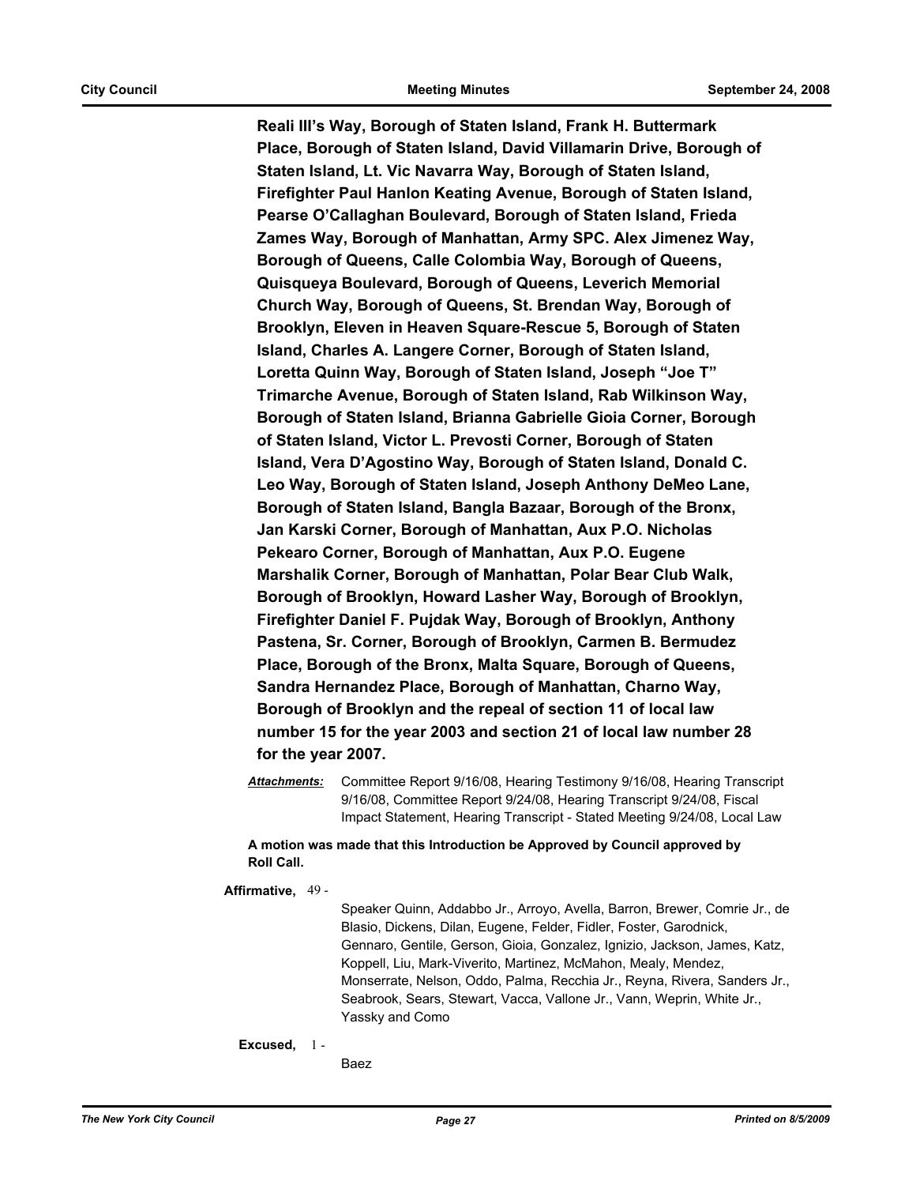**Reali III's Way, Borough of Staten Island, Frank H. Buttermark Place, Borough of Staten Island, David Villamarin Drive, Borough of Staten Island, Lt. Vic Navarra Way, Borough of Staten Island, Firefighter Paul Hanlon Keating Avenue, Borough of Staten Island, Pearse O'Callaghan Boulevard, Borough of Staten Island, Frieda Zames Way, Borough of Manhattan, Army SPC. Alex Jimenez Way, Borough of Queens, Calle Colombia Way, Borough of Queens, Quisqueya Boulevard, Borough of Queens, Leverich Memorial Church Way, Borough of Queens, St. Brendan Way, Borough of Brooklyn, Eleven in Heaven Square-Rescue 5, Borough of Staten Island, Charles A. Langere Corner, Borough of Staten Island, Loretta Quinn Way, Borough of Staten Island, Joseph "Joe T" Trimarche Avenue, Borough of Staten Island, Rab Wilkinson Way, Borough of Staten Island, Brianna Gabrielle Gioia Corner, Borough of Staten Island, Victor L. Prevosti Corner, Borough of Staten Island, Vera D'Agostino Way, Borough of Staten Island, Donald C. Leo Way, Borough of Staten Island, Joseph Anthony DeMeo Lane, Borough of Staten Island, Bangla Bazaar, Borough of the Bronx, Jan Karski Corner, Borough of Manhattan, Aux P.O. Nicholas Pekearo Corner, Borough of Manhattan, Aux P.O. Eugene Marshalik Corner, Borough of Manhattan, Polar Bear Club Walk, Borough of Brooklyn, Howard Lasher Way, Borough of Brooklyn, Firefighter Daniel F. Pujdak Way, Borough of Brooklyn, Anthony Pastena, Sr. Corner, Borough of Brooklyn, Carmen B. Bermudez Place, Borough of the Bronx, Malta Square, Borough of Queens, Sandra Hernandez Place, Borough of Manhattan, Charno Way, Borough of Brooklyn and the repeal of section 11 of local law number 15 for the year 2003 and section 21 of local law number 28 for the year 2007.**

***Attachments:*** Committee Report 9/16/08, Hearing Testimony 9/16/08, Hearing Transcript 9/16/08, Committee Report 9/24/08, Hearing Transcript 9/24/08, Fiscal Impact Statement, Hearing Transcript - Stated Meeting 9/24/08, Local Law

**A motion was made that this Introduction be Approved by Council approved by Roll Call.**

**Affirmative,** 49 -

Speaker Quinn, Addabbo Jr., Arroyo, Avella, Barron, Brewer, Comrie Jr., de Blasio, Dickens, Dilan, Eugene, Felder, Fidler, Foster, Garodnick, Gennaro, Gentile, Gerson, Gioia, Gonzalez, Ignizio, Jackson, James, Katz, Koppell, Liu, Mark-Viverito, Martinez, McMahon, Mealy, Mendez, Monserrate, Nelson, Oddo, Palma, Recchia Jr., Reyna, Rivera, Sanders Jr., Seabrook, Sears, Stewart, Vacca, Vallone Jr., Vann, Weprin, White Jr., Yassky and Como

**Excused,** 1 -

Baez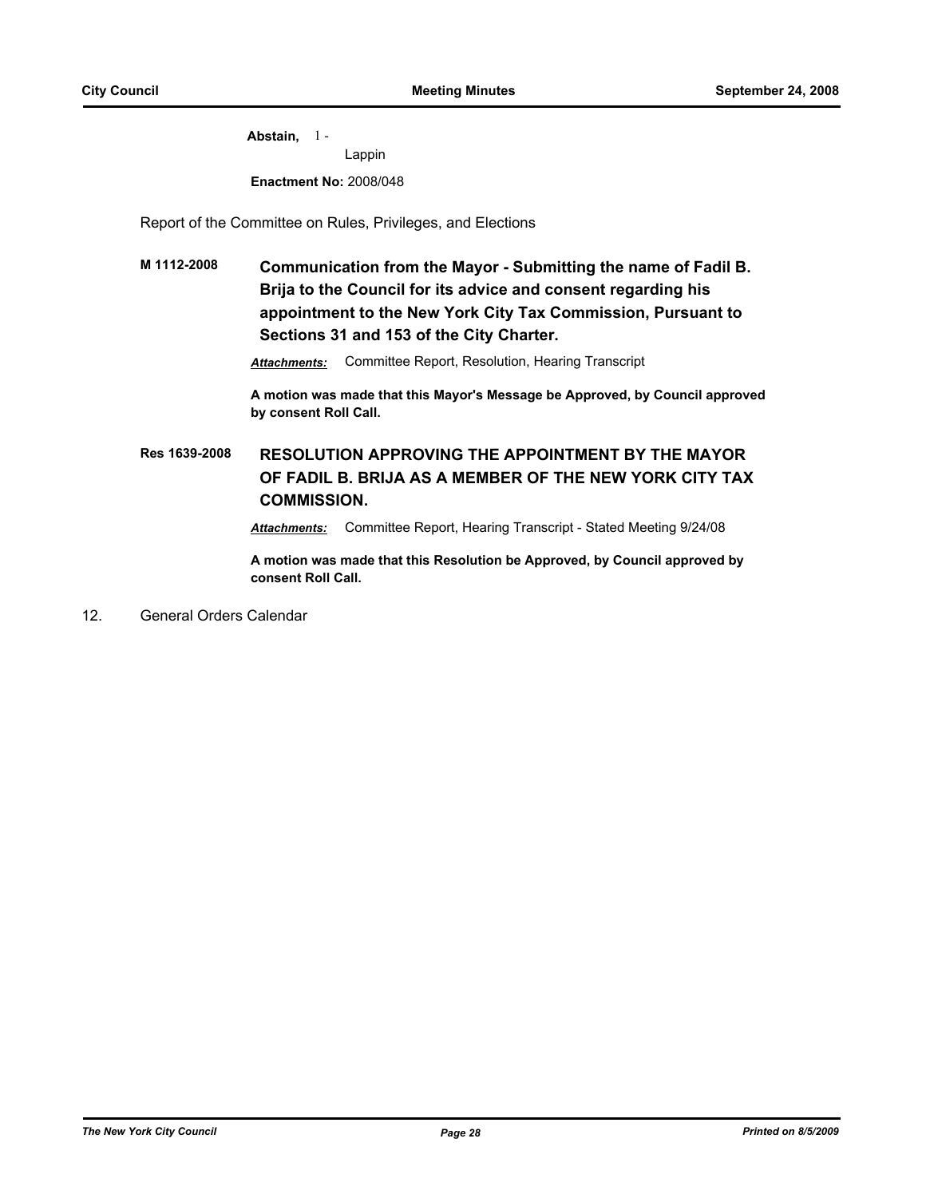**Abstain,** 1 -
Lappin

**Enactment No:** 2008/048

Report of the Committee on Rules, Privileges, and Elections

**M 1112-2008** **Communication from the Mayor - Submitting the name of Fadil B. Brija to the Council for its advice and consent regarding his appointment to the New York City Tax Commission, Pursuant to Sections 31 and 153 of the City Charter.**

***Attachments:*** Committee Report, Resolution, Hearing Transcript

**A motion was made that this Mayor's Message be Approved, by Council approved by consent Roll Call.**

**Res 1639-2008** **RESOLUTION APPROVING THE APPOINTMENT BY THE MAYOR OF FADIL B. BRIJA AS A MEMBER OF THE NEW YORK CITY TAX COMMISSION.**

***Attachments:*** Committee Report, Hearing Transcript - Stated Meeting 9/24/08

**A motion was made that this Resolution be Approved, by Council approved by consent Roll Call.**

12. General Orders Calendar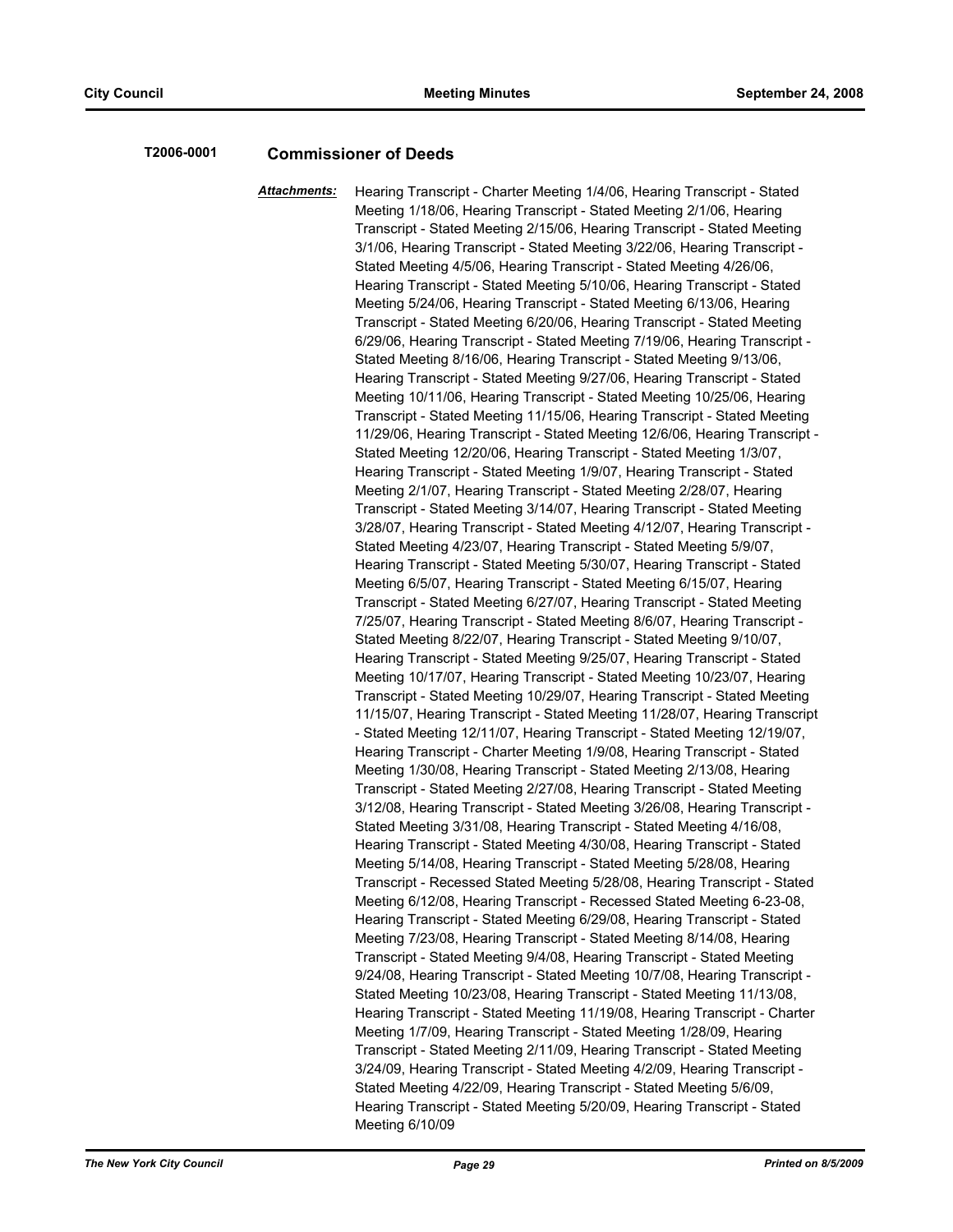**T2006-0001** **Commissioner of Deeds**

***Attachments:*** Hearing Transcript - Charter Meeting 1/4/06, Hearing Transcript - Stated Meeting 1/18/06, Hearing Transcript - Stated Meeting 2/1/06, Hearing Transcript - Stated Meeting 2/15/06, Hearing Transcript - Stated Meeting 3/1/06, Hearing Transcript - Stated Meeting 3/22/06, Hearing Transcript - Stated Meeting 4/5/06, Hearing Transcript - Stated Meeting 4/26/06, Hearing Transcript - Stated Meeting 5/10/06, Hearing Transcript - Stated Meeting 5/24/06, Hearing Transcript - Stated Meeting 6/13/06, Hearing Transcript - Stated Meeting 6/20/06, Hearing Transcript - Stated Meeting 6/29/06, Hearing Transcript - Stated Meeting 7/19/06, Hearing Transcript - Stated Meeting 8/16/06, Hearing Transcript - Stated Meeting 9/13/06, Hearing Transcript - Stated Meeting 9/27/06, Hearing Transcript - Stated Meeting 10/11/06, Hearing Transcript - Stated Meeting 10/25/06, Hearing Transcript - Stated Meeting 11/15/06, Hearing Transcript - Stated Meeting 11/29/06, Hearing Transcript - Stated Meeting 12/6/06, Hearing Transcript - Stated Meeting 12/20/06, Hearing Transcript - Stated Meeting 1/3/07, Hearing Transcript - Stated Meeting 1/9/07, Hearing Transcript - Stated Meeting 2/1/07, Hearing Transcript - Stated Meeting 2/28/07, Hearing Transcript - Stated Meeting 3/14/07, Hearing Transcript - Stated Meeting 3/28/07, Hearing Transcript - Stated Meeting 4/12/07, Hearing Transcript - Stated Meeting 4/23/07, Hearing Transcript - Stated Meeting 5/9/07, Hearing Transcript - Stated Meeting 5/30/07, Hearing Transcript - Stated Meeting 6/5/07, Hearing Transcript - Stated Meeting 6/15/07, Hearing Transcript - Stated Meeting 6/27/07, Hearing Transcript - Stated Meeting 7/25/07, Hearing Transcript - Stated Meeting 8/6/07, Hearing Transcript - Stated Meeting 8/22/07, Hearing Transcript - Stated Meeting 9/10/07, Hearing Transcript - Stated Meeting 9/25/07, Hearing Transcript - Stated Meeting 10/17/07, Hearing Transcript - Stated Meeting 10/23/07, Hearing Transcript - Stated Meeting 10/29/07, Hearing Transcript - Stated Meeting 11/15/07, Hearing Transcript - Stated Meeting 11/28/07, Hearing Transcript - Stated Meeting 12/11/07, Hearing Transcript - Stated Meeting 12/19/07, Hearing Transcript - Charter Meeting 1/9/08, Hearing Transcript - Stated Meeting 1/30/08, Hearing Transcript - Stated Meeting 2/13/08, Hearing Transcript - Stated Meeting 2/27/08, Hearing Transcript - Stated Meeting 3/12/08, Hearing Transcript - Stated Meeting 3/26/08, Hearing Transcript - Stated Meeting 3/31/08, Hearing Transcript - Stated Meeting 4/16/08, Hearing Transcript - Stated Meeting 4/30/08, Hearing Transcript - Stated Meeting 5/14/08, Hearing Transcript - Stated Meeting 5/28/08, Hearing Transcript - Recessed Stated Meeting 5/28/08, Hearing Transcript - Stated Meeting 6/12/08, Hearing Transcript - Recessed Stated Meeting 6-23-08, Hearing Transcript - Stated Meeting 6/29/08, Hearing Transcript - Stated Meeting 7/23/08, Hearing Transcript - Stated Meeting 8/14/08, Hearing Transcript - Stated Meeting 9/4/08, Hearing Transcript - Stated Meeting 9/24/08, Hearing Transcript - Stated Meeting 10/7/08, Hearing Transcript - Stated Meeting 10/23/08, Hearing Transcript - Stated Meeting 11/13/08, Hearing Transcript - Stated Meeting 11/19/08, Hearing Transcript - Charter Meeting 1/7/09, Hearing Transcript - Stated Meeting 1/28/09, Hearing Transcript - Stated Meeting 2/11/09, Hearing Transcript - Stated Meeting 3/24/09, Hearing Transcript - Stated Meeting 4/2/09, Hearing Transcript - Stated Meeting 4/22/09, Hearing Transcript - Stated Meeting 5/6/09, Hearing Transcript - Stated Meeting 5/20/09, Hearing Transcript - Stated Meeting 6/10/09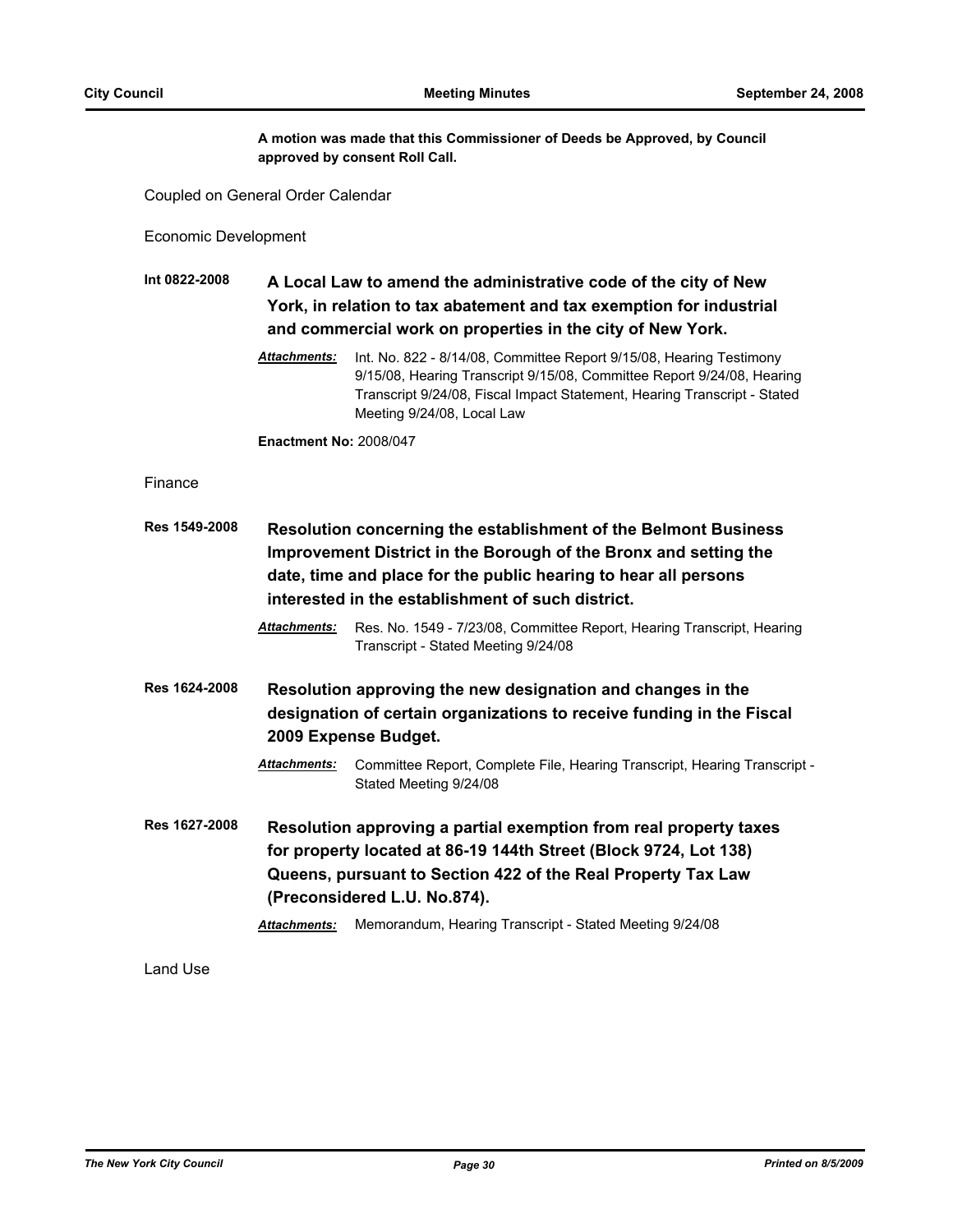**A motion was made that this Commissioner of Deeds be Approved, by Council approved by consent Roll Call.**

Coupled on General Order Calendar

Economic Development

**Int 0822-2008** **A Local Law to amend the administrative code of the city of New York, in relation to tax abatement and tax exemption for industrial and commercial work on properties in the city of New York.**

***Attachments:*** Int. No. 822 - 8/14/08, Committee Report 9/15/08, Hearing Testimony 9/15/08, Hearing Transcript 9/15/08, Committee Report 9/24/08, Hearing Transcript 9/24/08, Fiscal Impact Statement, Hearing Transcript - Stated Meeting 9/24/08, Local Law

**Enactment No:** 2008/047

Finance

**Res 1549-2008** **Resolution concerning the establishment of the Belmont Business Improvement District in the Borough of the Bronx and setting the date, time and place for the public hearing to hear all persons interested in the establishment of such district.**

***Attachments:*** Res. No. 1549 - 7/23/08, Committee Report, Hearing Transcript, Hearing Transcript - Stated Meeting 9/24/08

**Res 1624-2008** **Resolution approving the new designation and changes in the designation of certain organizations to receive funding in the Fiscal 2009 Expense Budget.**

***Attachments:*** Committee Report, Complete File, Hearing Transcript, Hearing Transcript - Stated Meeting 9/24/08

**Res 1627-2008** **Resolution approving a partial exemption from real property taxes for property located at 86-19 144th Street (Block 9724, Lot 138) Queens, pursuant to Section 422 of the Real Property Tax Law (Preconsidered L.U. No.874).**

***Attachments:*** Memorandum, Hearing Transcript - Stated Meeting 9/24/08

Land Use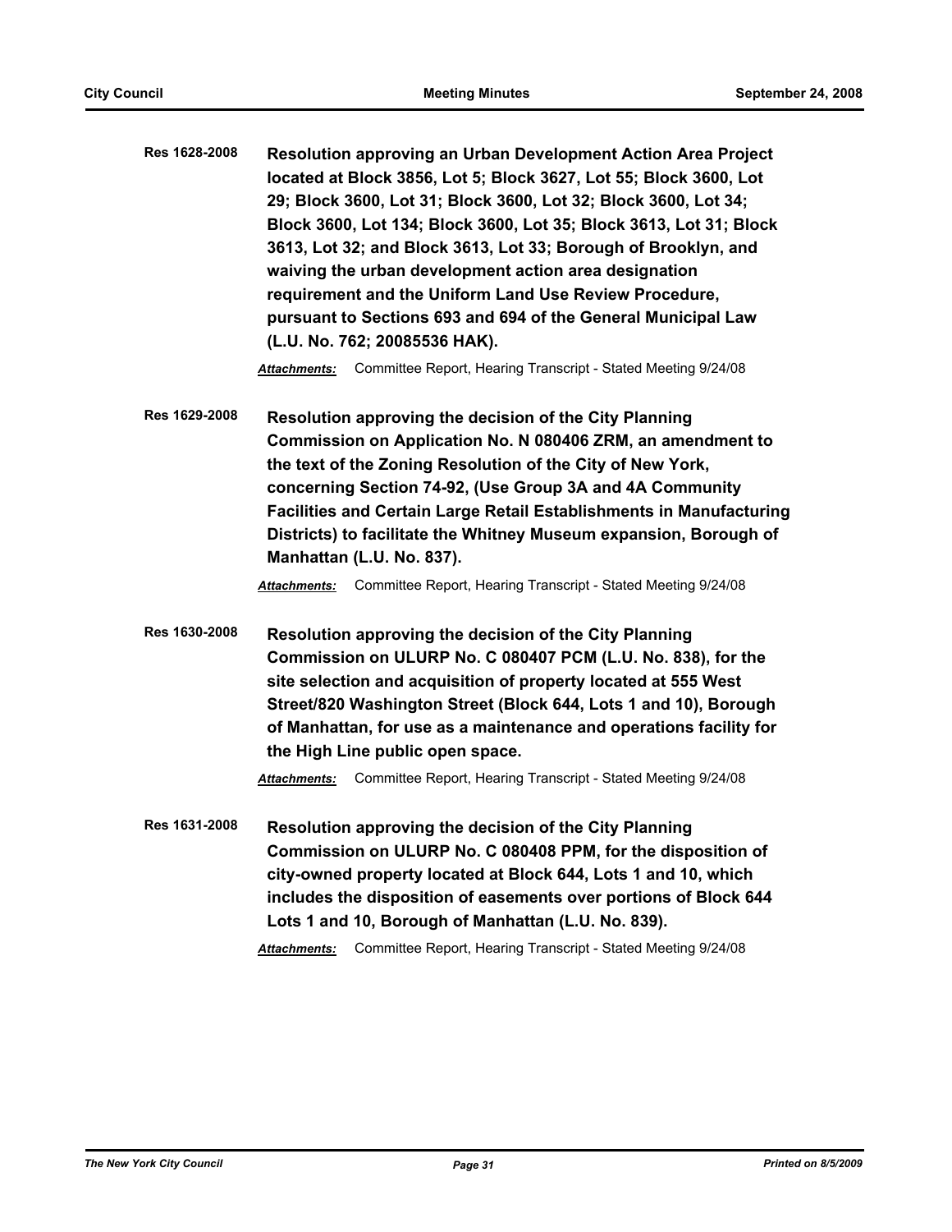**Res 1628-2008** **Resolution approving an Urban Development Action Area Project located at Block 3856, Lot 5; Block 3627, Lot 55; Block 3600, Lot 29; Block 3600, Lot 31; Block 3600, Lot 32; Block 3600, Lot 34; Block 3600, Lot 134; Block 3600, Lot 35; Block 3613, Lot 31; Block 3613, Lot 32; and Block 3613, Lot 33; Borough of Brooklyn, and waiving the urban development action area designation requirement and the Uniform Land Use Review Procedure, pursuant to Sections 693 and 694 of the General Municipal Law (L.U. No. 762; 20085536 HAK).**

***Attachments:*** Committee Report, Hearing Transcript - Stated Meeting 9/24/08

**Res 1629-2008** **Resolution approving the decision of the City Planning Commission on Application No. N 080406 ZRM, an amendment to the text of the Zoning Resolution of the City of New York, concerning Section 74-92, (Use Group 3A and 4A Community Facilities and Certain Large Retail Establishments in Manufacturing Districts) to facilitate the Whitney Museum expansion, Borough of Manhattan (L.U. No. 837).**

***Attachments:*** Committee Report, Hearing Transcript - Stated Meeting 9/24/08

**Res 1630-2008** **Resolution approving the decision of the City Planning Commission on ULURP No. C 080407 PCM (L.U. No. 838), for the site selection and acquisition of property located at 555 West Street/820 Washington Street (Block 644, Lots 1 and 10), Borough of Manhattan, for use as a maintenance and operations facility for the High Line public open space.**

***Attachments:*** Committee Report, Hearing Transcript - Stated Meeting 9/24/08

**Res 1631-2008** **Resolution approving the decision of the City Planning Commission on ULURP No. C 080408 PPM, for the disposition of city-owned property located at Block 644, Lots 1 and 10, which includes the disposition of easements over portions of Block 644 Lots 1 and 10, Borough of Manhattan (L.U. No. 839).**

***Attachments:*** Committee Report, Hearing Transcript - Stated Meeting 9/24/08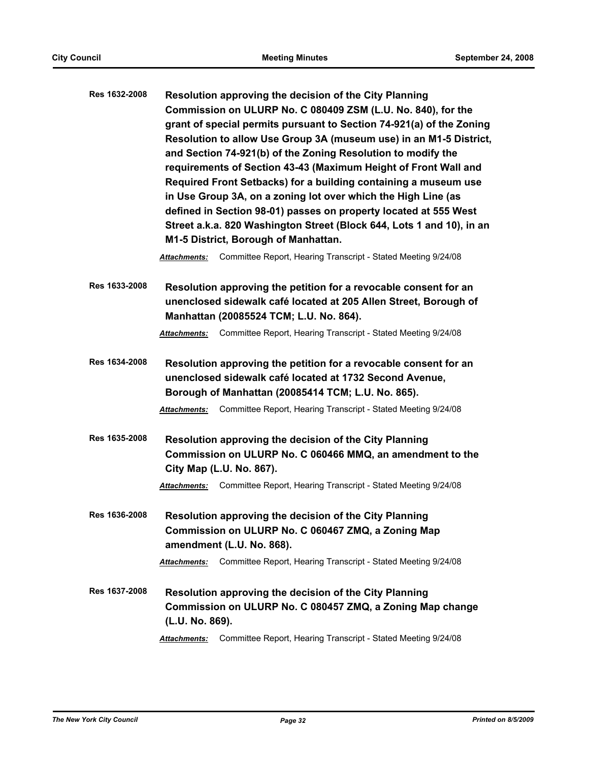**Res 1632-2008** **Resolution approving the decision of the City Planning Commission on ULURP No. C 080409 ZSM (L.U. No. 840), for the grant of special permits pursuant to Section 74-921(a) of the Zoning Resolution to allow Use Group 3A (museum use) in an M1-5 District, and Section 74-921(b) of the Zoning Resolution to modify the requirements of Section 43-43 (Maximum Height of Front Wall and Required Front Setbacks) for a building containing a museum use in Use Group 3A, on a zoning lot over which the High Line (as defined in Section 98-01) passes on property located at 555 West Street a.k.a. 820 Washington Street (Block 644, Lots 1 and 10), in an M1-5 District, Borough of Manhattan.**

***Attachments:*** Committee Report, Hearing Transcript - Stated Meeting 9/24/08

**Res 1633-2008** **Resolution approving the petition for a revocable consent for an unenclosed sidewalk café located at 205 Allen Street, Borough of Manhattan (20085524 TCM; L.U. No. 864).**

***Attachments:*** Committee Report, Hearing Transcript - Stated Meeting 9/24/08

**Res 1634-2008** **Resolution approving the petition for a revocable consent for an unenclosed sidewalk café located at 1732 Second Avenue, Borough of Manhattan (20085414 TCM; L.U. No. 865).**

***Attachments:*** Committee Report, Hearing Transcript - Stated Meeting 9/24/08

**Res 1635-2008** **Resolution approving the decision of the City Planning Commission on ULURP No. C 060466 MMQ, an amendment to the City Map (L.U. No. 867).**

***Attachments:*** Committee Report, Hearing Transcript - Stated Meeting 9/24/08

**Res 1636-2008** **Resolution approving the decision of the City Planning Commission on ULURP No. C 060467 ZMQ, a Zoning Map amendment (L.U. No. 868).**

***Attachments:*** Committee Report, Hearing Transcript - Stated Meeting 9/24/08

**Res 1637-2008** **Resolution approving the decision of the City Planning Commission on ULURP No. C 080457 ZMQ, a Zoning Map change (L.U. No. 869).**

***Attachments:*** Committee Report, Hearing Transcript - Stated Meeting 9/24/08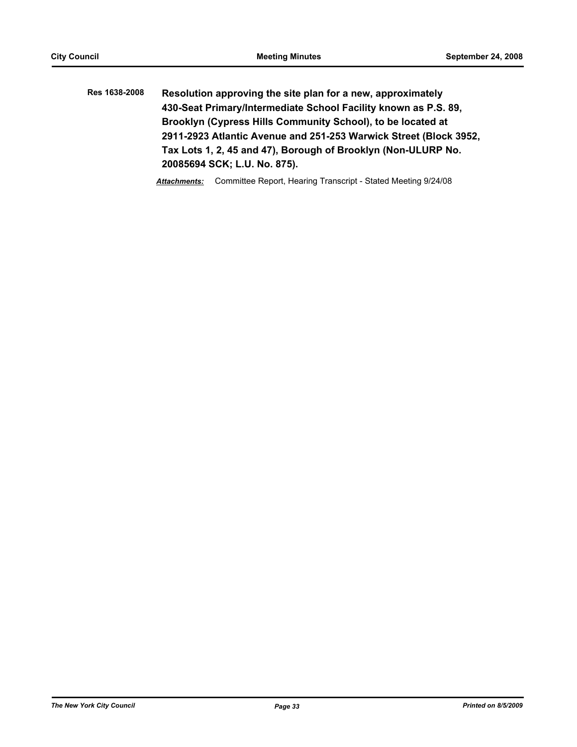**Res 1638-2008** **Resolution approving the site plan for a new, approximately 430-Seat Primary/Intermediate School Facility known as P.S. 89, Brooklyn (Cypress Hills Community School), to be located at 2911-2923 Atlantic Avenue and 251-253 Warwick Street (Block 3952, Tax Lots 1, 2, 45 and 47), Borough of Brooklyn (Non-ULURP No. 20085694 SCK; L.U. No. 875).**

***Attachments:*** Committee Report, Hearing Transcript - Stated Meeting 9/24/08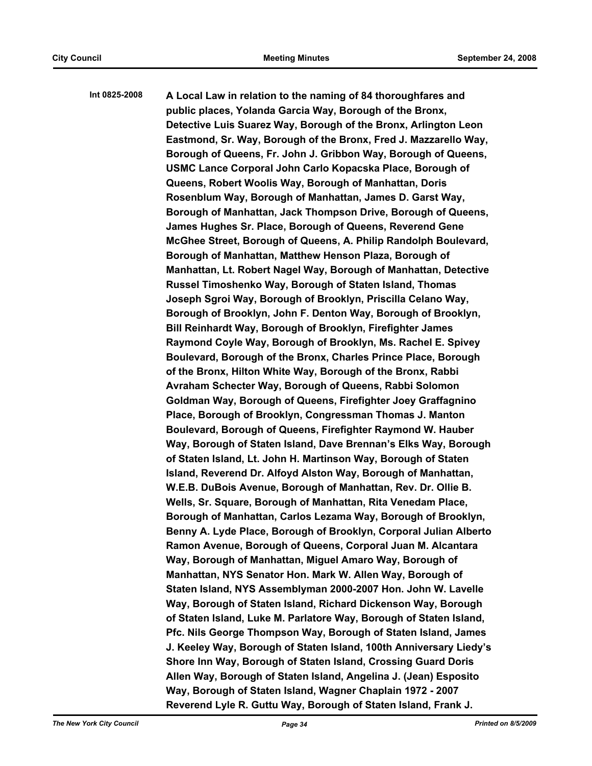**Int 0825-2008** **A Local Law in relation to the naming of 84 thoroughfares and public places, Yolanda Garcia Way, Borough of the Bronx, Detective Luis Suarez Way, Borough of the Bronx, Arlington Leon Eastmond, Sr. Way, Borough of the Bronx, Fred J. Mazzarello Way, Borough of Queens, Fr. John J. Gribbon Way, Borough of Queens, USMC Lance Corporal John Carlo Kopacska Place, Borough of Queens, Robert Woolis Way, Borough of Manhattan, Doris Rosenblum Way, Borough of Manhattan, James D. Garst Way, Borough of Manhattan, Jack Thompson Drive, Borough of Queens, James Hughes Sr. Place, Borough of Queens, Reverend Gene McGhee Street, Borough of Queens, A. Philip Randolph Boulevard, Borough of Manhattan, Matthew Henson Plaza, Borough of Manhattan, Lt. Robert Nagel Way, Borough of Manhattan, Detective Russel Timoshenko Way, Borough of Staten Island, Thomas Joseph Sgroi Way, Borough of Brooklyn, Priscilla Celano Way, Borough of Brooklyn, John F. Denton Way, Borough of Brooklyn, Bill Reinhardt Way, Borough of Brooklyn, Firefighter James Raymond Coyle Way, Borough of Brooklyn, Ms. Rachel E. Spivey Boulevard, Borough of the Bronx, Charles Prince Place, Borough of the Bronx, Hilton White Way, Borough of the Bronx, Rabbi Avraham Schecter Way, Borough of Queens, Rabbi Solomon Goldman Way, Borough of Queens, Firefighter Joey Graffagnino Place, Borough of Brooklyn, Congressman Thomas J. Manton Boulevard, Borough of Queens, Firefighter Raymond W. Hauber Way, Borough of Staten Island, Dave Brennan's Elks Way, Borough of Staten Island, Lt. John H. Martinson Way, Borough of Staten Island, Reverend Dr. Alfoyd Alston Way, Borough of Manhattan, W.E.B. DuBois Avenue, Borough of Manhattan, Rev. Dr. Ollie B. Wells, Sr. Square, Borough of Manhattan, Rita Venedam Place, Borough of Manhattan, Carlos Lezama Way, Borough of Brooklyn, Benny A. Lyde Place, Borough of Brooklyn, Corporal Julian Alberto Ramon Avenue, Borough of Queens, Corporal Juan M. Alcantara Way, Borough of Manhattan, Miguel Amaro Way, Borough of Manhattan, NYS Senator Hon. Mark W. Allen Way, Borough of Staten Island, NYS Assemblyman 2000-2007 Hon. John W. Lavelle Way, Borough of Staten Island, Richard Dickenson Way, Borough of Staten Island, Luke M. Parlatore Way, Borough of Staten Island, Pfc. Nils George Thompson Way, Borough of Staten Island, James J. Keeley Way, Borough of Staten Island, 100th Anniversary Liedy's Shore Inn Way, Borough of Staten Island, Crossing Guard Doris Allen Way, Borough of Staten Island, Angelina J. (Jean) Esposito Way, Borough of Staten Island, Wagner Chaplain 1972 - 2007 Reverend Lyle R. Guttu Way, Borough of Staten Island, Frank J.**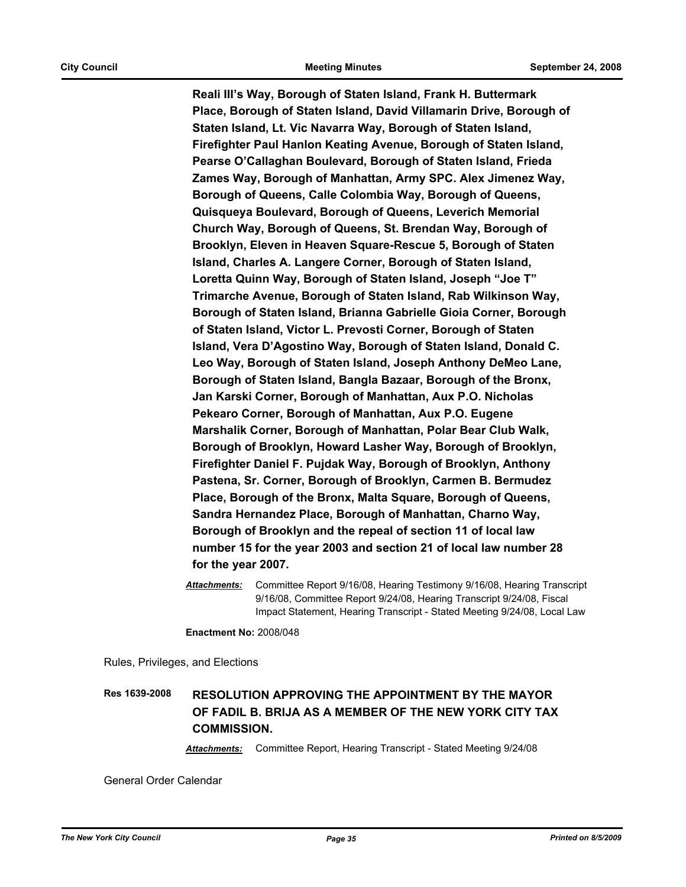**Reali III's Way, Borough of Staten Island, Frank H. Buttermark Place, Borough of Staten Island, David Villamarin Drive, Borough of Staten Island, Lt. Vic Navarra Way, Borough of Staten Island, Firefighter Paul Hanlon Keating Avenue, Borough of Staten Island, Pearse O'Callaghan Boulevard, Borough of Staten Island, Frieda Zames Way, Borough of Manhattan, Army SPC. Alex Jimenez Way, Borough of Queens, Calle Colombia Way, Borough of Queens, Quisqueya Boulevard, Borough of Queens, Leverich Memorial Church Way, Borough of Queens, St. Brendan Way, Borough of Brooklyn, Eleven in Heaven Square-Rescue 5, Borough of Staten Island, Charles A. Langere Corner, Borough of Staten Island, Loretta Quinn Way, Borough of Staten Island, Joseph "Joe T" Trimarche Avenue, Borough of Staten Island, Rab Wilkinson Way, Borough of Staten Island, Brianna Gabrielle Gioia Corner, Borough of Staten Island, Victor L. Prevosti Corner, Borough of Staten Island, Vera D'Agostino Way, Borough of Staten Island, Donald C. Leo Way, Borough of Staten Island, Joseph Anthony DeMeo Lane, Borough of Staten Island, Bangla Bazaar, Borough of the Bronx, Jan Karski Corner, Borough of Manhattan, Aux P.O. Nicholas Pekearo Corner, Borough of Manhattan, Aux P.O. Eugene Marshalik Corner, Borough of Manhattan, Polar Bear Club Walk, Borough of Brooklyn, Howard Lasher Way, Borough of Brooklyn, Firefighter Daniel F. Pujdak Way, Borough of Brooklyn, Anthony Pastena, Sr. Corner, Borough of Brooklyn, Carmen B. Bermudez Place, Borough of the Bronx, Malta Square, Borough of Queens, Sandra Hernandez Place, Borough of Manhattan, Charno Way, Borough of Brooklyn and the repeal of section 11 of local law number 15 for the year 2003 and section 21 of local law number 28 for the year 2007.**

***Attachments:*** Committee Report 9/16/08, Hearing Testimony 9/16/08, Hearing Transcript 9/16/08, Committee Report 9/24/08, Hearing Transcript 9/24/08, Fiscal Impact Statement, Hearing Transcript - Stated Meeting 9/24/08, Local Law

**Enactment No:** 2008/048

Rules, Privileges, and Elections

**Res 1639-2008** **RESOLUTION APPROVING THE APPOINTMENT BY THE MAYOR OF FADIL B. BRIJA AS A MEMBER OF THE NEW YORK CITY TAX COMMISSION.**

***Attachments:*** Committee Report, Hearing Transcript - Stated Meeting 9/24/08

General Order Calendar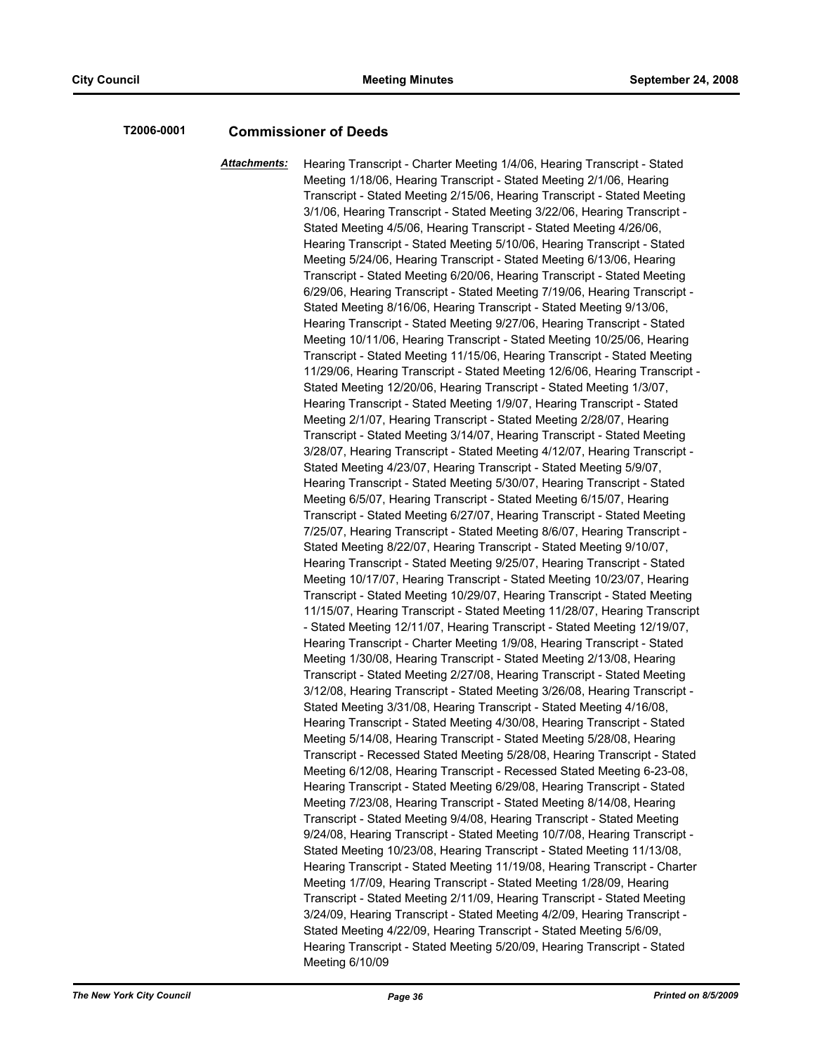**T2006-0001** **Commissioner of Deeds**

***Attachments:*** Hearing Transcript - Charter Meeting 1/4/06, Hearing Transcript - Stated Meeting 1/18/06, Hearing Transcript - Stated Meeting 2/1/06, Hearing Transcript - Stated Meeting 2/15/06, Hearing Transcript - Stated Meeting 3/1/06, Hearing Transcript - Stated Meeting 3/22/06, Hearing Transcript - Stated Meeting 4/5/06, Hearing Transcript - Stated Meeting 4/26/06, Hearing Transcript - Stated Meeting 5/10/06, Hearing Transcript - Stated Meeting 5/24/06, Hearing Transcript - Stated Meeting 6/13/06, Hearing Transcript - Stated Meeting 6/20/06, Hearing Transcript - Stated Meeting 6/29/06, Hearing Transcript - Stated Meeting 7/19/06, Hearing Transcript - Stated Meeting 8/16/06, Hearing Transcript - Stated Meeting 9/13/06, Hearing Transcript - Stated Meeting 9/27/06, Hearing Transcript - Stated Meeting 10/11/06, Hearing Transcript - Stated Meeting 10/25/06, Hearing Transcript - Stated Meeting 11/15/06, Hearing Transcript - Stated Meeting 11/29/06, Hearing Transcript - Stated Meeting 12/6/06, Hearing Transcript - Stated Meeting 12/20/06, Hearing Transcript - Stated Meeting 1/3/07, Hearing Transcript - Stated Meeting 1/9/07, Hearing Transcript - Stated Meeting 2/1/07, Hearing Transcript - Stated Meeting 2/28/07, Hearing Transcript - Stated Meeting 3/14/07, Hearing Transcript - Stated Meeting 3/28/07, Hearing Transcript - Stated Meeting 4/12/07, Hearing Transcript - Stated Meeting 4/23/07, Hearing Transcript - Stated Meeting 5/9/07, Hearing Transcript - Stated Meeting 5/30/07, Hearing Transcript - Stated Meeting 6/5/07, Hearing Transcript - Stated Meeting 6/15/07, Hearing Transcript - Stated Meeting 6/27/07, Hearing Transcript - Stated Meeting 7/25/07, Hearing Transcript - Stated Meeting 8/6/07, Hearing Transcript - Stated Meeting 8/22/07, Hearing Transcript - Stated Meeting 9/10/07, Hearing Transcript - Stated Meeting 9/25/07, Hearing Transcript - Stated Meeting 10/17/07, Hearing Transcript - Stated Meeting 10/23/07, Hearing Transcript - Stated Meeting 10/29/07, Hearing Transcript - Stated Meeting 11/15/07, Hearing Transcript - Stated Meeting 11/28/07, Hearing Transcript - Stated Meeting 12/11/07, Hearing Transcript - Stated Meeting 12/19/07, Hearing Transcript - Charter Meeting 1/9/08, Hearing Transcript - Stated Meeting 1/30/08, Hearing Transcript - Stated Meeting 2/13/08, Hearing Transcript - Stated Meeting 2/27/08, Hearing Transcript - Stated Meeting 3/12/08, Hearing Transcript - Stated Meeting 3/26/08, Hearing Transcript - Stated Meeting 3/31/08, Hearing Transcript - Stated Meeting 4/16/08, Hearing Transcript - Stated Meeting 4/30/08, Hearing Transcript - Stated Meeting 5/14/08, Hearing Transcript - Stated Meeting 5/28/08, Hearing Transcript - Recessed Stated Meeting 5/28/08, Hearing Transcript - Stated Meeting 6/12/08, Hearing Transcript - Recessed Stated Meeting 6-23-08, Hearing Transcript - Stated Meeting 6/29/08, Hearing Transcript - Stated Meeting 7/23/08, Hearing Transcript - Stated Meeting 8/14/08, Hearing Transcript - Stated Meeting 9/4/08, Hearing Transcript - Stated Meeting 9/24/08, Hearing Transcript - Stated Meeting 10/7/08, Hearing Transcript - Stated Meeting 10/23/08, Hearing Transcript - Stated Meeting 11/13/08, Hearing Transcript - Stated Meeting 11/19/08, Hearing Transcript - Charter Meeting 1/7/09, Hearing Transcript - Stated Meeting 1/28/09, Hearing Transcript - Stated Meeting 2/11/09, Hearing Transcript - Stated Meeting 3/24/09, Hearing Transcript - Stated Meeting 4/2/09, Hearing Transcript - Stated Meeting 4/22/09, Hearing Transcript - Stated Meeting 5/6/09, Hearing Transcript - Stated Meeting 5/20/09, Hearing Transcript - Stated Meeting 6/10/09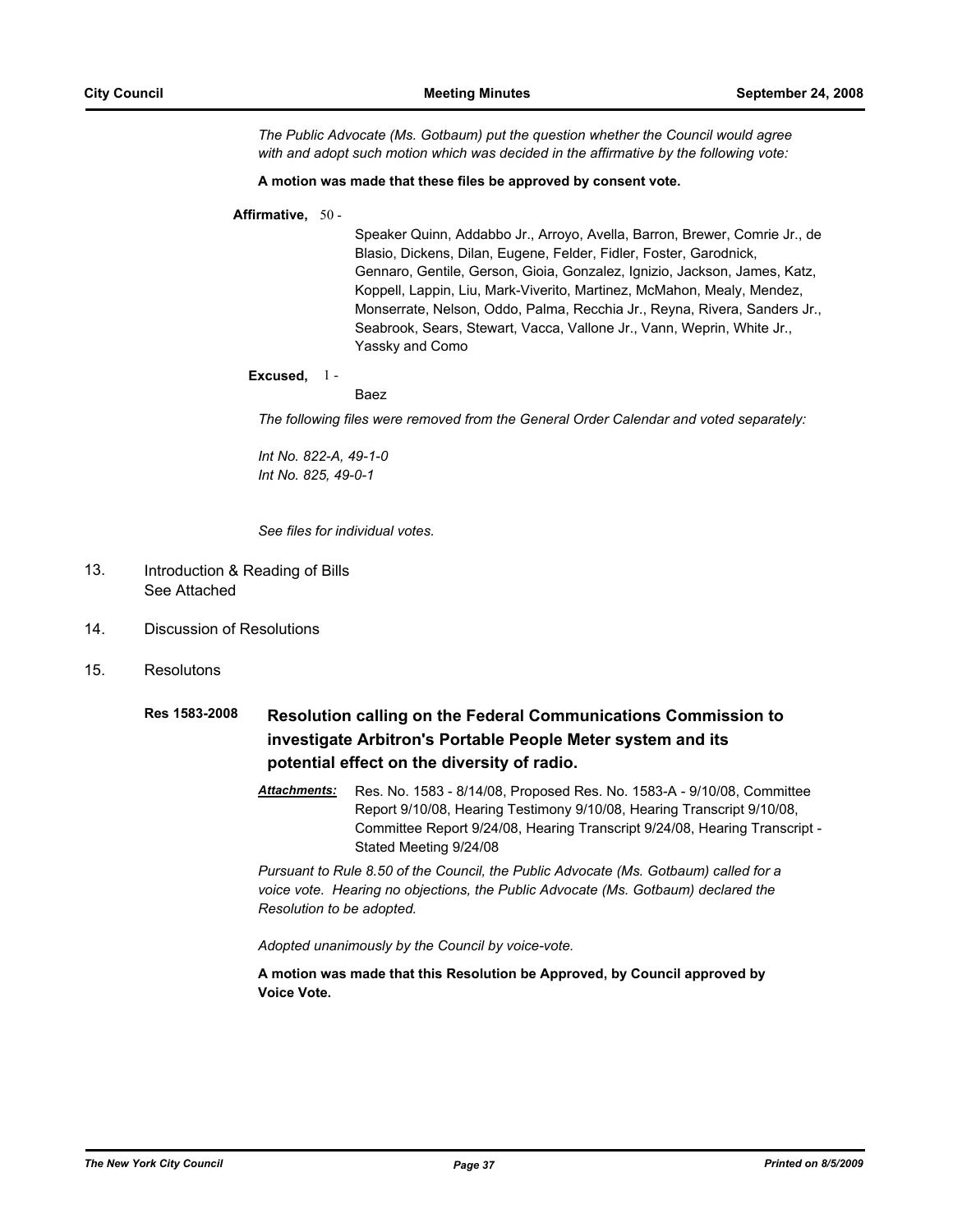*The Public Advocate (Ms. Gotbaum) put the question whether the Council would agree with and adopt such motion which was decided in the affirmative by the following vote:*

**A motion was made that these files be approved by consent vote.**

**Affirmative,** 50 -

Speaker Quinn, Addabbo Jr., Arroyo, Avella, Barron, Brewer, Comrie Jr., de Blasio, Dickens, Dilan, Eugene, Felder, Fidler, Foster, Garodnick, Gennaro, Gentile, Gerson, Gioia, Gonzalez, Ignizio, Jackson, James, Katz, Koppell, Lappin, Liu, Mark-Viverito, Martinez, McMahon, Mealy, Mendez, Monserrate, Nelson, Oddo, Palma, Recchia Jr., Reyna, Rivera, Sanders Jr., Seabrook, Sears, Stewart, Vacca, Vallone Jr., Vann, Weprin, White Jr., Yassky and Como

**Excused,** 1 -

Baez

*The following files were removed from the General Order Calendar and voted separately:*

*Int No. 822-A, 49-1-0*
*Int No. 825, 49-0-1*

*See files for individual votes.*

13. Introduction & Reading of Bills
See Attached

14. Discussion of Resolutions

15. Resolutons

**Res 1583-2008** **Resolution calling on the Federal Communications Commission to investigate Arbitron's Portable People Meter system and its potential effect on the diversity of radio.**

***Attachments:*** Res. No. 1583 - 8/14/08, Proposed Res. No. 1583-A - 9/10/08, Committee Report 9/10/08, Hearing Testimony 9/10/08, Hearing Transcript 9/10/08, Committee Report 9/24/08, Hearing Transcript 9/24/08, Hearing Transcript - Stated Meeting 9/24/08

*Pursuant to Rule 8.50 of the Council, the Public Advocate (Ms. Gotbaum) called for a voice vote. Hearing no objections, the Public Advocate (Ms. Gotbaum) declared the Resolution to be adopted.*

*Adopted unanimously by the Council by voice-vote.*

**A motion was made that this Resolution be Approved, by Council approved by Voice Vote.**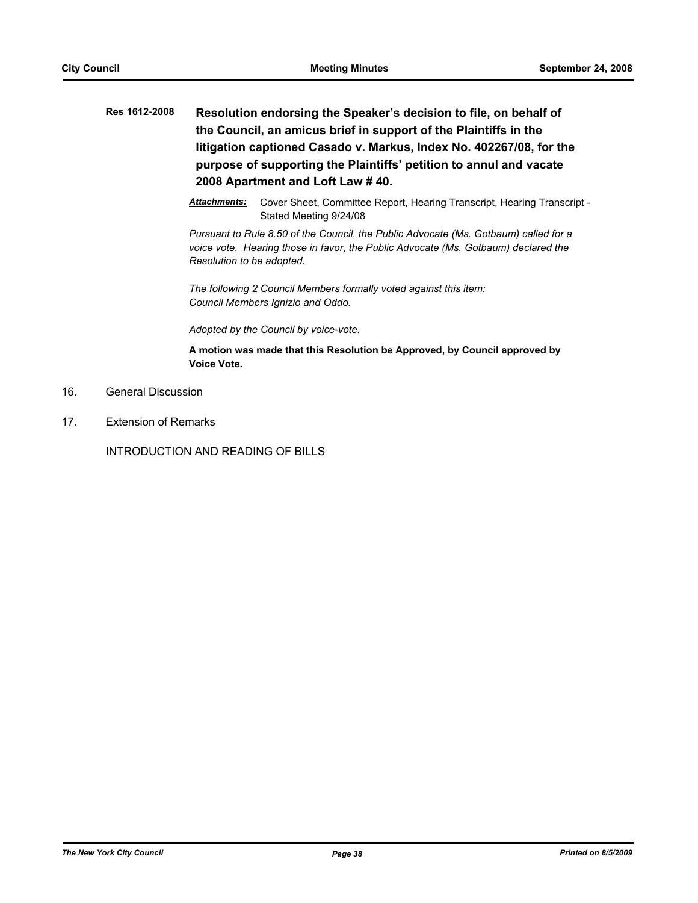**Res 1612-2008** **Resolution endorsing the Speaker's decision to file, on behalf of the Council, an amicus brief in support of the Plaintiffs in the litigation captioned Casado v. Markus, Index No. 402267/08, for the purpose of supporting the Plaintiffs' petition to annul and vacate 2008 Apartment and Loft Law # 40.**

***Attachments:*** Cover Sheet, Committee Report, Hearing Transcript, Hearing Transcript - Stated Meeting 9/24/08

*Pursuant to Rule 8.50 of the Council, the Public Advocate (Ms. Gotbaum) called for a voice vote. Hearing those in favor, the Public Advocate (Ms. Gotbaum) declared the Resolution to be adopted.*

*The following 2 Council Members formally voted against this item: Council Members Ignizio and Oddo.*

*Adopted by the Council by voice-vote.*

**A motion was made that this Resolution be Approved, by Council approved by Voice Vote.**

16. General Discussion

17. Extension of Remarks

INTRODUCTION AND READING OF BILLS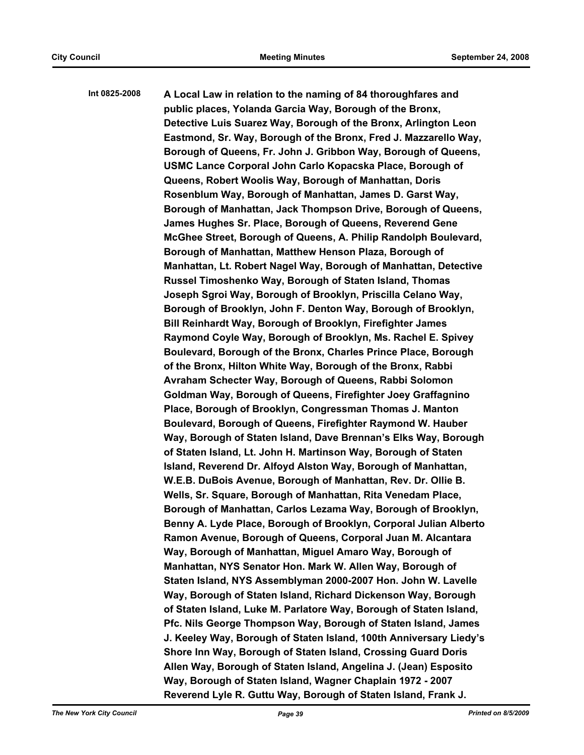**Int 0825-2008** **A Local Law in relation to the naming of 84 thoroughfares and public places, Yolanda Garcia Way, Borough of the Bronx, Detective Luis Suarez Way, Borough of the Bronx, Arlington Leon Eastmond, Sr. Way, Borough of the Bronx, Fred J. Mazzarello Way, Borough of Queens, Fr. John J. Gribbon Way, Borough of Queens, USMC Lance Corporal John Carlo Kopacska Place, Borough of Queens, Robert Woolis Way, Borough of Manhattan, Doris Rosenblum Way, Borough of Manhattan, James D. Garst Way, Borough of Manhattan, Jack Thompson Drive, Borough of Queens, James Hughes Sr. Place, Borough of Queens, Reverend Gene McGhee Street, Borough of Queens, A. Philip Randolph Boulevard, Borough of Manhattan, Matthew Henson Plaza, Borough of Manhattan, Lt. Robert Nagel Way, Borough of Manhattan, Detective Russel Timoshenko Way, Borough of Staten Island, Thomas Joseph Sgroi Way, Borough of Brooklyn, Priscilla Celano Way, Borough of Brooklyn, John F. Denton Way, Borough of Brooklyn, Bill Reinhardt Way, Borough of Brooklyn, Firefighter James Raymond Coyle Way, Borough of Brooklyn, Ms. Rachel E. Spivey Boulevard, Borough of the Bronx, Charles Prince Place, Borough of the Bronx, Hilton White Way, Borough of the Bronx, Rabbi Avraham Schecter Way, Borough of Queens, Rabbi Solomon Goldman Way, Borough of Queens, Firefighter Joey Graffagnino Place, Borough of Brooklyn, Congressman Thomas J. Manton Boulevard, Borough of Queens, Firefighter Raymond W. Hauber Way, Borough of Staten Island, Dave Brennan's Elks Way, Borough of Staten Island, Lt. John H. Martinson Way, Borough of Staten Island, Reverend Dr. Alfoyd Alston Way, Borough of Manhattan, W.E.B. DuBois Avenue, Borough of Manhattan, Rev. Dr. Ollie B. Wells, Sr. Square, Borough of Manhattan, Rita Venedam Place, Borough of Manhattan, Carlos Lezama Way, Borough of Brooklyn, Benny A. Lyde Place, Borough of Brooklyn, Corporal Julian Alberto Ramon Avenue, Borough of Queens, Corporal Juan M. Alcantara Way, Borough of Manhattan, Miguel Amaro Way, Borough of Manhattan, NYS Senator Hon. Mark W. Allen Way, Borough of Staten Island, NYS Assemblyman 2000-2007 Hon. John W. Lavelle Way, Borough of Staten Island, Richard Dickenson Way, Borough of Staten Island, Luke M. Parlatore Way, Borough of Staten Island, Pfc. Nils George Thompson Way, Borough of Staten Island, James J. Keeley Way, Borough of Staten Island, 100th Anniversary Liedy's Shore Inn Way, Borough of Staten Island, Crossing Guard Doris Allen Way, Borough of Staten Island, Angelina J. (Jean) Esposito Way, Borough of Staten Island, Wagner Chaplain 1972 - 2007 Reverend Lyle R. Guttu Way, Borough of Staten Island, Frank J.**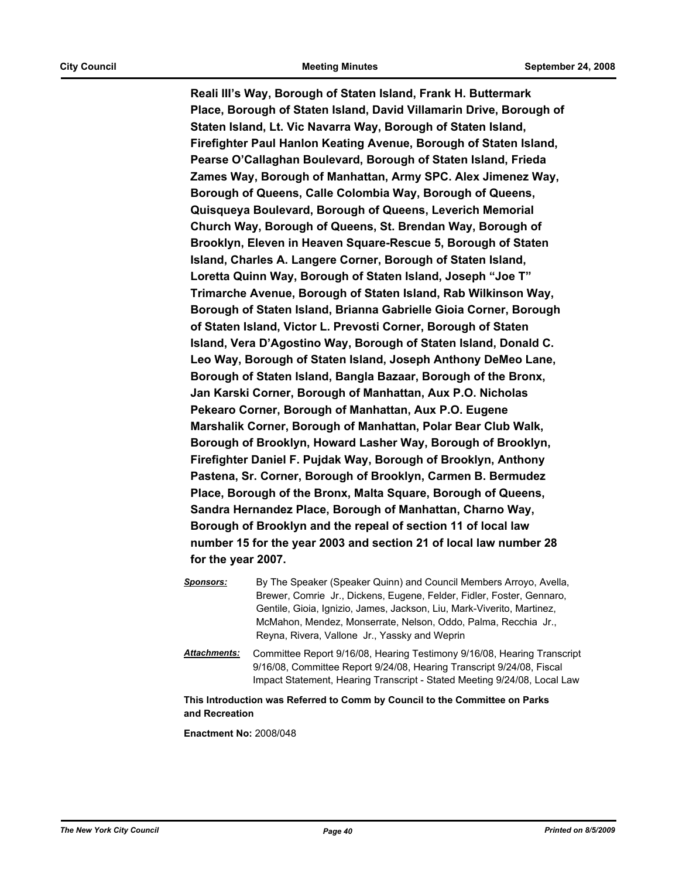**Reali III's Way, Borough of Staten Island, Frank H. Buttermark Place, Borough of Staten Island, David Villamarin Drive, Borough of Staten Island, Lt. Vic Navarra Way, Borough of Staten Island, Firefighter Paul Hanlon Keating Avenue, Borough of Staten Island, Pearse O'Callaghan Boulevard, Borough of Staten Island, Frieda Zames Way, Borough of Manhattan, Army SPC. Alex Jimenez Way, Borough of Queens, Calle Colombia Way, Borough of Queens, Quisqueya Boulevard, Borough of Queens, Leverich Memorial Church Way, Borough of Queens, St. Brendan Way, Borough of Brooklyn, Eleven in Heaven Square-Rescue 5, Borough of Staten Island, Charles A. Langere Corner, Borough of Staten Island, Loretta Quinn Way, Borough of Staten Island, Joseph "Joe T" Trimarche Avenue, Borough of Staten Island, Rab Wilkinson Way, Borough of Staten Island, Brianna Gabrielle Gioia Corner, Borough of Staten Island, Victor L. Prevosti Corner, Borough of Staten Island, Vera D'Agostino Way, Borough of Staten Island, Donald C. Leo Way, Borough of Staten Island, Joseph Anthony DeMeo Lane, Borough of Staten Island, Bangla Bazaar, Borough of the Bronx, Jan Karski Corner, Borough of Manhattan, Aux P.O. Nicholas Pekearo Corner, Borough of Manhattan, Aux P.O. Eugene Marshalik Corner, Borough of Manhattan, Polar Bear Club Walk, Borough of Brooklyn, Howard Lasher Way, Borough of Brooklyn, Firefighter Daniel F. Pujdak Way, Borough of Brooklyn, Anthony Pastena, Sr. Corner, Borough of Brooklyn, Carmen B. Bermudez Place, Borough of the Bronx, Malta Square, Borough of Queens, Sandra Hernandez Place, Borough of Manhattan, Charno Way, Borough of Brooklyn and the repeal of section 11 of local law number 15 for the year 2003 and section 21 of local law number 28 for the year 2007.**

***Sponsors:*** By The Speaker (Speaker Quinn) and Council Members Arroyo, Avella, Brewer, Comrie Jr., Dickens, Eugene, Felder, Fidler, Foster, Gennaro, Gentile, Gioia, Ignizio, James, Jackson, Liu, Mark-Viverito, Martinez, McMahon, Mendez, Monserrate, Nelson, Oddo, Palma, Recchia Jr., Reyna, Rivera, Vallone Jr., Yassky and Weprin

***Attachments:*** Committee Report 9/16/08, Hearing Testimony 9/16/08, Hearing Transcript 9/16/08, Committee Report 9/24/08, Hearing Transcript 9/24/08, Fiscal Impact Statement, Hearing Transcript - Stated Meeting 9/24/08, Local Law

**This Introduction was Referred to Comm by Council to the Committee on Parks and Recreation**

**Enactment No:** 2008/048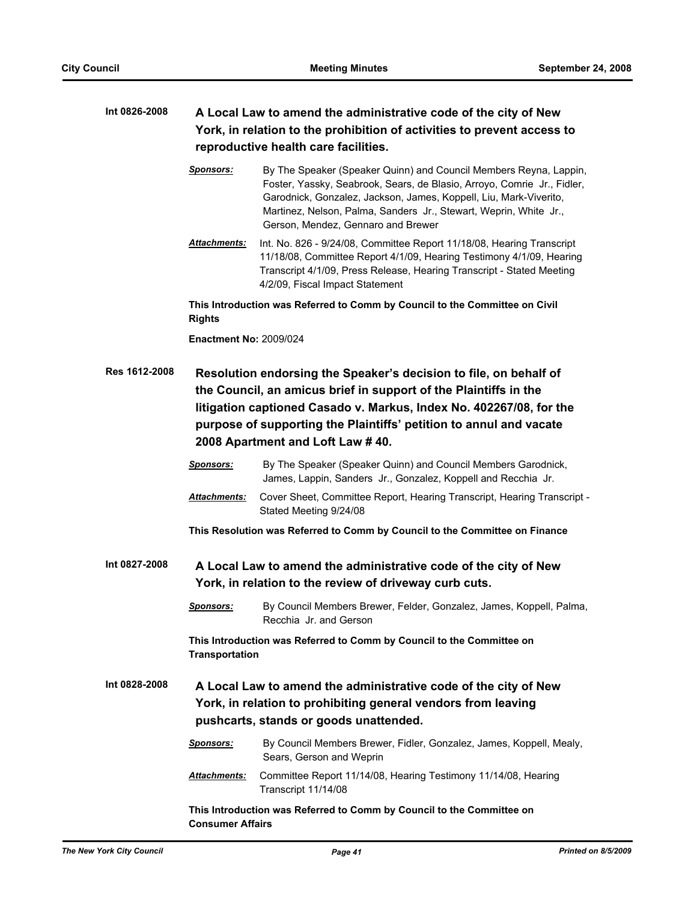**Int 0826-2008** **A Local Law to amend the administrative code of the city of New York, in relation to the prohibition of activities to prevent access to reproductive health care facilities.**

***Sponsors:*** By The Speaker (Speaker Quinn) and Council Members Reyna, Lappin, Foster, Yassky, Seabrook, Sears, de Blasio, Arroyo, Comrie Jr., Fidler, Garodnick, Gonzalez, Jackson, James, Koppell, Liu, Mark-Viverito, Martinez, Nelson, Palma, Sanders Jr., Stewart, Weprin, White Jr., Gerson, Mendez, Gennaro and Brewer

***Attachments:*** Int. No. 826 - 9/24/08, Committee Report 11/18/08, Hearing Transcript 11/18/08, Committee Report 4/1/09, Hearing Testimony 4/1/09, Hearing Transcript 4/1/09, Press Release, Hearing Transcript - Stated Meeting 4/2/09, Fiscal Impact Statement

**This Introduction was Referred to Comm by Council to the Committee on Civil Rights**

**Enactment No:** 2009/024

**Res 1612-2008** **Resolution endorsing the Speaker's decision to file, on behalf of the Council, an amicus brief in support of the Plaintiffs in the litigation captioned Casado v. Markus, Index No. 402267/08, for the purpose of supporting the Plaintiffs' petition to annul and vacate 2008 Apartment and Loft Law # 40.**

***Sponsors:*** By The Speaker (Speaker Quinn) and Council Members Garodnick, James, Lappin, Sanders Jr., Gonzalez, Koppell and Recchia Jr.

***Attachments:*** Cover Sheet, Committee Report, Hearing Transcript, Hearing Transcript - Stated Meeting 9/24/08

**This Resolution was Referred to Comm by Council to the Committee on Finance**

**Int 0827-2008** **A Local Law to amend the administrative code of the city of New York, in relation to the review of driveway curb cuts.**

***Sponsors:*** By Council Members Brewer, Felder, Gonzalez, James, Koppell, Palma, Recchia Jr. and Gerson

**This Introduction was Referred to Comm by Council to the Committee on Transportation**

**Int 0828-2008** **A Local Law to amend the administrative code of the city of New York, in relation to prohibiting general vendors from leaving pushcarts, stands or goods unattended.**

***Sponsors:*** By Council Members Brewer, Fidler, Gonzalez, James, Koppell, Mealy, Sears, Gerson and Weprin

***Attachments:*** Committee Report 11/14/08, Hearing Testimony 11/14/08, Hearing Transcript 11/14/08

**This Introduction was Referred to Comm by Council to the Committee on Consumer Affairs**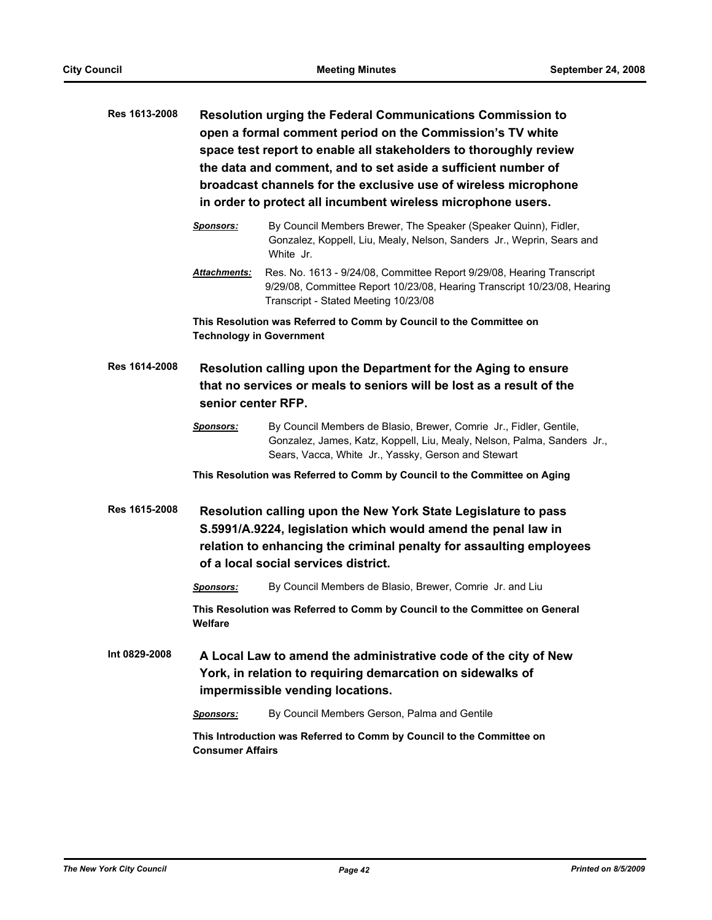**Res 1613-2008** **Resolution urging the Federal Communications Commission to open a formal comment period on the Commission's TV white space test report to enable all stakeholders to thoroughly review the data and comment, and to set aside a sufficient number of broadcast channels for the exclusive use of wireless microphone in order to protect all incumbent wireless microphone users.**

***Sponsors:*** By Council Members Brewer, The Speaker (Speaker Quinn), Fidler, Gonzalez, Koppell, Liu, Mealy, Nelson, Sanders Jr., Weprin, Sears and White Jr.

***Attachments:*** Res. No. 1613 - 9/24/08, Committee Report 9/29/08, Hearing Transcript 9/29/08, Committee Report 10/23/08, Hearing Transcript 10/23/08, Hearing Transcript - Stated Meeting 10/23/08

**This Resolution was Referred to Comm by Council to the Committee on Technology in Government**

**Res 1614-2008** **Resolution calling upon the Department for the Aging to ensure that no services or meals to seniors will be lost as a result of the senior center RFP.**

***Sponsors:*** By Council Members de Blasio, Brewer, Comrie Jr., Fidler, Gentile, Gonzalez, James, Katz, Koppell, Liu, Mealy, Nelson, Palma, Sanders Jr., Sears, Vacca, White Jr., Yassky, Gerson and Stewart

**This Resolution was Referred to Comm by Council to the Committee on Aging**

**Res 1615-2008** **Resolution calling upon the New York State Legislature to pass S.5991/A.9224, legislation which would amend the penal law in relation to enhancing the criminal penalty for assaulting employees of a local social services district.**

***Sponsors:*** By Council Members de Blasio, Brewer, Comrie Jr. and Liu

**This Resolution was Referred to Comm by Council to the Committee on General Welfare**

**Int 0829-2008** **A Local Law to amend the administrative code of the city of New York, in relation to requiring demarcation on sidewalks of impermissible vending locations.**

***Sponsors:*** By Council Members Gerson, Palma and Gentile

**This Introduction was Referred to Comm by Council to the Committee on Consumer Affairs**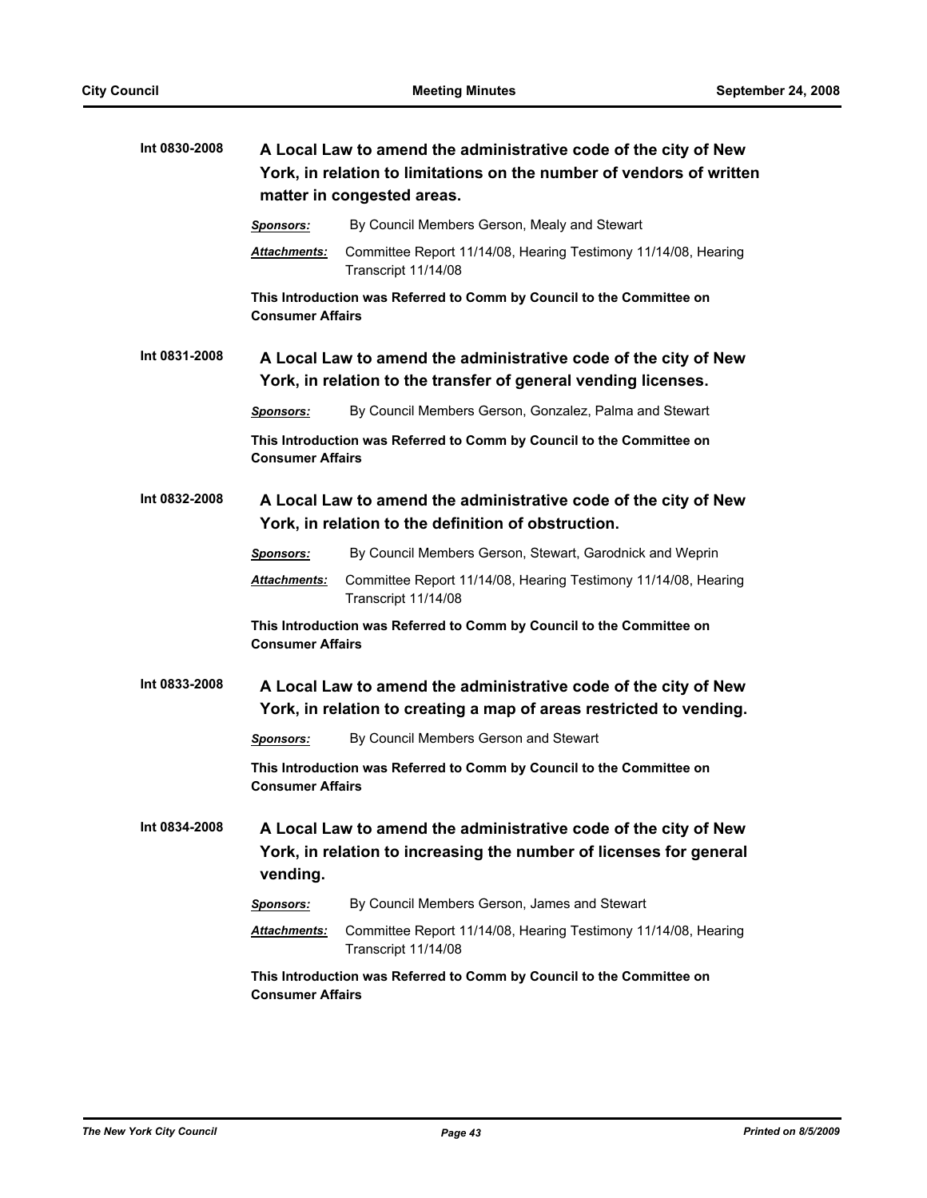**Int 0830-2008** **A Local Law to amend the administrative code of the city of New York, in relation to limitations on the number of vendors of written matter in congested areas.**

***Sponsors:*** By Council Members Gerson, Mealy and Stewart

***Attachments:*** Committee Report 11/14/08, Hearing Testimony 11/14/08, Hearing Transcript 11/14/08

**This Introduction was Referred to Comm by Council to the Committee on Consumer Affairs**

**Int 0831-2008** **A Local Law to amend the administrative code of the city of New York, in relation to the transfer of general vending licenses.**

***Sponsors:*** By Council Members Gerson, Gonzalez, Palma and Stewart

**This Introduction was Referred to Comm by Council to the Committee on Consumer Affairs**

**Int 0832-2008** **A Local Law to amend the administrative code of the city of New York, in relation to the definition of obstruction.**

***Sponsors:*** By Council Members Gerson, Stewart, Garodnick and Weprin

***Attachments:*** Committee Report 11/14/08, Hearing Testimony 11/14/08, Hearing Transcript 11/14/08

**This Introduction was Referred to Comm by Council to the Committee on Consumer Affairs**

**Int 0833-2008** **A Local Law to amend the administrative code of the city of New York, in relation to creating a map of areas restricted to vending.**

***Sponsors:*** By Council Members Gerson and Stewart

**This Introduction was Referred to Comm by Council to the Committee on Consumer Affairs**

**Int 0834-2008** **A Local Law to amend the administrative code of the city of New York, in relation to increasing the number of licenses for general vending.**

***Sponsors:*** By Council Members Gerson, James and Stewart

***Attachments:*** Committee Report 11/14/08, Hearing Testimony 11/14/08, Hearing Transcript 11/14/08

**This Introduction was Referred to Comm by Council to the Committee on Consumer Affairs**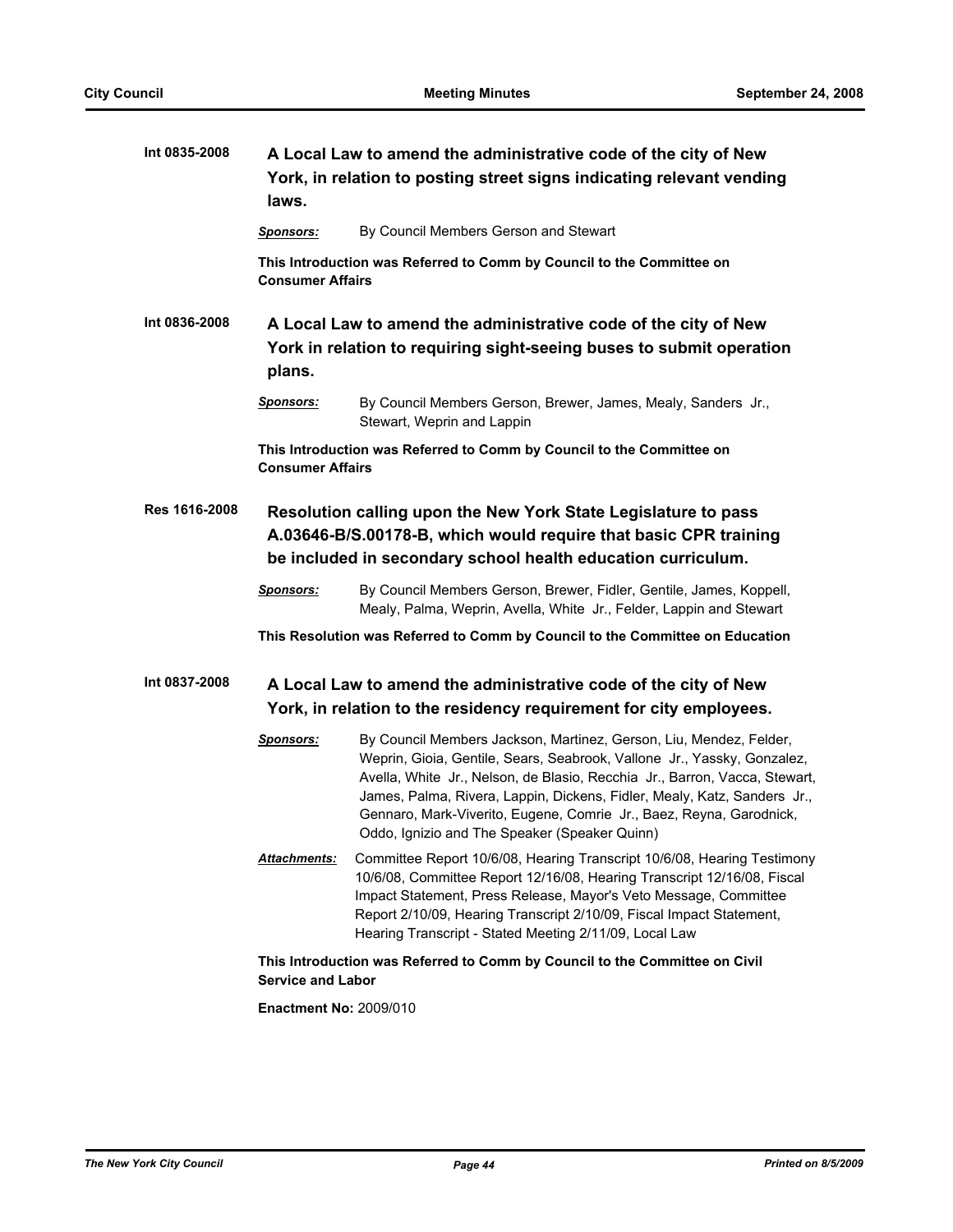**Int 0835-2008** **A Local Law to amend the administrative code of the city of New York, in relation to posting street signs indicating relevant vending laws.**

***Sponsors:*** By Council Members Gerson and Stewart

**This Introduction was Referred to Comm by Council to the Committee on Consumer Affairs**

**Int 0836-2008** **A Local Law to amend the administrative code of the city of New York in relation to requiring sight-seeing buses to submit operation plans.**

***Sponsors:*** By Council Members Gerson, Brewer, James, Mealy, Sanders Jr., Stewart, Weprin and Lappin

**This Introduction was Referred to Comm by Council to the Committee on Consumer Affairs**

**Res 1616-2008** **Resolution calling upon the New York State Legislature to pass A.03646-B/S.00178-B, which would require that basic CPR training be included in secondary school health education curriculum.**

***Sponsors:*** By Council Members Gerson, Brewer, Fidler, Gentile, James, Koppell, Mealy, Palma, Weprin, Avella, White Jr., Felder, Lappin and Stewart

**This Resolution was Referred to Comm by Council to the Committee on Education**

**Int 0837-2008** **A Local Law to amend the administrative code of the city of New York, in relation to the residency requirement for city employees.**

***Sponsors:*** By Council Members Jackson, Martinez, Gerson, Liu, Mendez, Felder, Weprin, Gioia, Gentile, Sears, Seabrook, Vallone Jr., Yassky, Gonzalez, Avella, White Jr., Nelson, de Blasio, Recchia Jr., Barron, Vacca, Stewart, James, Palma, Rivera, Lappin, Dickens, Fidler, Mealy, Katz, Sanders Jr., Gennaro, Mark-Viverito, Eugene, Comrie Jr., Baez, Reyna, Garodnick, Oddo, Ignizio and The Speaker (Speaker Quinn)

***Attachments:*** Committee Report 10/6/08, Hearing Transcript 10/6/08, Hearing Testimony 10/6/08, Committee Report 12/16/08, Hearing Transcript 12/16/08, Fiscal Impact Statement, Press Release, Mayor's Veto Message, Committee Report 2/10/09, Hearing Transcript 2/10/09, Fiscal Impact Statement, Hearing Transcript - Stated Meeting 2/11/09, Local Law

**This Introduction was Referred to Comm by Council to the Committee on Civil Service and Labor**

**Enactment No:** 2009/010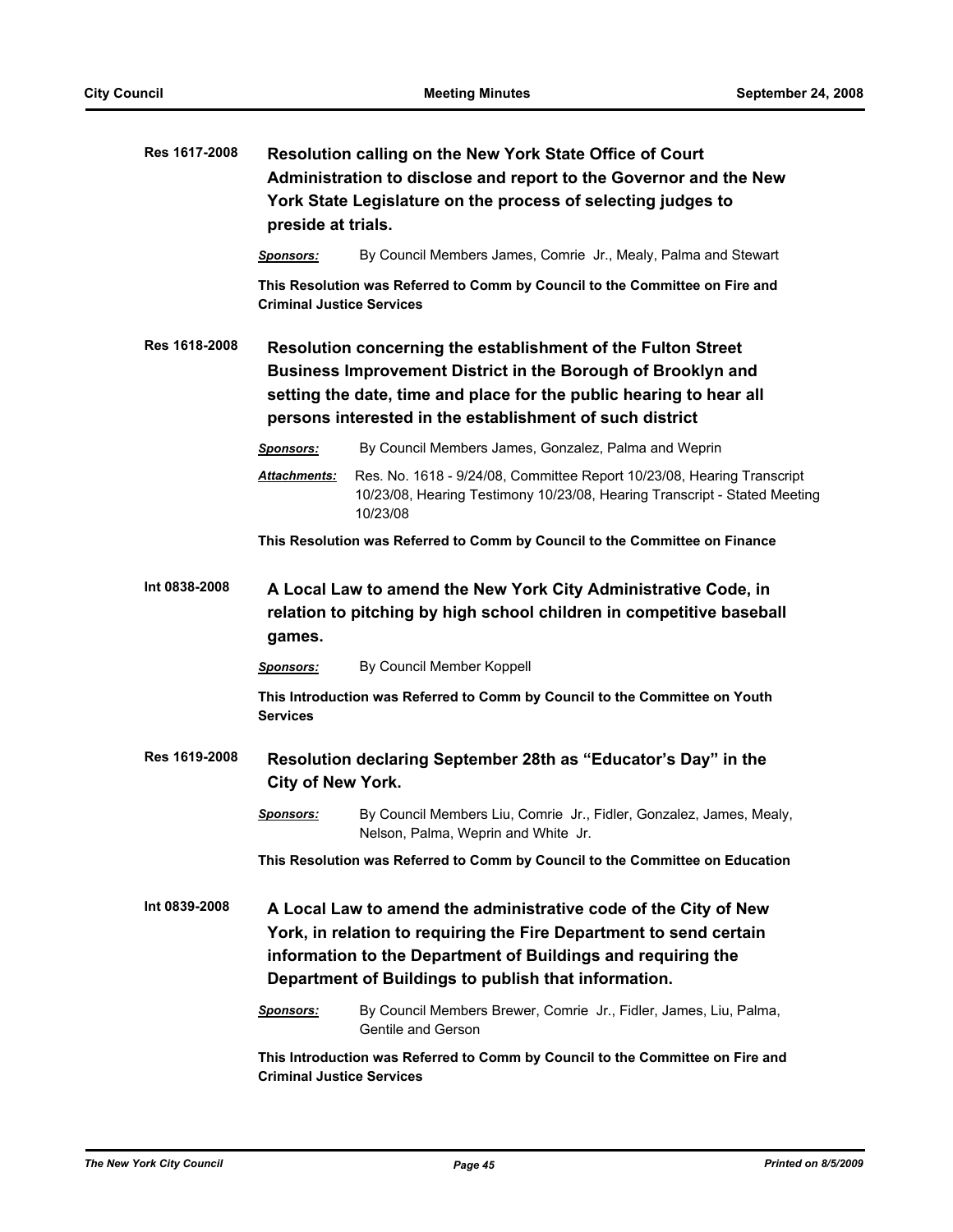**Res 1617-2008** **Resolution calling on the New York State Office of Court Administration to disclose and report to the Governor and the New York State Legislature on the process of selecting judges to preside at trials.**

***Sponsors:*** By Council Members James, Comrie Jr., Mealy, Palma and Stewart

**This Resolution was Referred to Comm by Council to the Committee on Fire and Criminal Justice Services**

**Res 1618-2008** **Resolution concerning the establishment of the Fulton Street Business Improvement District in the Borough of Brooklyn and setting the date, time and place for the public hearing to hear all persons interested in the establishment of such district**

***Sponsors:*** By Council Members James, Gonzalez, Palma and Weprin

***Attachments:*** Res. No. 1618 - 9/24/08, Committee Report 10/23/08, Hearing Transcript 10/23/08, Hearing Testimony 10/23/08, Hearing Transcript - Stated Meeting 10/23/08

**This Resolution was Referred to Comm by Council to the Committee on Finance**

**Int 0838-2008** **A Local Law to amend the New York City Administrative Code, in relation to pitching by high school children in competitive baseball games.**

***Sponsors:*** By Council Member Koppell

**This Introduction was Referred to Comm by Council to the Committee on Youth Services**

**Res 1619-2008** **Resolution declaring September 28th as "Educator's Day" in the City of New York.**

***Sponsors:*** By Council Members Liu, Comrie Jr., Fidler, Gonzalez, James, Mealy, Nelson, Palma, Weprin and White Jr.

**This Resolution was Referred to Comm by Council to the Committee on Education**

**Int 0839-2008** **A Local Law to amend the administrative code of the City of New York, in relation to requiring the Fire Department to send certain information to the Department of Buildings and requiring the Department of Buildings to publish that information.**

***Sponsors:*** By Council Members Brewer, Comrie Jr., Fidler, James, Liu, Palma, Gentile and Gerson

**This Introduction was Referred to Comm by Council to the Committee on Fire and Criminal Justice Services**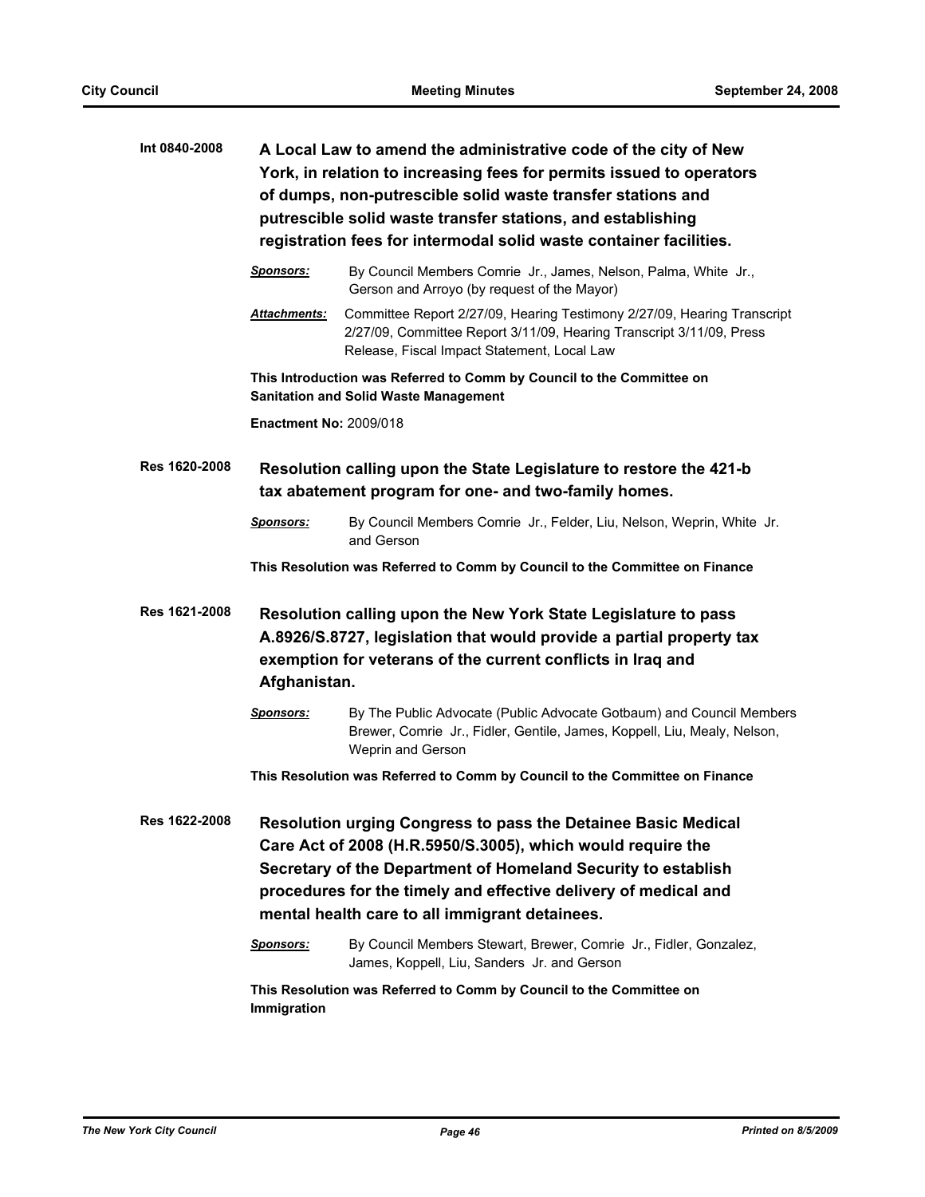**Int 0840-2008** **A Local Law to amend the administrative code of the city of New York, in relation to increasing fees for permits issued to operators of dumps, non-putrescible solid waste transfer stations and putrescible solid waste transfer stations, and establishing registration fees for intermodal solid waste container facilities.**

***Sponsors:*** By Council Members Comrie Jr., James, Nelson, Palma, White Jr., Gerson and Arroyo (by request of the Mayor)

***Attachments:*** Committee Report 2/27/09, Hearing Testimony 2/27/09, Hearing Transcript 2/27/09, Committee Report 3/11/09, Hearing Transcript 3/11/09, Press Release, Fiscal Impact Statement, Local Law

**This Introduction was Referred to Comm by Council to the Committee on Sanitation and Solid Waste Management**

**Enactment No:** 2009/018

**Res 1620-2008** **Resolution calling upon the State Legislature to restore the 421-b tax abatement program for one- and two-family homes.**

***Sponsors:*** By Council Members Comrie Jr., Felder, Liu, Nelson, Weprin, White Jr. and Gerson

**This Resolution was Referred to Comm by Council to the Committee on Finance**

**Res 1621-2008** **Resolution calling upon the New York State Legislature to pass A.8926/S.8727, legislation that would provide a partial property tax exemption for veterans of the current conflicts in Iraq and Afghanistan.**

***Sponsors:*** By The Public Advocate (Public Advocate Gotbaum) and Council Members Brewer, Comrie Jr., Fidler, Gentile, James, Koppell, Liu, Mealy, Nelson, Weprin and Gerson

**This Resolution was Referred to Comm by Council to the Committee on Finance**

**Res 1622-2008** **Resolution urging Congress to pass the Detainee Basic Medical Care Act of 2008 (H.R.5950/S.3005), which would require the Secretary of the Department of Homeland Security to establish procedures for the timely and effective delivery of medical and mental health care to all immigrant detainees.**

***Sponsors:*** By Council Members Stewart, Brewer, Comrie Jr., Fidler, Gonzalez, James, Koppell, Liu, Sanders Jr. and Gerson

**This Resolution was Referred to Comm by Council to the Committee on Immigration**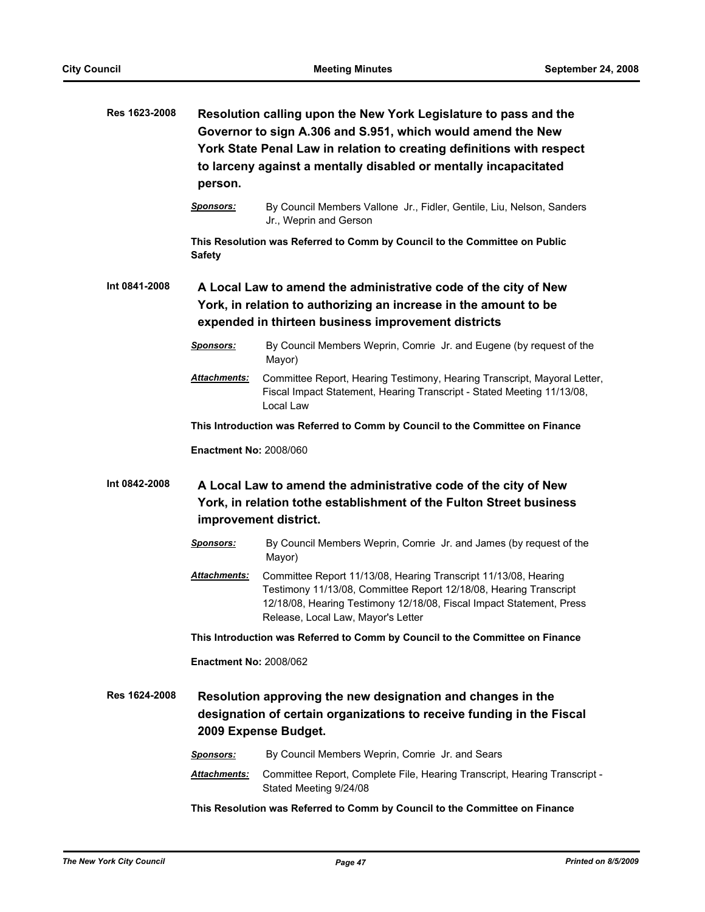**Res 1623-2008** **Resolution calling upon the New York Legislature to pass and the Governor to sign A.306 and S.951, which would amend the New York State Penal Law in relation to creating definitions with respect to larceny against a mentally disabled or mentally incapacitated person.**

***Sponsors:*** By Council Members Vallone Jr., Fidler, Gentile, Liu, Nelson, Sanders Jr., Weprin and Gerson

**This Resolution was Referred to Comm by Council to the Committee on Public Safety**

**Int 0841-2008** **A Local Law to amend the administrative code of the city of New York, in relation to authorizing an increase in the amount to be expended in thirteen business improvement districts**

***Sponsors:*** By Council Members Weprin, Comrie Jr. and Eugene (by request of the Mayor)

***Attachments:*** Committee Report, Hearing Testimony, Hearing Transcript, Mayoral Letter, Fiscal Impact Statement, Hearing Transcript - Stated Meeting 11/13/08, Local Law

**This Introduction was Referred to Comm by Council to the Committee on Finance**

**Enactment No:** 2008/060

**Int 0842-2008** **A Local Law to amend the administrative code of the city of New York, in relation tothe establishment of the Fulton Street business improvement district.**

***Sponsors:*** By Council Members Weprin, Comrie Jr. and James (by request of the Mayor)

***Attachments:*** Committee Report 11/13/08, Hearing Transcript 11/13/08, Hearing Testimony 11/13/08, Committee Report 12/18/08, Hearing Transcript 12/18/08, Hearing Testimony 12/18/08, Fiscal Impact Statement, Press Release, Local Law, Mayor's Letter

**This Introduction was Referred to Comm by Council to the Committee on Finance**

**Enactment No:** 2008/062

**Res 1624-2008** **Resolution approving the new designation and changes in the designation of certain organizations to receive funding in the Fiscal 2009 Expense Budget.**

***Sponsors:*** By Council Members Weprin, Comrie Jr. and Sears

***Attachments:*** Committee Report, Complete File, Hearing Transcript, Hearing Transcript - Stated Meeting 9/24/08

**This Resolution was Referred to Comm by Council to the Committee on Finance**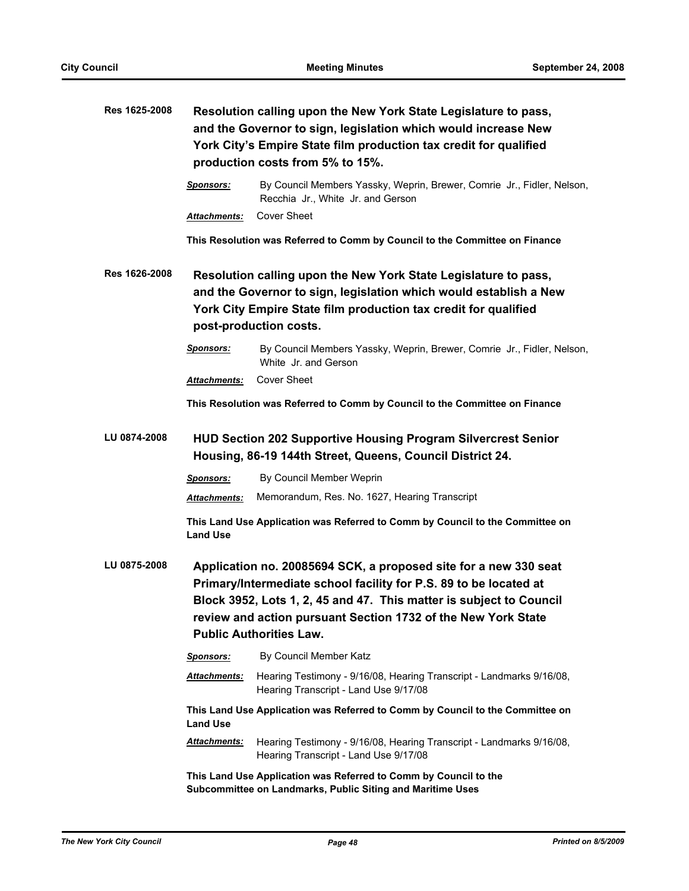**Res 1625-2008** **Resolution calling upon the New York State Legislature to pass, and the Governor to sign, legislation which would increase New York City's Empire State film production tax credit for qualified production costs from 5% to 15%.**

***Sponsors:*** By Council Members Yassky, Weprin, Brewer, Comrie Jr., Fidler, Nelson, Recchia Jr., White Jr. and Gerson

***Attachments:*** Cover Sheet

**This Resolution was Referred to Comm by Council to the Committee on Finance**

**Res 1626-2008** **Resolution calling upon the New York State Legislature to pass, and the Governor to sign, legislation which would establish a New York City Empire State film production tax credit for qualified post-production costs.**

***Sponsors:*** By Council Members Yassky, Weprin, Brewer, Comrie Jr., Fidler, Nelson, White Jr. and Gerson

***Attachments:*** Cover Sheet

**This Resolution was Referred to Comm by Council to the Committee on Finance**

**LU 0874-2008** **HUD Section 202 Supportive Housing Program Silvercrest Senior Housing, 86-19 144th Street, Queens, Council District 24.**

***Sponsors:*** By Council Member Weprin

***Attachments:*** Memorandum, Res. No. 1627, Hearing Transcript

**This Land Use Application was Referred to Comm by Council to the Committee on Land Use**

**LU 0875-2008** **Application no. 20085694 SCK, a proposed site for a new 330 seat Primary/Intermediate school facility for P.S. 89 to be located at Block 3952, Lots 1, 2, 45 and 47. This matter is subject to Council review and action pursuant Section 1732 of the New York State Public Authorities Law.**

***Sponsors:*** By Council Member Katz

***Attachments:*** Hearing Testimony - 9/16/08, Hearing Transcript - Landmarks 9/16/08, Hearing Transcript - Land Use 9/17/08

**This Land Use Application was Referred to Comm by Council to the Committee on Land Use**

***Attachments:*** Hearing Testimony - 9/16/08, Hearing Transcript - Landmarks 9/16/08, Hearing Transcript - Land Use 9/17/08

**This Land Use Application was Referred to Comm by Council to the Subcommittee on Landmarks, Public Siting and Maritime Uses**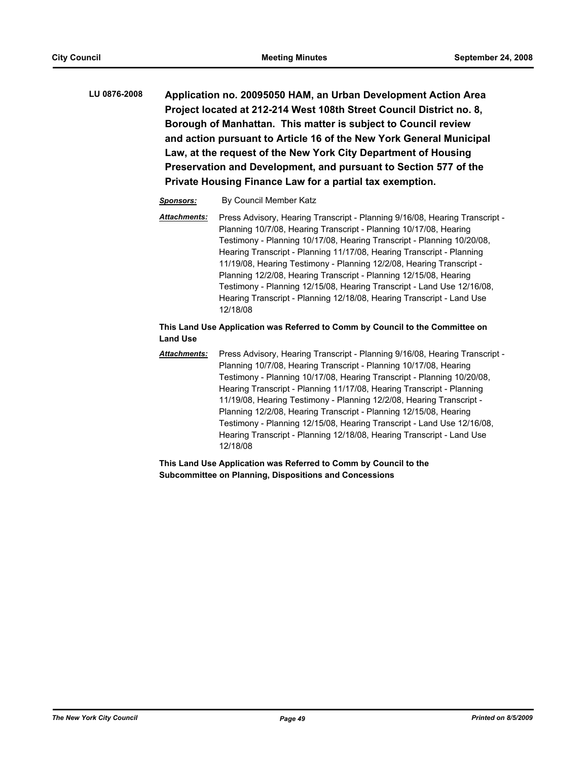**LU 0876-2008** **Application no. 20095050 HAM, an Urban Development Action Area Project located at 212-214 West 108th Street Council District no. 8, Borough of Manhattan. This matter is subject to Council review and action pursuant to Article 16 of the New York General Municipal Law, at the request of the New York City Department of Housing Preservation and Development, and pursuant to Section 577 of the Private Housing Finance Law for a partial tax exemption.**

***Sponsors:*** By Council Member Katz

***Attachments:*** Press Advisory, Hearing Transcript - Planning 9/16/08, Hearing Transcript - Planning 10/7/08, Hearing Transcript - Planning 10/17/08, Hearing Testimony - Planning 10/17/08, Hearing Transcript - Planning 10/20/08, Hearing Transcript - Planning 11/17/08, Hearing Transcript - Planning 11/19/08, Hearing Testimony - Planning 12/2/08, Hearing Transcript - Planning 12/2/08, Hearing Transcript - Planning 12/15/08, Hearing Testimony - Planning 12/15/08, Hearing Transcript - Land Use 12/16/08, Hearing Transcript - Planning 12/18/08, Hearing Transcript - Land Use 12/18/08

**This Land Use Application was Referred to Comm by Council to the Committee on Land Use**

***Attachments:*** Press Advisory, Hearing Transcript - Planning 9/16/08, Hearing Transcript - Planning 10/7/08, Hearing Transcript - Planning 10/17/08, Hearing Testimony - Planning 10/17/08, Hearing Transcript - Planning 10/20/08, Hearing Transcript - Planning 11/17/08, Hearing Transcript - Planning 11/19/08, Hearing Testimony - Planning 12/2/08, Hearing Transcript - Planning 12/2/08, Hearing Transcript - Planning 12/15/08, Hearing Testimony - Planning 12/15/08, Hearing Transcript - Land Use 12/16/08, Hearing Transcript - Planning 12/18/08, Hearing Transcript - Land Use 12/18/08

**This Land Use Application was Referred to Comm by Council to the Subcommittee on Planning, Dispositions and Concessions**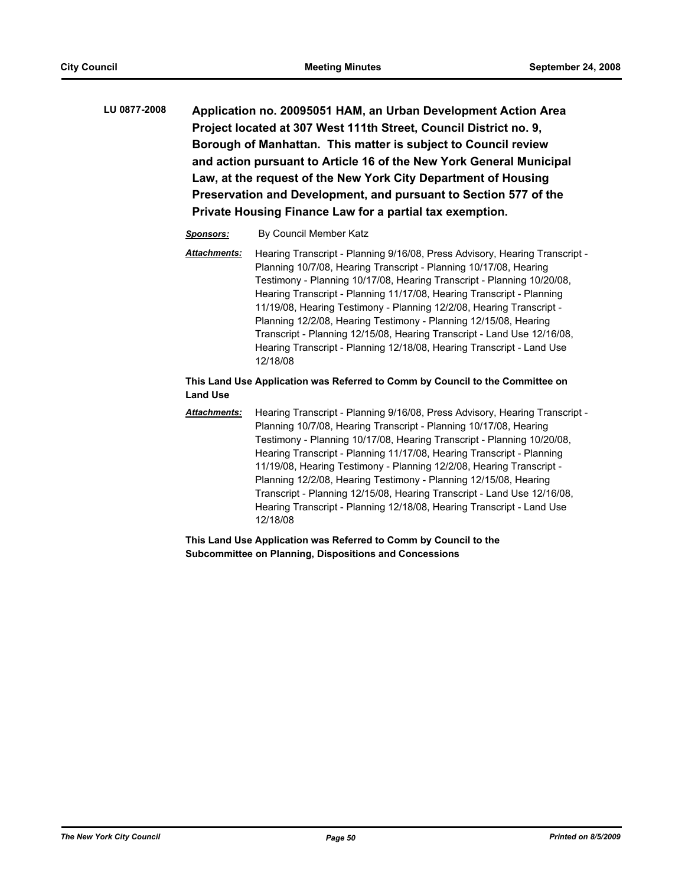**LU 0877-2008** **Application no. 20095051 HAM, an Urban Development Action Area Project located at 307 West 111th Street, Council District no. 9, Borough of Manhattan. This matter is subject to Council review and action pursuant to Article 16 of the New York General Municipal Law, at the request of the New York City Department of Housing Preservation and Development, and pursuant to Section 577 of the Private Housing Finance Law for a partial tax exemption.**

***Sponsors:*** By Council Member Katz

***Attachments:*** Hearing Transcript - Planning 9/16/08, Press Advisory, Hearing Transcript - Planning 10/7/08, Hearing Transcript - Planning 10/17/08, Hearing Testimony - Planning 10/17/08, Hearing Transcript - Planning 10/20/08, Hearing Transcript - Planning 11/17/08, Hearing Transcript - Planning 11/19/08, Hearing Testimony - Planning 12/2/08, Hearing Transcript - Planning 12/2/08, Hearing Testimony - Planning 12/15/08, Hearing Transcript - Planning 12/15/08, Hearing Transcript - Land Use 12/16/08, Hearing Transcript - Planning 12/18/08, Hearing Transcript - Land Use 12/18/08

**This Land Use Application was Referred to Comm by Council to the Committee on Land Use**

***Attachments:*** Hearing Transcript - Planning 9/16/08, Press Advisory, Hearing Transcript - Planning 10/7/08, Hearing Transcript - Planning 10/17/08, Hearing Testimony - Planning 10/17/08, Hearing Transcript - Planning 10/20/08, Hearing Transcript - Planning 11/17/08, Hearing Transcript - Planning 11/19/08, Hearing Testimony - Planning 12/2/08, Hearing Transcript - Planning 12/2/08, Hearing Testimony - Planning 12/15/08, Hearing Transcript - Planning 12/15/08, Hearing Transcript - Land Use 12/16/08, Hearing Transcript - Planning 12/18/08, Hearing Transcript - Land Use 12/18/08

**This Land Use Application was Referred to Comm by Council to the Subcommittee on Planning, Dispositions and Concessions**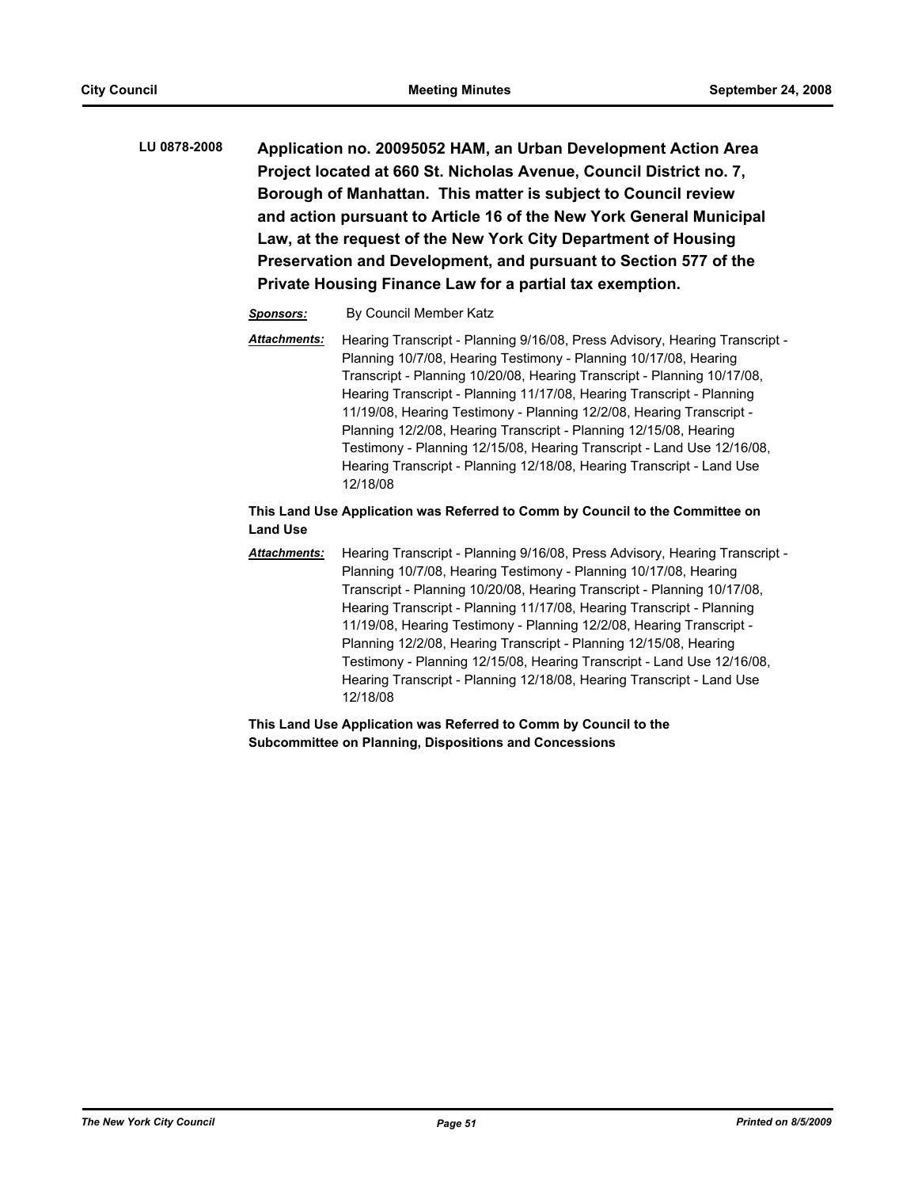**LU 0878-2008** **Application no. 20095052 HAM, an Urban Development Action Area Project located at 660 St. Nicholas Avenue, Council District no. 7, Borough of Manhattan. This matter is subject to Council review and action pursuant to Article 16 of the New York General Municipal Law, at the request of the New York City Department of Housing Preservation and Development, and pursuant to Section 577 of the Private Housing Finance Law for a partial tax exemption.**

***Sponsors:*** By Council Member Katz

***Attachments:*** Hearing Transcript - Planning 9/16/08, Press Advisory, Hearing Transcript - Planning 10/7/08, Hearing Testimony - Planning 10/17/08, Hearing Transcript - Planning 10/20/08, Hearing Transcript - Planning 10/17/08, Hearing Transcript - Planning 11/17/08, Hearing Transcript - Planning 11/19/08, Hearing Testimony - Planning 12/2/08, Hearing Transcript - Planning 12/2/08, Hearing Transcript - Planning 12/15/08, Hearing Testimony - Planning 12/15/08, Hearing Transcript - Land Use 12/16/08, Hearing Transcript - Planning 12/18/08, Hearing Transcript - Land Use 12/18/08

**This Land Use Application was Referred to Comm by Council to the Committee on Land Use**

***Attachments:*** Hearing Transcript - Planning 9/16/08, Press Advisory, Hearing Transcript - Planning 10/7/08, Hearing Testimony - Planning 10/17/08, Hearing Transcript - Planning 10/20/08, Hearing Transcript - Planning 10/17/08, Hearing Transcript - Planning 11/17/08, Hearing Transcript - Planning 11/19/08, Hearing Testimony - Planning 12/2/08, Hearing Transcript - Planning 12/2/08, Hearing Transcript - Planning 12/15/08, Hearing Testimony - Planning 12/15/08, Hearing Transcript - Land Use 12/16/08, Hearing Transcript - Planning 12/18/08, Hearing Transcript - Land Use 12/18/08

**This Land Use Application was Referred to Comm by Council to the Subcommittee on Planning, Dispositions and Concessions**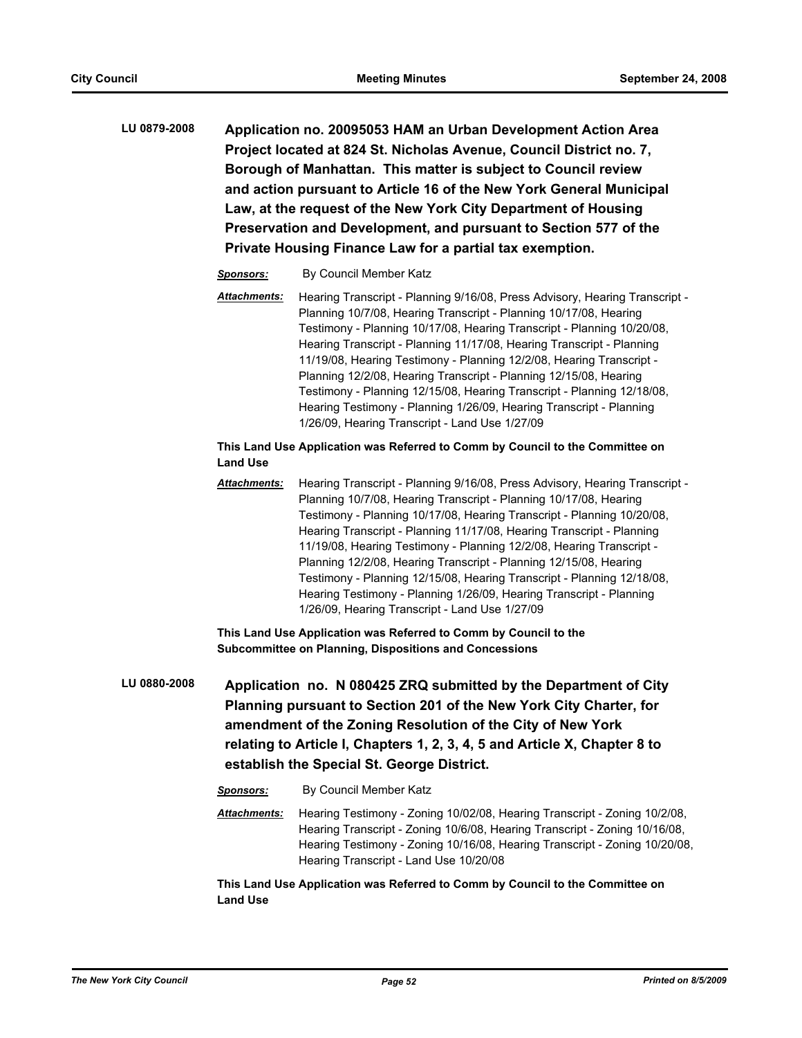**LU 0879-2008** **Application no. 20095053 HAM an Urban Development Action Area Project located at 824 St. Nicholas Avenue, Council District no. 7, Borough of Manhattan. This matter is subject to Council review and action pursuant to Article 16 of the New York General Municipal Law, at the request of the New York City Department of Housing Preservation and Development, and pursuant to Section 577 of the Private Housing Finance Law for a partial tax exemption.**

***Sponsors:*** By Council Member Katz

***Attachments:*** Hearing Transcript - Planning 9/16/08, Press Advisory, Hearing Transcript - Planning 10/7/08, Hearing Transcript - Planning 10/17/08, Hearing Testimony - Planning 10/17/08, Hearing Transcript - Planning 10/20/08, Hearing Transcript - Planning 11/17/08, Hearing Transcript - Planning 11/19/08, Hearing Testimony - Planning 12/2/08, Hearing Transcript - Planning 12/2/08, Hearing Transcript - Planning 12/15/08, Hearing Testimony - Planning 12/15/08, Hearing Transcript - Planning 12/18/08, Hearing Testimony - Planning 1/26/09, Hearing Transcript - Planning 1/26/09, Hearing Transcript - Land Use 1/27/09

**This Land Use Application was Referred to Comm by Council to the Committee on Land Use**

***Attachments:*** Hearing Transcript - Planning 9/16/08, Press Advisory, Hearing Transcript - Planning 10/7/08, Hearing Transcript - Planning 10/17/08, Hearing Testimony - Planning 10/17/08, Hearing Transcript - Planning 10/20/08, Hearing Transcript - Planning 11/17/08, Hearing Transcript - Planning 11/19/08, Hearing Testimony - Planning 12/2/08, Hearing Transcript - Planning 12/2/08, Hearing Transcript - Planning 12/15/08, Hearing Testimony - Planning 12/15/08, Hearing Transcript - Planning 12/18/08, Hearing Testimony - Planning 1/26/09, Hearing Transcript - Planning 1/26/09, Hearing Transcript - Land Use 1/27/09

**This Land Use Application was Referred to Comm by Council to the Subcommittee on Planning, Dispositions and Concessions**

**LU 0880-2008** **Application no. N 080425 ZRQ submitted by the Department of City Planning pursuant to Section 201 of the New York City Charter, for amendment of the Zoning Resolution of the City of New York relating to Article I, Chapters 1, 2, 3, 4, 5 and Article X, Chapter 8 to establish the Special St. George District.**

***Sponsors:*** By Council Member Katz

***Attachments:*** Hearing Testimony - Zoning 10/02/08, Hearing Transcript - Zoning 10/2/08, Hearing Transcript - Zoning 10/6/08, Hearing Transcript - Zoning 10/16/08, Hearing Testimony - Zoning 10/16/08, Hearing Transcript - Zoning 10/20/08, Hearing Transcript - Land Use 10/20/08

**This Land Use Application was Referred to Comm by Council to the Committee on Land Use**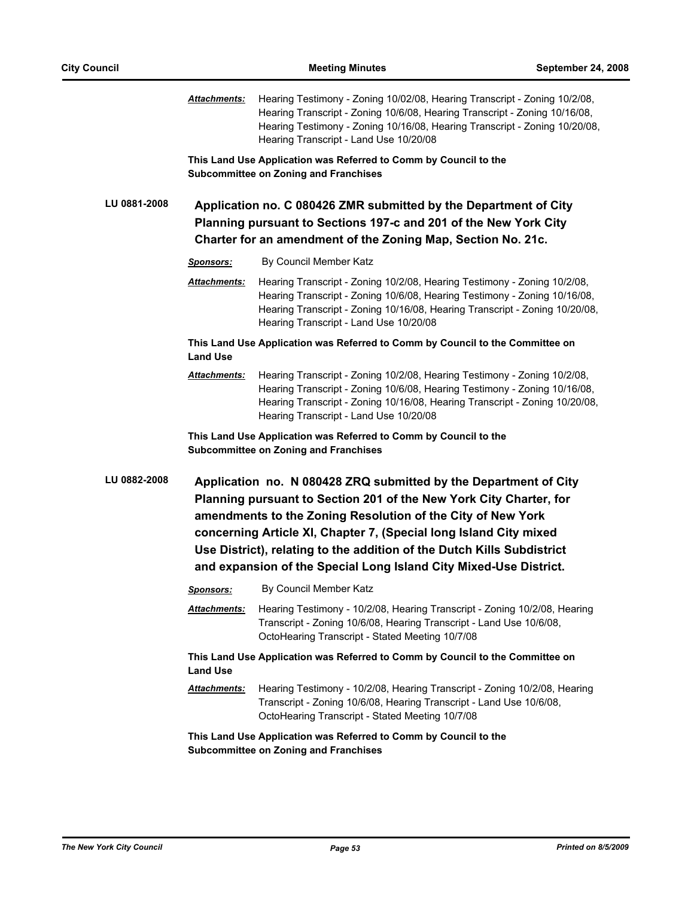***Attachments:*** Hearing Testimony - Zoning 10/02/08, Hearing Transcript - Zoning 10/2/08, Hearing Transcript - Zoning 10/6/08, Hearing Transcript - Zoning 10/16/08, Hearing Testimony - Zoning 10/16/08, Hearing Transcript - Zoning 10/20/08, Hearing Transcript - Land Use 10/20/08

**This Land Use Application was Referred to Comm by Council to the Subcommittee on Zoning and Franchises**

**LU 0881-2008** **Application no. C 080426 ZMR submitted by the Department of City Planning pursuant to Sections 197-c and 201 of the New York City Charter for an amendment of the Zoning Map, Section No. 21c.**

***Sponsors:*** By Council Member Katz

***Attachments:*** Hearing Transcript - Zoning 10/2/08, Hearing Testimony - Zoning 10/2/08, Hearing Transcript - Zoning 10/6/08, Hearing Testimony - Zoning 10/16/08, Hearing Transcript - Zoning 10/16/08, Hearing Transcript - Zoning 10/20/08, Hearing Transcript - Land Use 10/20/08

**This Land Use Application was Referred to Comm by Council to the Committee on Land Use**

***Attachments:*** Hearing Transcript - Zoning 10/2/08, Hearing Testimony - Zoning 10/2/08, Hearing Transcript - Zoning 10/6/08, Hearing Testimony - Zoning 10/16/08, Hearing Transcript - Zoning 10/16/08, Hearing Transcript - Zoning 10/20/08, Hearing Transcript - Land Use 10/20/08

**This Land Use Application was Referred to Comm by Council to the Subcommittee on Zoning and Franchises**

**LU 0882-2008** **Application no. N 080428 ZRQ submitted by the Department of City Planning pursuant to Section 201 of the New York City Charter, for amendments to the Zoning Resolution of the City of New York concerning Article XI, Chapter 7, (Special long Island City mixed Use District), relating to the addition of the Dutch Kills Subdistrict and expansion of the Special Long Island City Mixed-Use District.**

***Sponsors:*** By Council Member Katz

***Attachments:*** Hearing Testimony - 10/2/08, Hearing Transcript - Zoning 10/2/08, Hearing Transcript - Zoning 10/6/08, Hearing Transcript - Land Use 10/6/08, OctoHearing Transcript - Stated Meeting 10/7/08

**This Land Use Application was Referred to Comm by Council to the Committee on Land Use**

***Attachments:*** Hearing Testimony - 10/2/08, Hearing Transcript - Zoning 10/2/08, Hearing Transcript - Zoning 10/6/08, Hearing Transcript - Land Use 10/6/08, OctoHearing Transcript - Stated Meeting 10/7/08

**This Land Use Application was Referred to Comm by Council to the Subcommittee on Zoning and Franchises**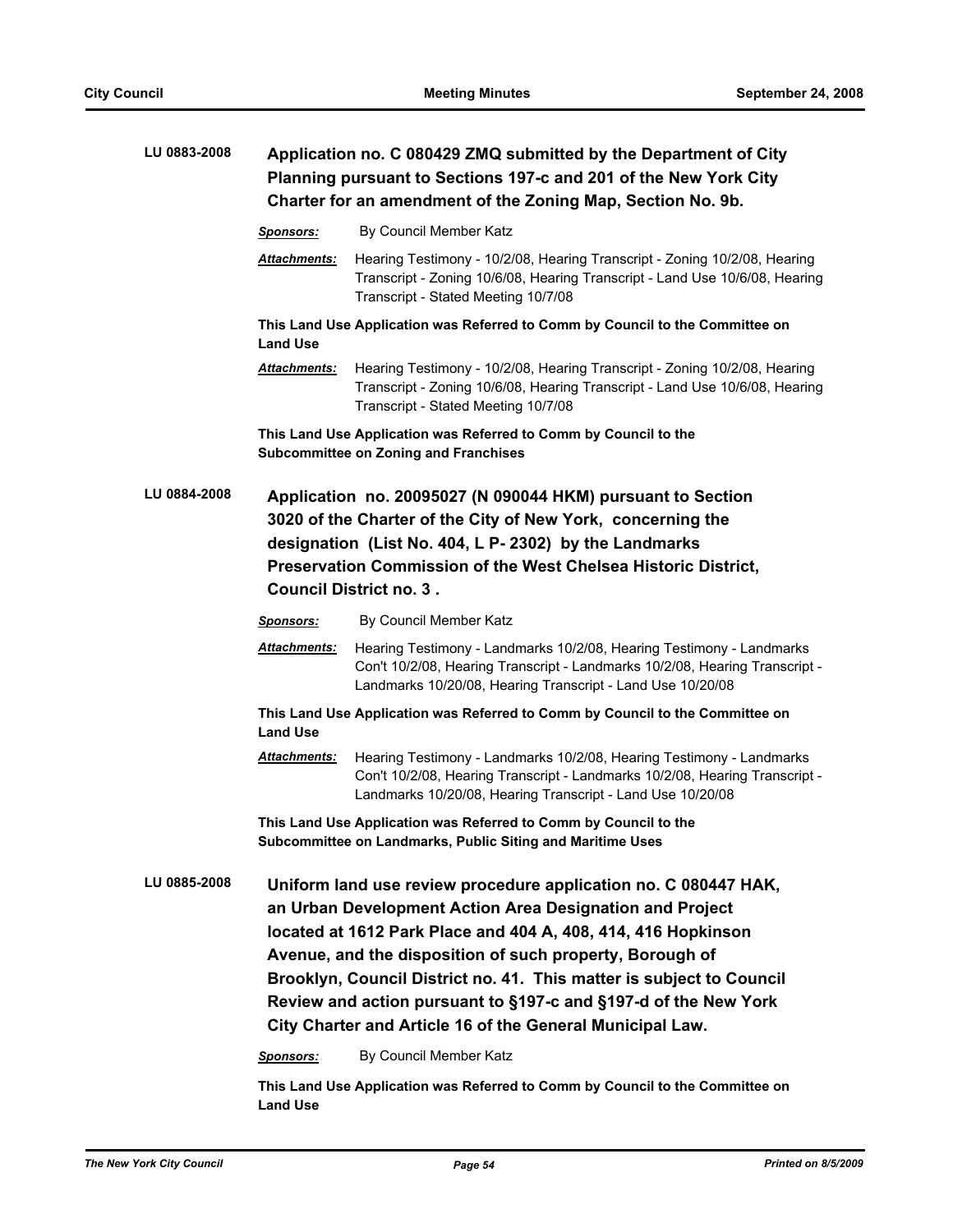**LU 0883-2008** **Application no. C 080429 ZMQ submitted by the Department of City Planning pursuant to Sections 197-c and 201 of the New York City Charter for an amendment of the Zoning Map, Section No. 9b.**

***Sponsors:*** By Council Member Katz

***Attachments:*** Hearing Testimony - 10/2/08, Hearing Transcript - Zoning 10/2/08, Hearing Transcript - Zoning 10/6/08, Hearing Transcript - Land Use 10/6/08, Hearing Transcript - Stated Meeting 10/7/08

**This Land Use Application was Referred to Comm by Council to the Committee on Land Use**

***Attachments:*** Hearing Testimony - 10/2/08, Hearing Transcript - Zoning 10/2/08, Hearing Transcript - Zoning 10/6/08, Hearing Transcript - Land Use 10/6/08, Hearing Transcript - Stated Meeting 10/7/08

**This Land Use Application was Referred to Comm by Council to the Subcommittee on Zoning and Franchises**

**LU 0884-2008** **Application no. 20095027 (N 090044 HKM) pursuant to Section 3020 of the Charter of the City of New York, concerning the designation (List No. 404, L P- 2302) by the Landmarks Preservation Commission of the West Chelsea Historic District, Council District no. 3 .**

***Sponsors:*** By Council Member Katz

***Attachments:*** Hearing Testimony - Landmarks 10/2/08, Hearing Testimony - Landmarks Con't 10/2/08, Hearing Transcript - Landmarks 10/2/08, Hearing Transcript - Landmarks 10/20/08, Hearing Transcript - Land Use 10/20/08

**This Land Use Application was Referred to Comm by Council to the Committee on Land Use**

***Attachments:*** Hearing Testimony - Landmarks 10/2/08, Hearing Testimony - Landmarks Con't 10/2/08, Hearing Transcript - Landmarks 10/2/08, Hearing Transcript - Landmarks 10/20/08, Hearing Transcript - Land Use 10/20/08

**This Land Use Application was Referred to Comm by Council to the Subcommittee on Landmarks, Public Siting and Maritime Uses**

**LU 0885-2008** **Uniform land use review procedure application no. C 080447 HAK, an Urban Development Action Area Designation and Project located at 1612 Park Place and 404 A, 408, 414, 416 Hopkinson Avenue, and the disposition of such property, Borough of Brooklyn, Council District no. 41. This matter is subject to Council Review and action pursuant to §197-c and §197-d of the New York City Charter and Article 16 of the General Municipal Law.**

***Sponsors:*** By Council Member Katz

**This Land Use Application was Referred to Comm by Council to the Committee on Land Use**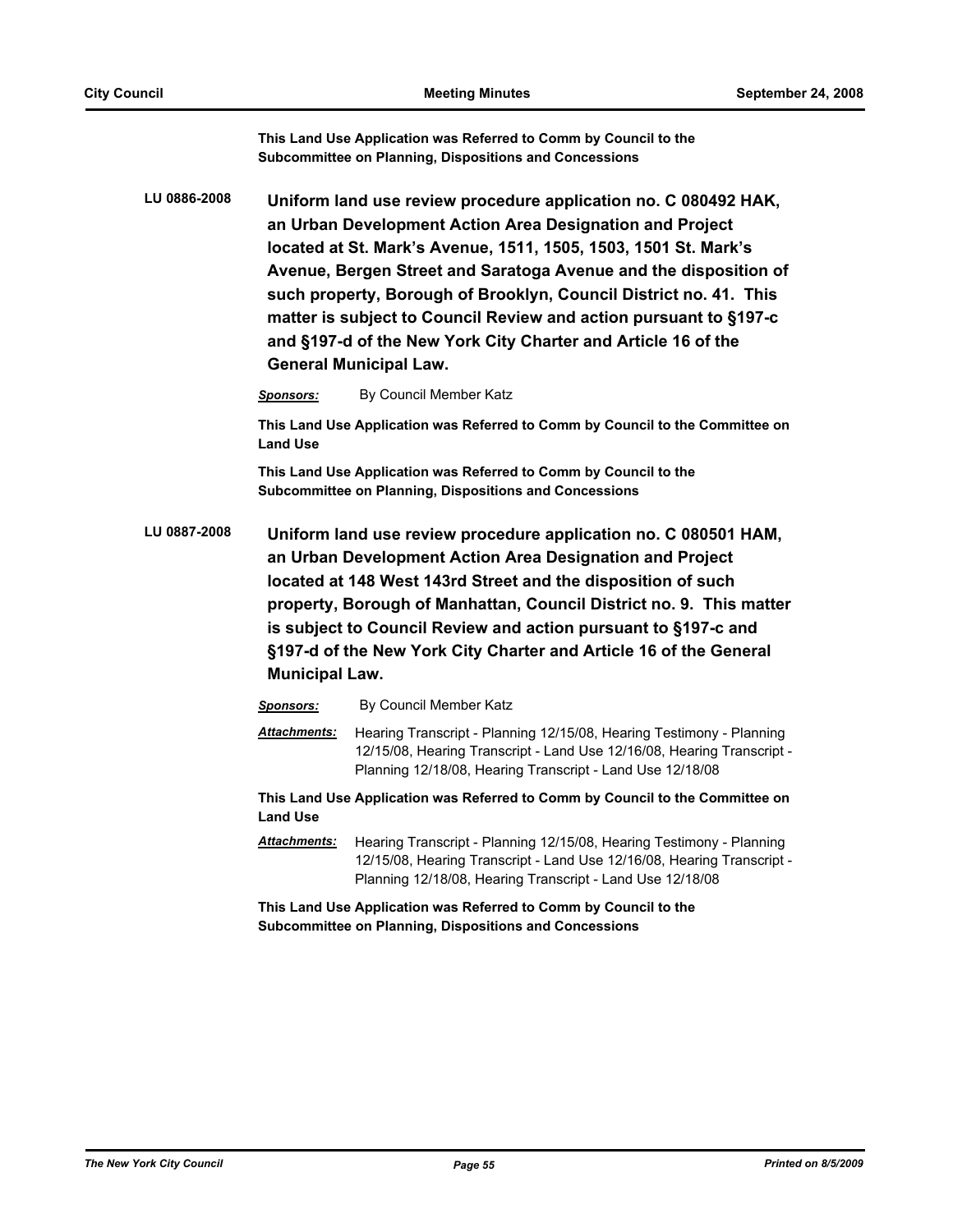**This Land Use Application was Referred to Comm by Council to the Subcommittee on Planning, Dispositions and Concessions**

**LU 0886-2008** **Uniform land use review procedure application no. C 080492 HAK, an Urban Development Action Area Designation and Project located at St. Mark's Avenue, 1511, 1505, 1503, 1501 St. Mark's Avenue, Bergen Street and Saratoga Avenue and the disposition of such property, Borough of Brooklyn, Council District no. 41. This matter is subject to Council Review and action pursuant to §197-c and §197-d of the New York City Charter and Article 16 of the General Municipal Law.**

***Sponsors:*** By Council Member Katz

**This Land Use Application was Referred to Comm by Council to the Committee on Land Use**

**This Land Use Application was Referred to Comm by Council to the Subcommittee on Planning, Dispositions and Concessions**

**LU 0887-2008** **Uniform land use review procedure application no. C 080501 HAM, an Urban Development Action Area Designation and Project located at 148 West 143rd Street and the disposition of such property, Borough of Manhattan, Council District no. 9. This matter is subject to Council Review and action pursuant to §197-c and §197-d of the New York City Charter and Article 16 of the General Municipal Law.**

***Sponsors:*** By Council Member Katz

***Attachments:*** Hearing Transcript - Planning 12/15/08, Hearing Testimony - Planning 12/15/08, Hearing Transcript - Land Use 12/16/08, Hearing Transcript - Planning 12/18/08, Hearing Transcript - Land Use 12/18/08

**This Land Use Application was Referred to Comm by Council to the Committee on Land Use**

***Attachments:*** Hearing Transcript - Planning 12/15/08, Hearing Testimony - Planning 12/15/08, Hearing Transcript - Land Use 12/16/08, Hearing Transcript - Planning 12/18/08, Hearing Transcript - Land Use 12/18/08

**This Land Use Application was Referred to Comm by Council to the Subcommittee on Planning, Dispositions and Concessions**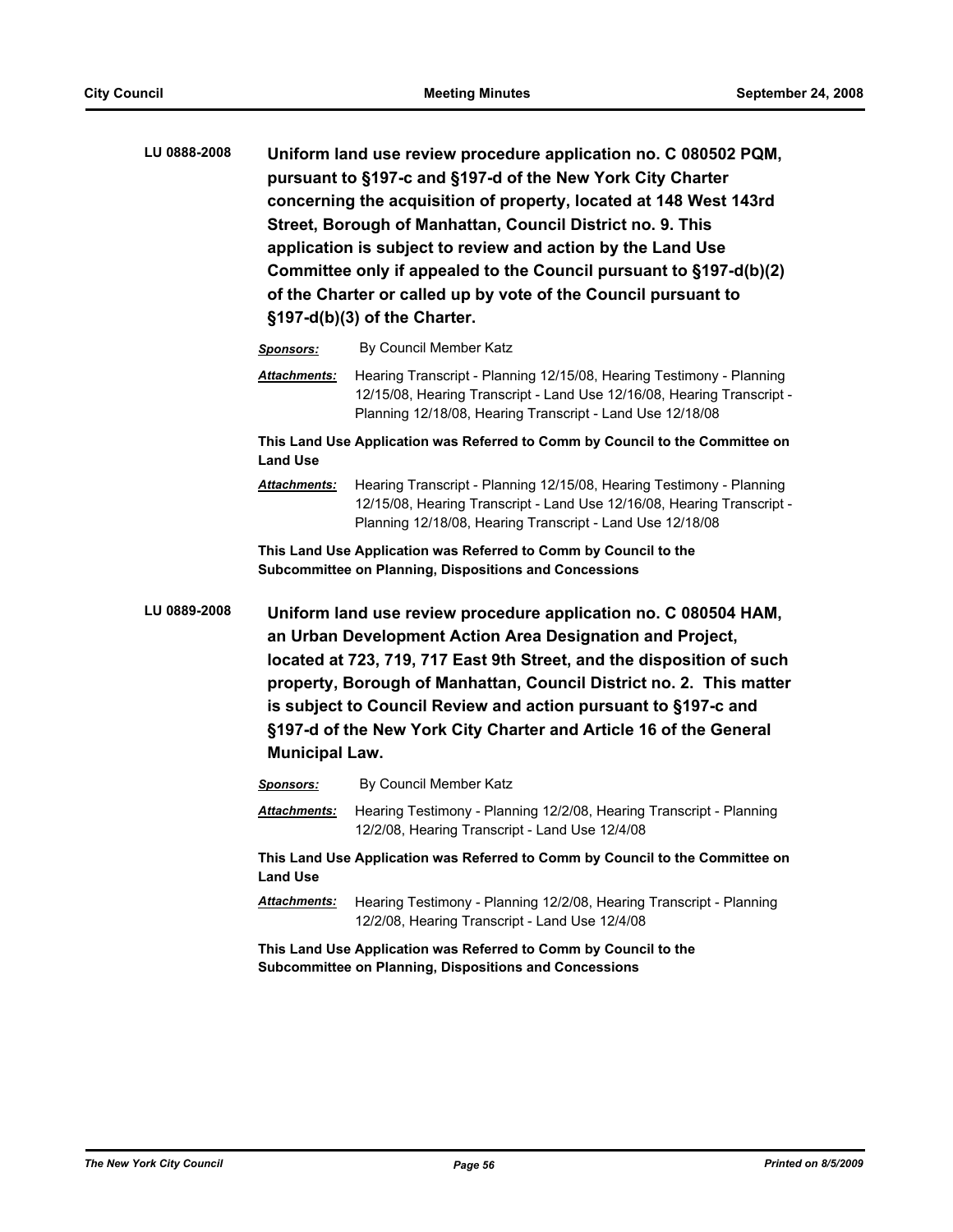**LU 0888-2008** **Uniform land use review procedure application no. C 080502 PQM, pursuant to §197-c and §197-d of the New York City Charter concerning the acquisition of property, located at 148 West 143rd Street, Borough of Manhattan, Council District no. 9. This application is subject to review and action by the Land Use Committee only if appealed to the Council pursuant to §197-d(b)(2) of the Charter or called up by vote of the Council pursuant to §197-d(b)(3) of the Charter.**

***Sponsors:*** By Council Member Katz

***Attachments:*** Hearing Transcript - Planning 12/15/08, Hearing Testimony - Planning 12/15/08, Hearing Transcript - Land Use 12/16/08, Hearing Transcript - Planning 12/18/08, Hearing Transcript - Land Use 12/18/08

**This Land Use Application was Referred to Comm by Council to the Committee on Land Use**

***Attachments:*** Hearing Transcript - Planning 12/15/08, Hearing Testimony - Planning 12/15/08, Hearing Transcript - Land Use 12/16/08, Hearing Transcript - Planning 12/18/08, Hearing Transcript - Land Use 12/18/08

**This Land Use Application was Referred to Comm by Council to the Subcommittee on Planning, Dispositions and Concessions**

**LU 0889-2008** **Uniform land use review procedure application no. C 080504 HAM, an Urban Development Action Area Designation and Project, located at 723, 719, 717 East 9th Street, and the disposition of such property, Borough of Manhattan, Council District no. 2. This matter is subject to Council Review and action pursuant to §197-c and §197-d of the New York City Charter and Article 16 of the General Municipal Law.**

***Sponsors:*** By Council Member Katz

***Attachments:*** Hearing Testimony - Planning 12/2/08, Hearing Transcript - Planning 12/2/08, Hearing Transcript - Land Use 12/4/08

**This Land Use Application was Referred to Comm by Council to the Committee on Land Use**

***Attachments:*** Hearing Testimony - Planning 12/2/08, Hearing Transcript - Planning 12/2/08, Hearing Transcript - Land Use 12/4/08

**This Land Use Application was Referred to Comm by Council to the Subcommittee on Planning, Dispositions and Concessions**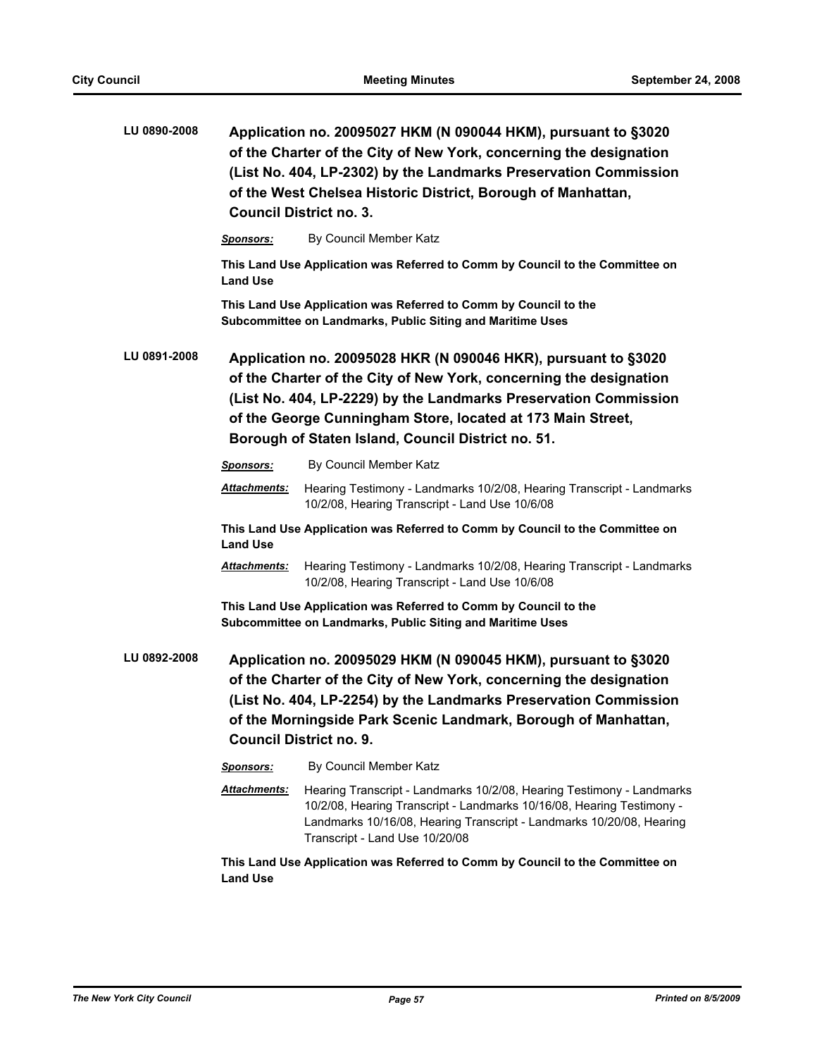**LU 0890-2008** **Application no. 20095027 HKM (N 090044 HKM), pursuant to §3020 of the Charter of the City of New York, concerning the designation (List No. 404, LP-2302) by the Landmarks Preservation Commission of the West Chelsea Historic District, Borough of Manhattan, Council District no. 3.**

***Sponsors:*** By Council Member Katz

**This Land Use Application was Referred to Comm by Council to the Committee on Land Use**

**This Land Use Application was Referred to Comm by Council to the Subcommittee on Landmarks, Public Siting and Maritime Uses**

**LU 0891-2008** **Application no. 20095028 HKR (N 090046 HKR), pursuant to §3020 of the Charter of the City of New York, concerning the designation (List No. 404, LP-2229) by the Landmarks Preservation Commission of the George Cunningham Store, located at 173 Main Street, Borough of Staten Island, Council District no. 51.**

***Sponsors:*** By Council Member Katz

***Attachments:*** Hearing Testimony - Landmarks 10/2/08, Hearing Transcript - Landmarks 10/2/08, Hearing Transcript - Land Use 10/6/08

**This Land Use Application was Referred to Comm by Council to the Committee on Land Use**

***Attachments:*** Hearing Testimony - Landmarks 10/2/08, Hearing Transcript - Landmarks 10/2/08, Hearing Transcript - Land Use 10/6/08

**This Land Use Application was Referred to Comm by Council to the Subcommittee on Landmarks, Public Siting and Maritime Uses**

**LU 0892-2008** **Application no. 20095029 HKM (N 090045 HKM), pursuant to §3020 of the Charter of the City of New York, concerning the designation (List No. 404, LP-2254) by the Landmarks Preservation Commission of the Morningside Park Scenic Landmark, Borough of Manhattan, Council District no. 9.**

***Sponsors:*** By Council Member Katz

***Attachments:*** Hearing Transcript - Landmarks 10/2/08, Hearing Testimony - Landmarks 10/2/08, Hearing Transcript - Landmarks 10/16/08, Hearing Testimony - Landmarks 10/16/08, Hearing Transcript - Landmarks 10/20/08, Hearing Transcript - Land Use 10/20/08

**This Land Use Application was Referred to Comm by Council to the Committee on Land Use**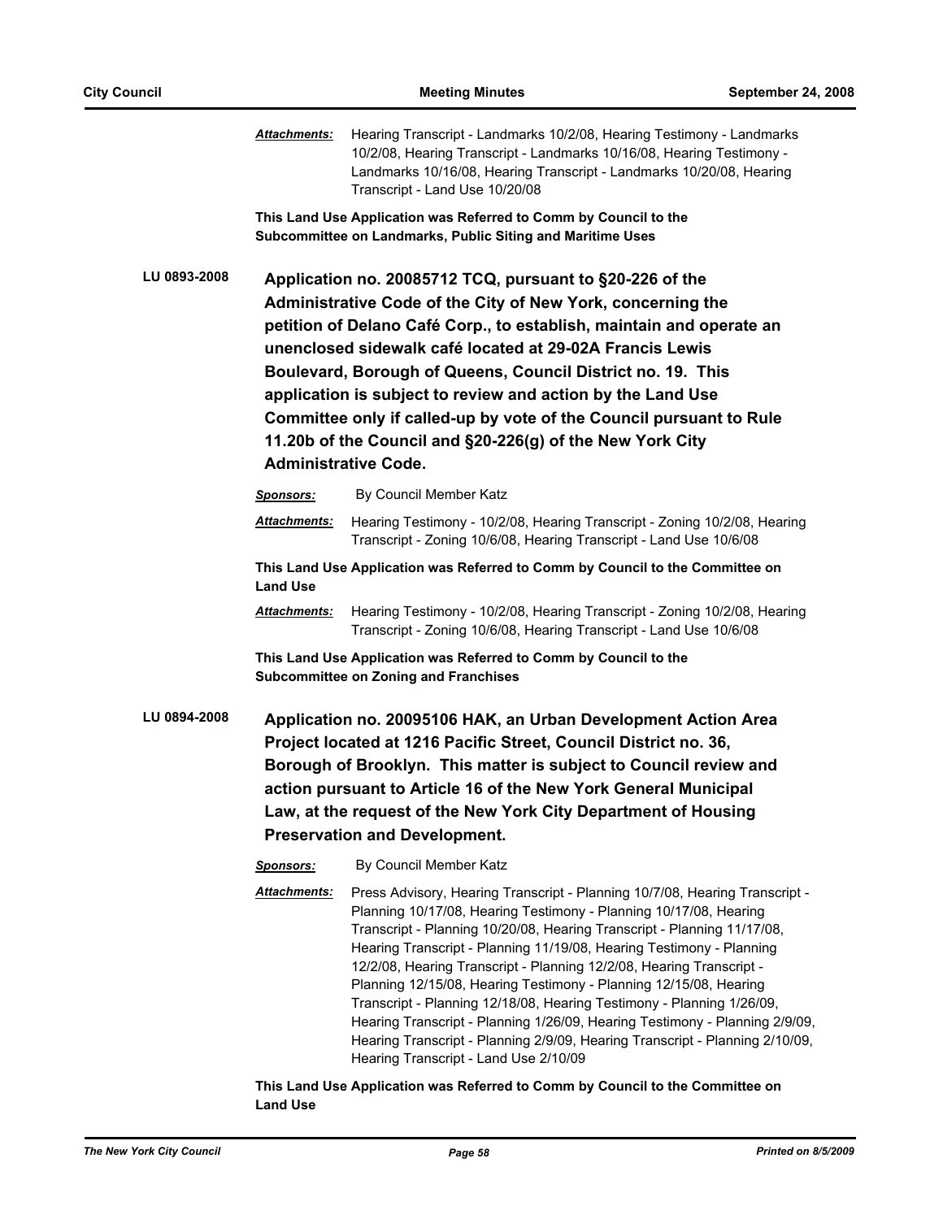***Attachments:*** Hearing Transcript - Landmarks 10/2/08, Hearing Testimony - Landmarks 10/2/08, Hearing Transcript - Landmarks 10/16/08, Hearing Testimony - Landmarks 10/16/08, Hearing Transcript - Landmarks 10/20/08, Hearing Transcript - Land Use 10/20/08

**This Land Use Application was Referred to Comm by Council to the Subcommittee on Landmarks, Public Siting and Maritime Uses**

**LU 0893-2008** **Application no. 20085712 TCQ, pursuant to §20-226 of the Administrative Code of the City of New York, concerning the petition of Delano Café Corp., to establish, maintain and operate an unenclosed sidewalk café located at 29-02A Francis Lewis Boulevard, Borough of Queens, Council District no. 19. This application is subject to review and action by the Land Use Committee only if called-up by vote of the Council pursuant to Rule 11.20b of the Council and §20-226(g) of the New York City Administrative Code.**

***Sponsors:*** By Council Member Katz

***Attachments:*** Hearing Testimony - 10/2/08, Hearing Transcript - Zoning 10/2/08, Hearing Transcript - Zoning 10/6/08, Hearing Transcript - Land Use 10/6/08

**This Land Use Application was Referred to Comm by Council to the Committee on Land Use**

***Attachments:*** Hearing Testimony - 10/2/08, Hearing Transcript - Zoning 10/2/08, Hearing Transcript - Zoning 10/6/08, Hearing Transcript - Land Use 10/6/08

**This Land Use Application was Referred to Comm by Council to the Subcommittee on Zoning and Franchises**

**LU 0894-2008** **Application no. 20095106 HAK, an Urban Development Action Area Project located at 1216 Pacific Street, Council District no. 36, Borough of Brooklyn. This matter is subject to Council review and action pursuant to Article 16 of the New York General Municipal Law, at the request of the New York City Department of Housing Preservation and Development.**

***Sponsors:*** By Council Member Katz

***Attachments:*** Press Advisory, Hearing Transcript - Planning 10/7/08, Hearing Transcript - Planning 10/17/08, Hearing Testimony - Planning 10/17/08, Hearing Transcript - Planning 10/20/08, Hearing Transcript - Planning 11/17/08, Hearing Transcript - Planning 11/19/08, Hearing Testimony - Planning 12/2/08, Hearing Transcript - Planning 12/2/08, Hearing Transcript - Planning 12/15/08, Hearing Testimony - Planning 12/15/08, Hearing Transcript - Planning 12/18/08, Hearing Testimony - Planning 1/26/09, Hearing Transcript - Planning 1/26/09, Hearing Testimony - Planning 2/9/09, Hearing Transcript - Planning 2/9/09, Hearing Transcript - Planning 2/10/09, Hearing Transcript - Land Use 2/10/09

**This Land Use Application was Referred to Comm by Council to the Committee on Land Use**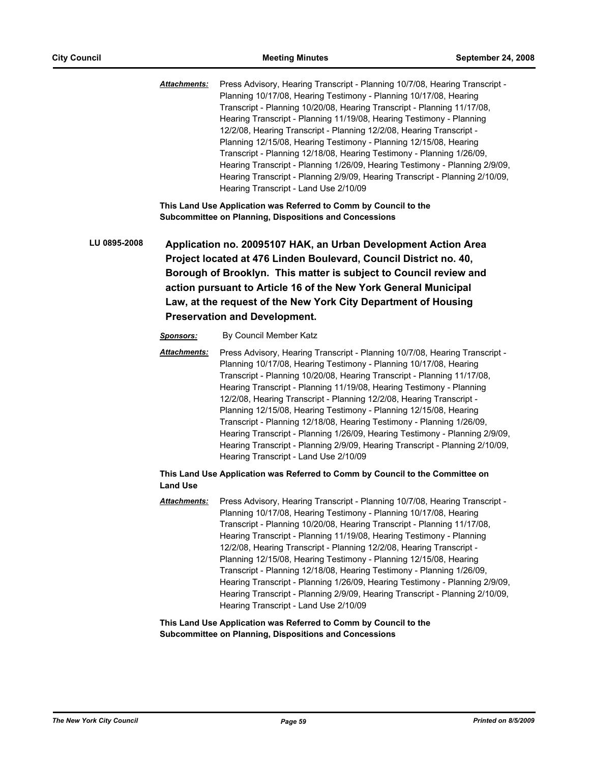***Attachments:*** Press Advisory, Hearing Transcript - Planning 10/7/08, Hearing Transcript - Planning 10/17/08, Hearing Testimony - Planning 10/17/08, Hearing Transcript - Planning 10/20/08, Hearing Transcript - Planning 11/17/08, Hearing Transcript - Planning 11/19/08, Hearing Testimony - Planning 12/2/08, Hearing Transcript - Planning 12/2/08, Hearing Transcript - Planning 12/15/08, Hearing Testimony - Planning 12/15/08, Hearing Transcript - Planning 12/18/08, Hearing Testimony - Planning 1/26/09, Hearing Transcript - Planning 1/26/09, Hearing Testimony - Planning 2/9/09, Hearing Transcript - Planning 2/9/09, Hearing Transcript - Planning 2/10/09, Hearing Transcript - Land Use 2/10/09

**This Land Use Application was Referred to Comm by Council to the Subcommittee on Planning, Dispositions and Concessions**

**LU 0895-2008** **Application no. 20095107 HAK, an Urban Development Action Area Project located at 476 Linden Boulevard, Council District no. 40, Borough of Brooklyn. This matter is subject to Council review and action pursuant to Article 16 of the New York General Municipal Law, at the request of the New York City Department of Housing Preservation and Development.**

***Sponsors:*** By Council Member Katz

***Attachments:*** Press Advisory, Hearing Transcript - Planning 10/7/08, Hearing Transcript - Planning 10/17/08, Hearing Testimony - Planning 10/17/08, Hearing Transcript - Planning 10/20/08, Hearing Transcript - Planning 11/17/08, Hearing Transcript - Planning 11/19/08, Hearing Testimony - Planning 12/2/08, Hearing Transcript - Planning 12/2/08, Hearing Transcript - Planning 12/15/08, Hearing Testimony - Planning 12/15/08, Hearing Transcript - Planning 12/18/08, Hearing Testimony - Planning 1/26/09, Hearing Transcript - Planning 1/26/09, Hearing Testimony - Planning 2/9/09, Hearing Transcript - Planning 2/9/09, Hearing Transcript - Planning 2/10/09, Hearing Transcript - Land Use 2/10/09

**This Land Use Application was Referred to Comm by Council to the Committee on Land Use**

***Attachments:*** Press Advisory, Hearing Transcript - Planning 10/7/08, Hearing Transcript - Planning 10/17/08, Hearing Testimony - Planning 10/17/08, Hearing Transcript - Planning 10/20/08, Hearing Transcript - Planning 11/17/08, Hearing Transcript - Planning 11/19/08, Hearing Testimony - Planning 12/2/08, Hearing Transcript - Planning 12/2/08, Hearing Transcript - Planning 12/15/08, Hearing Testimony - Planning 12/15/08, Hearing Transcript - Planning 12/18/08, Hearing Testimony - Planning 1/26/09, Hearing Transcript - Planning 1/26/09, Hearing Testimony - Planning 2/9/09, Hearing Transcript - Planning 2/9/09, Hearing Transcript - Planning 2/10/09, Hearing Transcript - Land Use 2/10/09

**This Land Use Application was Referred to Comm by Council to the Subcommittee on Planning, Dispositions and Concessions**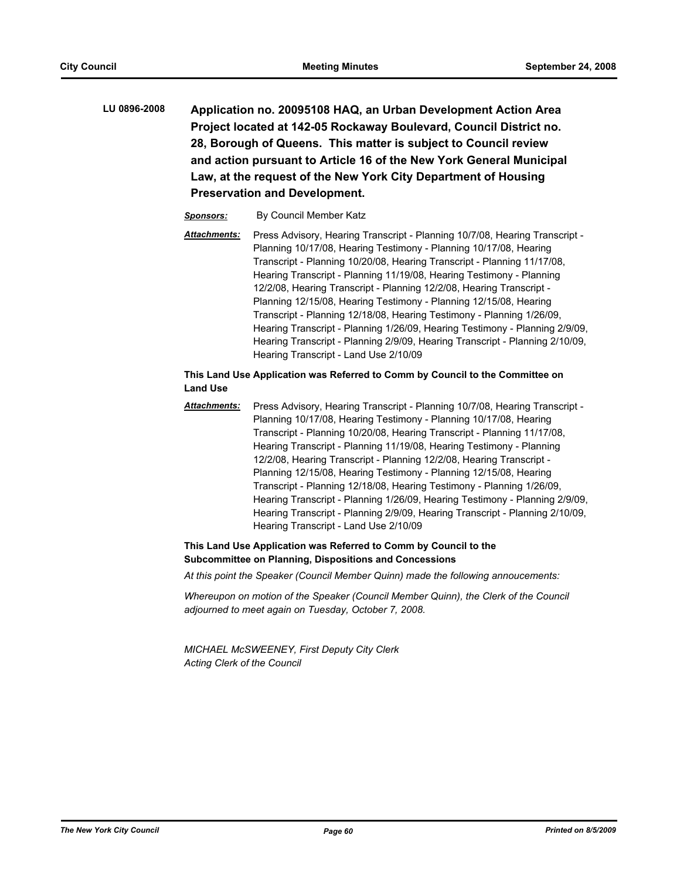**LU 0896-2008** **Application no. 20095108 HAQ, an Urban Development Action Area Project located at 142-05 Rockaway Boulevard, Council District no. 28, Borough of Queens. This matter is subject to Council review and action pursuant to Article 16 of the New York General Municipal Law, at the request of the New York City Department of Housing Preservation and Development.**

***Sponsors:*** By Council Member Katz

***Attachments:*** Press Advisory, Hearing Transcript - Planning 10/7/08, Hearing Transcript - Planning 10/17/08, Hearing Testimony - Planning 10/17/08, Hearing Transcript - Planning 10/20/08, Hearing Transcript - Planning 11/17/08, Hearing Transcript - Planning 11/19/08, Hearing Testimony - Planning 12/2/08, Hearing Transcript - Planning 12/2/08, Hearing Transcript - Planning 12/15/08, Hearing Testimony - Planning 12/15/08, Hearing Transcript - Planning 12/18/08, Hearing Testimony - Planning 1/26/09, Hearing Transcript - Planning 1/26/09, Hearing Testimony - Planning 2/9/09, Hearing Transcript - Planning 2/9/09, Hearing Transcript - Planning 2/10/09, Hearing Transcript - Land Use 2/10/09

**This Land Use Application was Referred to Comm by Council to the Committee on Land Use**

***Attachments:*** Press Advisory, Hearing Transcript - Planning 10/7/08, Hearing Transcript - Planning 10/17/08, Hearing Testimony - Planning 10/17/08, Hearing Transcript - Planning 10/20/08, Hearing Transcript - Planning 11/17/08, Hearing Transcript - Planning 11/19/08, Hearing Testimony - Planning 12/2/08, Hearing Transcript - Planning 12/2/08, Hearing Transcript - Planning 12/15/08, Hearing Testimony - Planning 12/15/08, Hearing Transcript - Planning 12/18/08, Hearing Testimony - Planning 1/26/09, Hearing Transcript - Planning 1/26/09, Hearing Testimony - Planning 2/9/09, Hearing Transcript - Planning 2/9/09, Hearing Transcript - Planning 2/10/09, Hearing Transcript - Land Use 2/10/09

**This Land Use Application was Referred to Comm by Council to the Subcommittee on Planning, Dispositions and Concessions**

*At this point the Speaker (Council Member Quinn) made the following annoucements:*

*Whereupon on motion of the Speaker (Council Member Quinn), the Clerk of the Council adjourned to meet again on Tuesday, October 7, 2008.*

*MICHAEL McSWEENEY, First Deputy City Clerk*
*Acting Clerk of the Council*